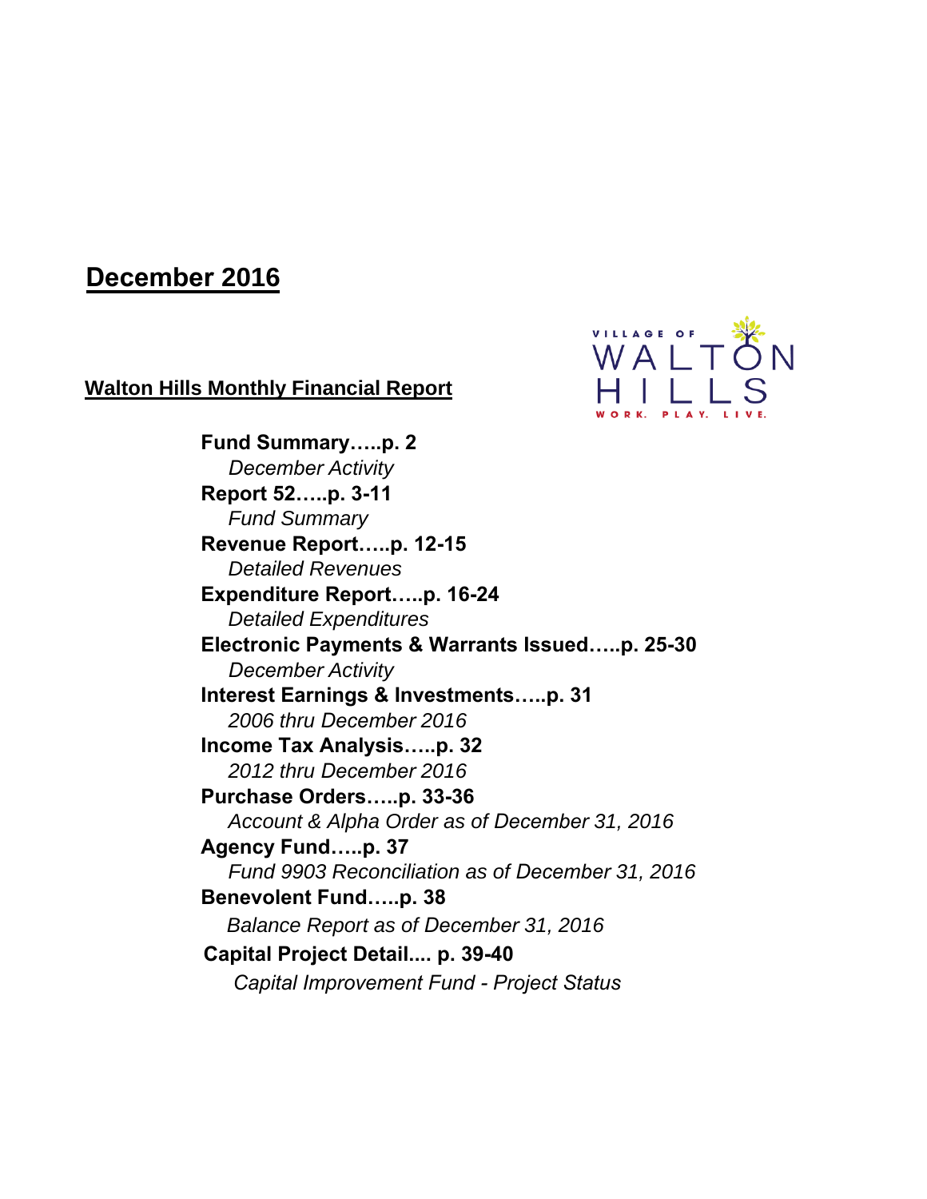# December 2016

VILLAGE OF WALTON HILLS
WORK. PLAY. LIVE.

## Walton Hills Monthly Financial Report

**Fund Summary…..p. 2**
*December Activity*

**Report 52…..p. 3-11**
*Fund Summary*

**Revenue Report…..p. 12-15**
*Detailed Revenues*

**Expenditure Report…..p. 16-24**
*Detailed Expenditures*

**Electronic Payments & Warrants Issued…..p. 25-30**
*December Activity*

**Interest Earnings & Investments…..p. 31**
*2006 thru December 2016*

**Income Tax Analysis…..p. 32**
*2012 thru December 2016*

**Purchase Orders…..p. 33-36**
*Account & Alpha Order as of December 31, 2016*

**Agency Fund…..p. 37**
*Fund 9903 Reconciliation as of December 31, 2016*

**Benevolent Fund…..p. 38**
*Balance Report as of December 31, 2016*

**Capital Project Detail.... p. 39-40**
*Capital Improvement Fund - Project Status*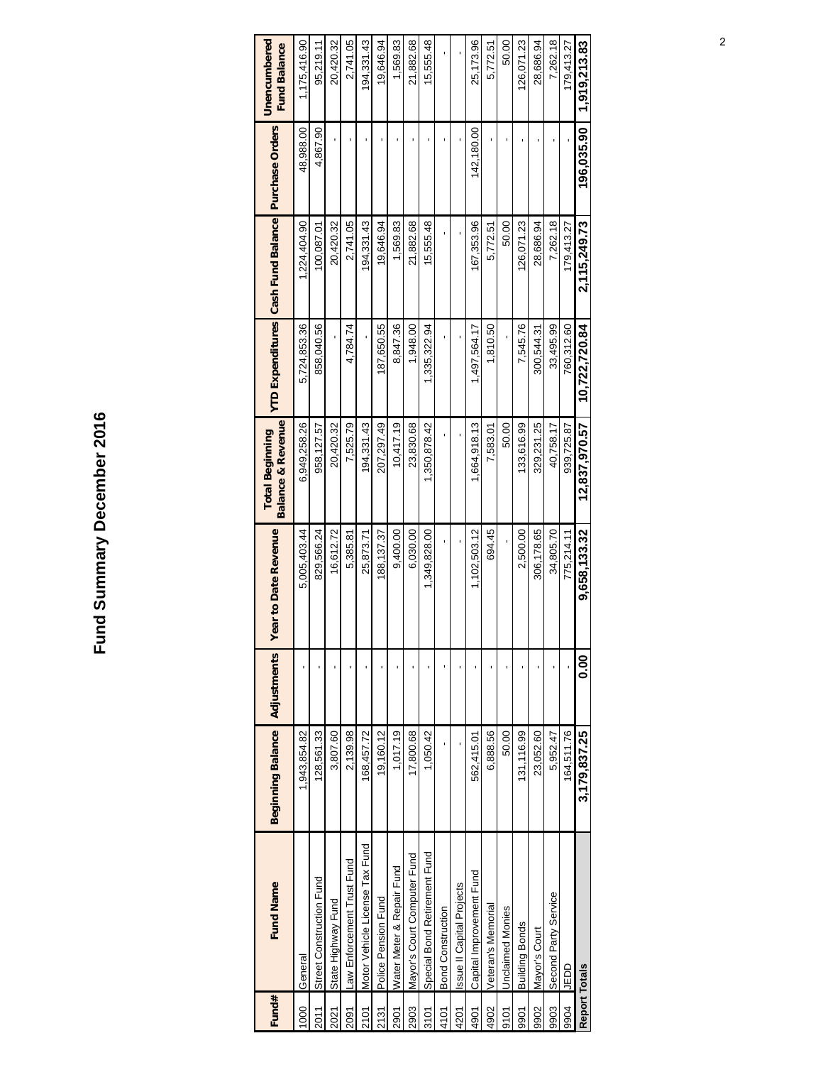# Fund Summary December 2016

| Fund# | Fund Name | Beginning Balance | Adjustments | Year to Date Revenue | Total Beginning Balance & Revenue | YTD Expenditures | Cash Fund Balance | Purchase Orders | Unencumbered Fund Balance |
|---|---|---|---|---|---|---|---|---|---|
| 1000 | General | 1,943,854.82 | - | 5,005,403.44 | 6,949,258.26 | 5,724,853.36 | 1,224,404.90 | 48,988.00 | 1,175,416.90 |
| 2011 | Street Construction Fund | 128,561.33 | - | 829,566.24 | 958,127.57 | 858,040.56 | 100,087.01 | 4,867.90 | 95,219.11 |
| 2021 | State Highway Fund | 3,807.60 | - | 16,612.72 | 20,420.32 | - | 20,420.32 | - | 20,420.32 |
| 2091 | Law Enforcement Trust Fund | 2,139.98 | - | 5,385.81 | 7,525.79 | 4,784.74 | 2,741.05 | - | 2,741.05 |
| 2101 | Motor Vehicle License Tax Fund | 168,457.72 | - | 25,873.71 | 194,331.43 | - | 194,331.43 | - | 194,331.43 |
| 2131 | Police Pension Fund | 19,160.12 | - | 188,137.37 | 207,297.49 | 187,650.55 | 19,646.94 | - | 19,646.94 |
| 2901 | Water Meter & Repair Fund | 1,017.19 | - | 9,400.00 | 10,417.19 | 8,847.36 | 1,569.83 | - | 1,569.83 |
| 2903 | Mayor's Court Computer Fund | 17,800.68 | - | 6,030.00 | 23,830.68 | 1,948.00 | 21,882.68 | - | 21,882.68 |
| 3101 | Special Bond Retirement Fund | 1,050.42 | - | 1,349,828.00 | 1,350,878.42 | 1,335,322.94 | 15,555.48 | - | 15,555.48 |
| 4101 | Bond Construction | - | - | - | - | - | - | - | - |
| 4201 | Issue II Capital Projects | - | - | - | - | - | - | - | - |
| 4901 | Capital Improvement Fund | 562,415.01 | - | 1,102,503.12 | 1,664,918.13 | 1,497,564.17 | 167,353.96 | 142,180.00 | 25,173.96 |
| 4902 | Veteran's Memorial | 6,888.56 | - | 694.45 | 7,583.01 | 1,810.50 | 5,772.51 | - | 5,772.51 |
| 9101 | Unclaimed Monies | 50.00 | - | - | 50.00 | - | 50.00 | - | 50.00 |
| 9901 | Building Bonds | 131,116.99 | - | 2,500.00 | 133,616.99 | 7,545.76 | 126,071.23 | - | 126,071.23 |
| 9902 | Mayor's Court | 23,052.60 | - | 306,178.65 | 329,231.25 | 300,544.31 | 28,686.94 | - | 28,686.94 |
| 9903 | Second Party Service | 5,952.47 | - | 34,805.70 | 40,758.17 | 33,495.99 | 7,262.18 | - | 7,262.18 |
| 9904 | JEDD | 164,511.76 | - | 775,214.11 | 939,725.87 | 760,312.60 | 179,413.27 | - | 179,413.27 |
| **Report Totals** | | **3,179,837.25** | **0.00** | **9,658,133.32** | **12,837,970.57** | **10,722,720.84** | **2,115,249.73** | **196,035.90** | **1,919,213.83** |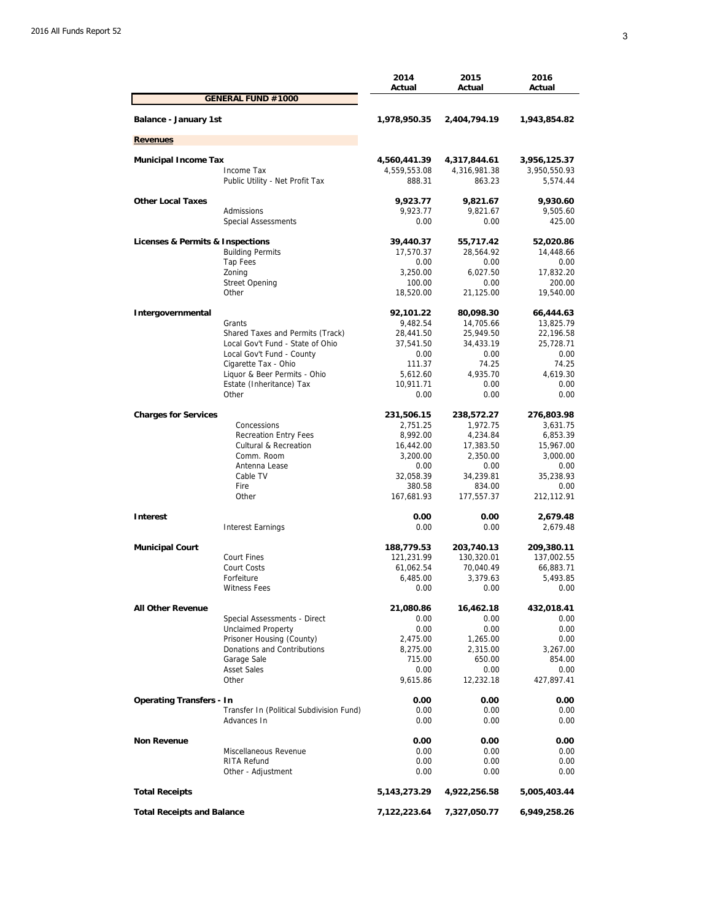| | | 2014 Actual | 2015 Actual | 2016 Actual |
|---|---|---|---|---|
| **GENERAL FUND #1000** | | | | |
| **Balance - January 1st** | | **1,978,950.35** | **2,404,794.19** | **1,943,854.82** |
| **Revenues** | | | | |
| **Municipal Income Tax** | | **4,560,441.39** | **4,317,844.61** | **3,956,125.37** |
| | Income Tax | 4,559,553.08 | 4,316,981.38 | 3,950,550.93 |
| | Public Utility - Net Profit Tax | 888.31 | 863.23 | 5,574.44 |
| **Other Local Taxes** | | **9,923.77** | **9,821.67** | **9,930.60** |
| | Admissions | 9,923.77 | 9,821.67 | 9,505.60 |
| | Special Assessments | 0.00 | 0.00 | 425.00 |
| **Licenses & Permits & Inspections** | | **39,440.37** | **55,717.42** | **52,020.86** |
| | Building Permits | 17,570.37 | 28,564.92 | 14,448.66 |
| | Tap Fees | 0.00 | 0.00 | 0.00 |
| | Zoning | 3,250.00 | 6,027.50 | 17,832.20 |
| | Street Opening | 100.00 | 0.00 | 200.00 |
| | Other | 18,520.00 | 21,125.00 | 19,540.00 |
| **Intergovernmental** | | **92,101.22** | **80,098.30** | **66,444.63** |
| | Grants | 9,482.54 | 14,705.66 | 13,825.79 |
| | Shared Taxes and Permits (Track) | 28,441.50 | 25,949.50 | 22,196.58 |
| | Local Gov't Fund - State of Ohio | 37,541.50 | 34,433.19 | 25,728.71 |
| | Local Gov't Fund - County | 0.00 | 0.00 | 0.00 |
| | Cigarette Tax - Ohio | 111.37 | 74.25 | 74.25 |
| | Liquor & Beer Permits - Ohio | 5,612.60 | 4,935.70 | 4,619.30 |
| | Estate (Inheritance) Tax | 10,911.71 | 0.00 | 0.00 |
| | Other | 0.00 | 0.00 | 0.00 |
| **Charges for Services** | | **231,506.15** | **238,572.27** | **276,803.98** |
| | Concessions | 2,751.25 | 1,972.75 | 3,631.75 |
| | Recreation Entry Fees | 8,992.00 | 4,234.84 | 6,853.39 |
| | Cultural & Recreation | 16,442.00 | 17,383.50 | 15,967.00 |
| | Comm. Room | 3,200.00 | 2,350.00 | 3,000.00 |
| | Antenna Lease | 0.00 | 0.00 | 0.00 |
| | Cable TV | 32,058.39 | 34,239.81 | 35,238.93 |
| | Fire | 380.58 | 834.00 | 0.00 |
| | Other | 167,681.93 | 177,557.37 | 212,112.91 |
| **Interest** | | **0.00** | **0.00** | **2,679.48** |
| | Interest Earnings | 0.00 | 0.00 | 2,679.48 |
| **Municipal Court** | | **188,779.53** | **203,740.13** | **209,380.11** |
| | Court Fines | 121,231.99 | 130,320.01 | 137,002.55 |
| | Court Costs | 61,062.54 | 70,040.49 | 66,883.71 |
| | Forfeiture | 6,485.00 | 3,379.63 | 5,493.85 |
| | Witness Fees | 0.00 | 0.00 | 0.00 |
| **All Other Revenue** | | **21,080.86** | **16,462.18** | **432,018.41** |
| | Special Assessments - Direct | 0.00 | 0.00 | 0.00 |
| | Unclaimed Property | 0.00 | 0.00 | 0.00 |
| | Prisoner Housing (County) | 2,475.00 | 1,265.00 | 0.00 |
| | Donations and Contributions | 8,275.00 | 2,315.00 | 3,267.00 |
| | Garage Sale | 715.00 | 650.00 | 854.00 |
| | Asset Sales | 0.00 | 0.00 | 0.00 |
| | Other | 9,615.86 | 12,232.18 | 427,897.41 |
| **Operating Transfers - In** | | **0.00** | **0.00** | **0.00** |
| | Transfer In (Political Subdivision Fund) | 0.00 | 0.00 | 0.00 |
| | Advances In | 0.00 | 0.00 | 0.00 |
| **Non Revenue** | | **0.00** | **0.00** | **0.00** |
| | Miscellaneous Revenue | 0.00 | 0.00 | 0.00 |
| | RITA Refund | 0.00 | 0.00 | 0.00 |
| | Other - Adjustment | 0.00 | 0.00 | 0.00 |
| **Total Receipts** | | **5,143,273.29** | **4,922,256.58** | **5,005,403.44** |
| **Total Receipts and Balance** | | **7,122,223.64** | **7,327,050.77** | **6,949,258.26** |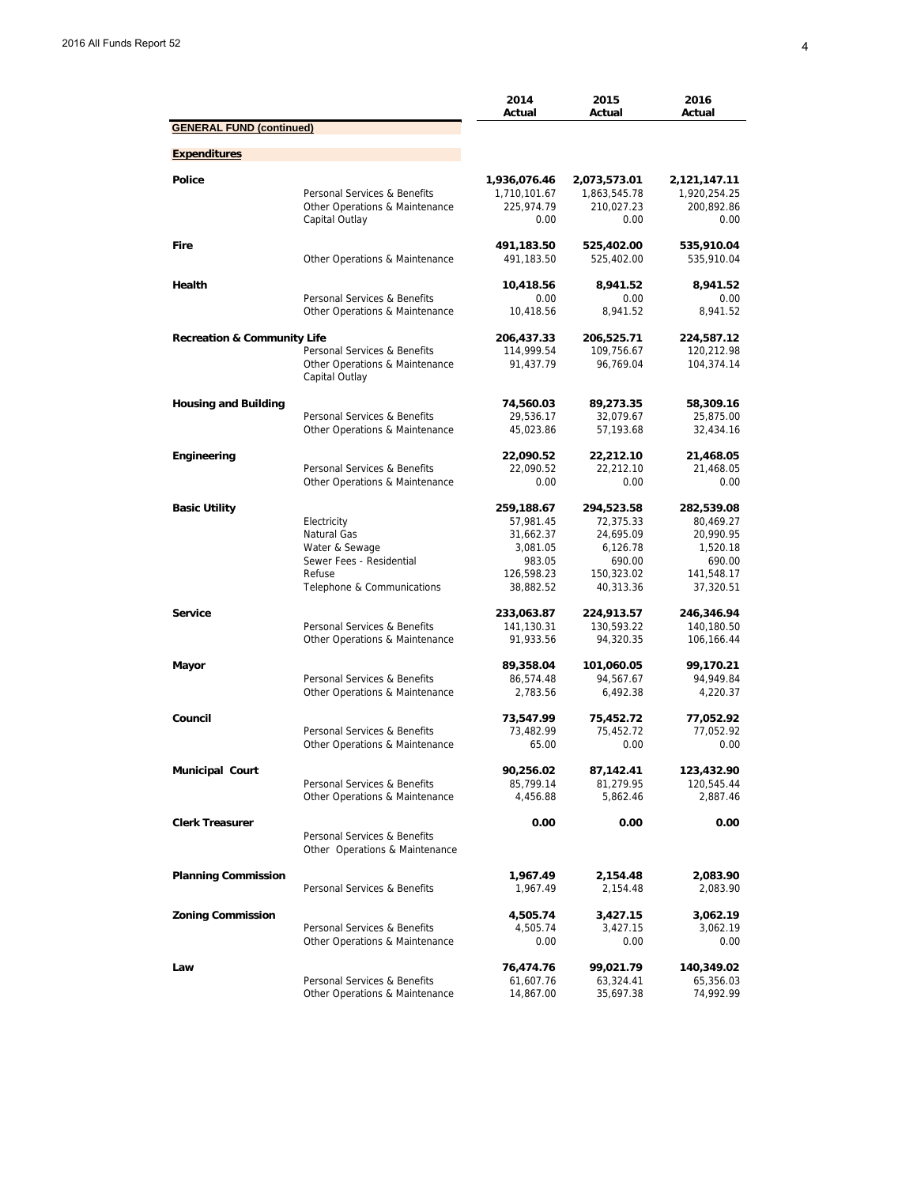| | | 2014 Actual | 2015 Actual | 2016 Actual |
|---|---|---|---|---|
| **GENERAL FUND (continued)** | | | | |
| **Expenditures** | | | | |
| **Police** | | **1,936,076.46** | **2,073,573.01** | **2,121,147.11** |
| | Personal Services & Benefits | 1,710,101.67 | 1,863,545.78 | 1,920,254.25 |
| | Other Operations & Maintenance | 225,974.79 | 210,027.23 | 200,892.86 |
| | Capital Outlay | 0.00 | 0.00 | 0.00 |
| **Fire** | | **491,183.50** | **525,402.00** | **535,910.04** |
| | Other Operations & Maintenance | 491,183.50 | 525,402.00 | 535,910.04 |
| **Health** | | **10,418.56** | **8,941.52** | **8,941.52** |
| | Personal Services & Benefits | 0.00 | 0.00 | 0.00 |
| | Other Operations & Maintenance | 10,418.56 | 8,941.52 | 8,941.52 |
| **Recreation & Community Life** | | **206,437.33** | **206,525.71** | **224,587.12** |
| | Personal Services & Benefits | 114,999.54 | 109,756.67 | 120,212.98 |
| | Other Operations & Maintenance | 91,437.79 | 96,769.04 | 104,374.14 |
| | Capital Outlay | | | |
| **Housing and Building** | | **74,560.03** | **89,273.35** | **58,309.16** |
| | Personal Services & Benefits | 29,536.17 | 32,079.67 | 25,875.00 |
| | Other Operations & Maintenance | 45,023.86 | 57,193.68 | 32,434.16 |
| **Engineering** | | **22,090.52** | **22,212.10** | **21,468.05** |
| | Personal Services & Benefits | 22,090.52 | 22,212.10 | 21,468.05 |
| | Other Operations & Maintenance | 0.00 | 0.00 | 0.00 |
| **Basic Utility** | | **259,188.67** | **294,523.58** | **282,539.08** |
| | Electricity | 57,981.45 | 72,375.33 | 80,469.27 |
| | Natural Gas | 31,662.37 | 24,695.09 | 20,990.95 |
| | Water & Sewage | 3,081.05 | 6,126.78 | 1,520.18 |
| | Sewer Fees - Residential | 983.05 | 690.00 | 690.00 |
| | Refuse | 126,598.23 | 150,323.02 | 141,548.17 |
| | Telephone & Communications | 38,882.52 | 40,313.36 | 37,320.51 |
| **Service** | | **233,063.87** | **224,913.57** | **246,346.94** |
| | Personal Services & Benefits | 141,130.31 | 130,593.22 | 140,180.50 |
| | Other Operations & Maintenance | 91,933.56 | 94,320.35 | 106,166.44 |
| **Mayor** | | **89,358.04** | **101,060.05** | **99,170.21** |
| | Personal Services & Benefits | 86,574.48 | 94,567.67 | 94,949.84 |
| | Other Operations & Maintenance | 2,783.56 | 6,492.38 | 4,220.37 |
| **Council** | | **73,547.99** | **75,452.72** | **77,052.92** |
| | Personal Services & Benefits | 73,482.99 | 75,452.72 | 77,052.92 |
| | Other Operations & Maintenance | 65.00 | 0.00 | 0.00 |
| **Municipal Court** | | **90,256.02** | **87,142.41** | **123,432.90** |
| | Personal Services & Benefits | 85,799.14 | 81,279.95 | 120,545.44 |
| | Other Operations & Maintenance | 4,456.88 | 5,862.46 | 2,887.46 |
| **Clerk Treasurer** | | **0.00** | **0.00** | **0.00** |
| | Personal Services & Benefits | | | |
| | Other Operations & Maintenance | | | |
| **Planning Commission** | | **1,967.49** | **2,154.48** | **2,083.90** |
| | Personal Services & Benefits | 1,967.49 | 2,154.48 | 2,083.90 |
| **Zoning Commission** | | **4,505.74** | **3,427.15** | **3,062.19** |
| | Personal Services & Benefits | 4,505.74 | 3,427.15 | 3,062.19 |
| | Other Operations & Maintenance | 0.00 | 0.00 | 0.00 |
| **Law** | | **76,474.76** | **99,021.79** | **140,349.02** |
| | Personal Services & Benefits | 61,607.76 | 63,324.41 | 65,356.03 |
| | Other Operations & Maintenance | 14,867.00 | 35,697.38 | 74,992.99 |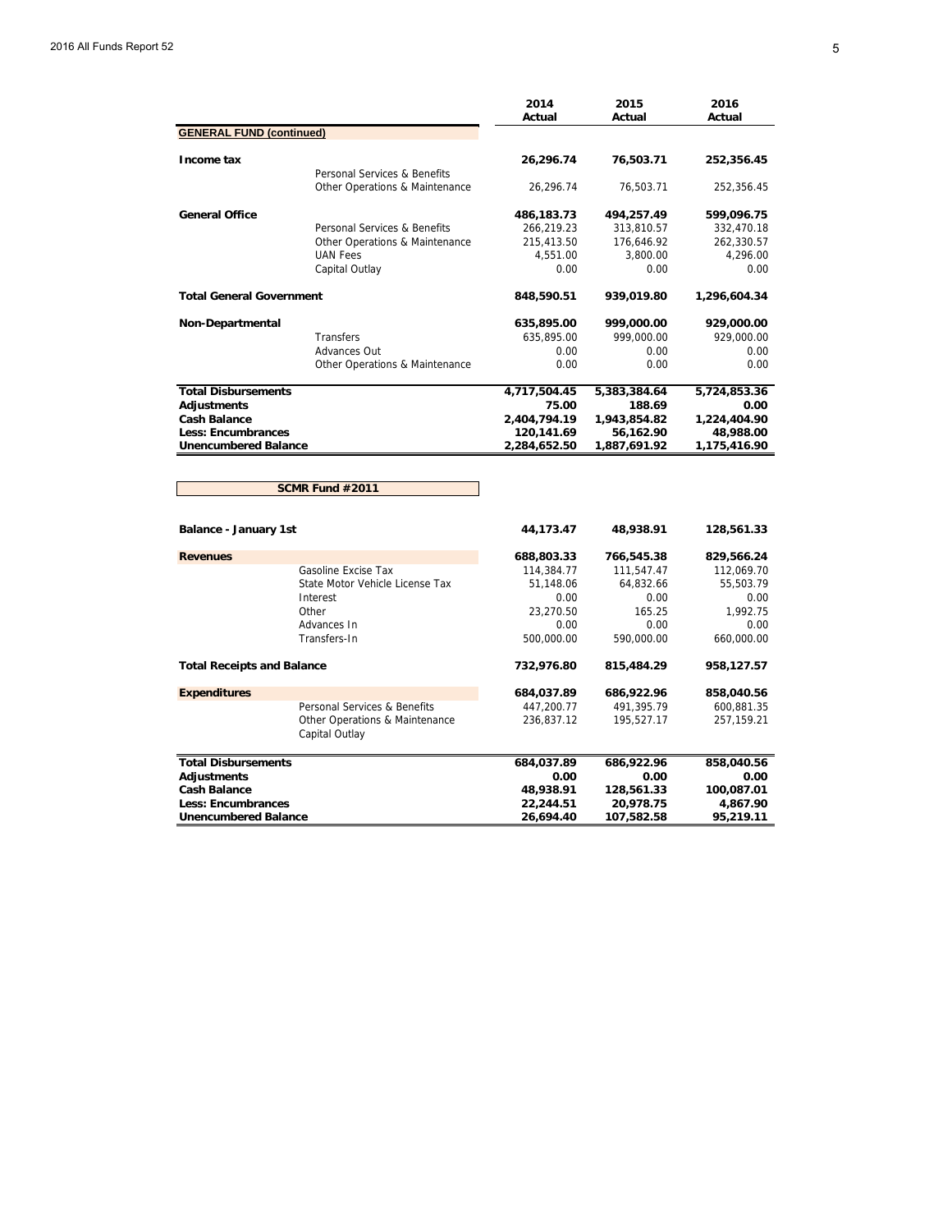| | | 2014 Actual | 2015 Actual | 2016 Actual |
|---|---|---|---|---|
| **GENERAL FUND (continued)** | | | | |
| **Income tax** | | **26,296.74** | **76,503.71** | **252,356.45** |
| | Personal Services & Benefits | | | |
| | Other Operations & Maintenance | 26,296.74 | 76,503.71 | 252,356.45 |
| **General Office** | | **486,183.73** | **494,257.49** | **599,096.75** |
| | Personal Services & Benefits | 266,219.23 | 313,810.57 | 332,470.18 |
| | Other Operations & Maintenance | 215,413.50 | 176,646.92 | 262,330.57 |
| | UAN Fees | 4,551.00 | 3,800.00 | 4,296.00 |
| | Capital Outlay | 0.00 | 0.00 | 0.00 |
| **Total General Government** | | **848,590.51** | **939,019.80** | **1,296,604.34** |
| **Non-Departmental** | | **635,895.00** | **999,000.00** | **929,000.00** |
| | Transfers | 635,895.00 | 999,000.00 | 929,000.00 |
| | Advances Out | 0.00 | 0.00 | 0.00 |
| | Other Operations & Maintenance | 0.00 | 0.00 | 0.00 |
| **Total Disbursements** | | **4,717,504.45** | **5,383,384.64** | **5,724,853.36** |
| **Adjustments** | | **75.00** | **188.69** | **0.00** |
| **Cash Balance** | | **2,404,794.19** | **1,943,854.82** | **1,224,404.90** |
| **Less: Encumbrances** | | **120,141.69** | **56,162.90** | **48,988.00** |
| **Unencumbered Balance** | | **2,284,652.50** | **1,887,691.92** | **1,175,416.90** |

**SCMR Fund #2011**

| | | 2014 Actual | 2015 Actual | 2016 Actual |
|---|---|---|---|---|
| **Balance - January 1st** | | **44,173.47** | **48,938.91** | **128,561.33** |
| **Revenues** | | **688,803.33** | **766,545.38** | **829,566.24** |
| | Gasoline Excise Tax | 114,384.77 | 111,547.47 | 112,069.70 |
| | State Motor Vehicle License Tax | 51,148.06 | 64,832.66 | 55,503.79 |
| | Interest | 0.00 | 0.00 | 0.00 |
| | Other | 23,270.50 | 165.25 | 1,992.75 |
| | Advances In | 0.00 | 0.00 | 0.00 |
| | Transfers-In | 500,000.00 | 590,000.00 | 660,000.00 |
| **Total Receipts and Balance** | | **732,976.80** | **815,484.29** | **958,127.57** |
| **Expenditures** | | **684,037.89** | **686,922.96** | **858,040.56** |
| | Personal Services & Benefits | 447,200.77 | 491,395.79 | 600,881.35 |
| | Other Operations & Maintenance | 236,837.12 | 195,527.17 | 257,159.21 |
| | Capital Outlay | | | |
| **Total Disbursements** | | **684,037.89** | **686,922.96** | **858,040.56** |
| **Adjustments** | | **0.00** | **0.00** | **0.00** |
| **Cash Balance** | | **48,938.91** | **128,561.33** | **100,087.01** |
| **Less: Encumbrances** | | **22,244.51** | **20,978.75** | **4,867.90** |
| **Unencumbered Balance** | | **26,694.40** | **107,582.58** | **95,219.11** |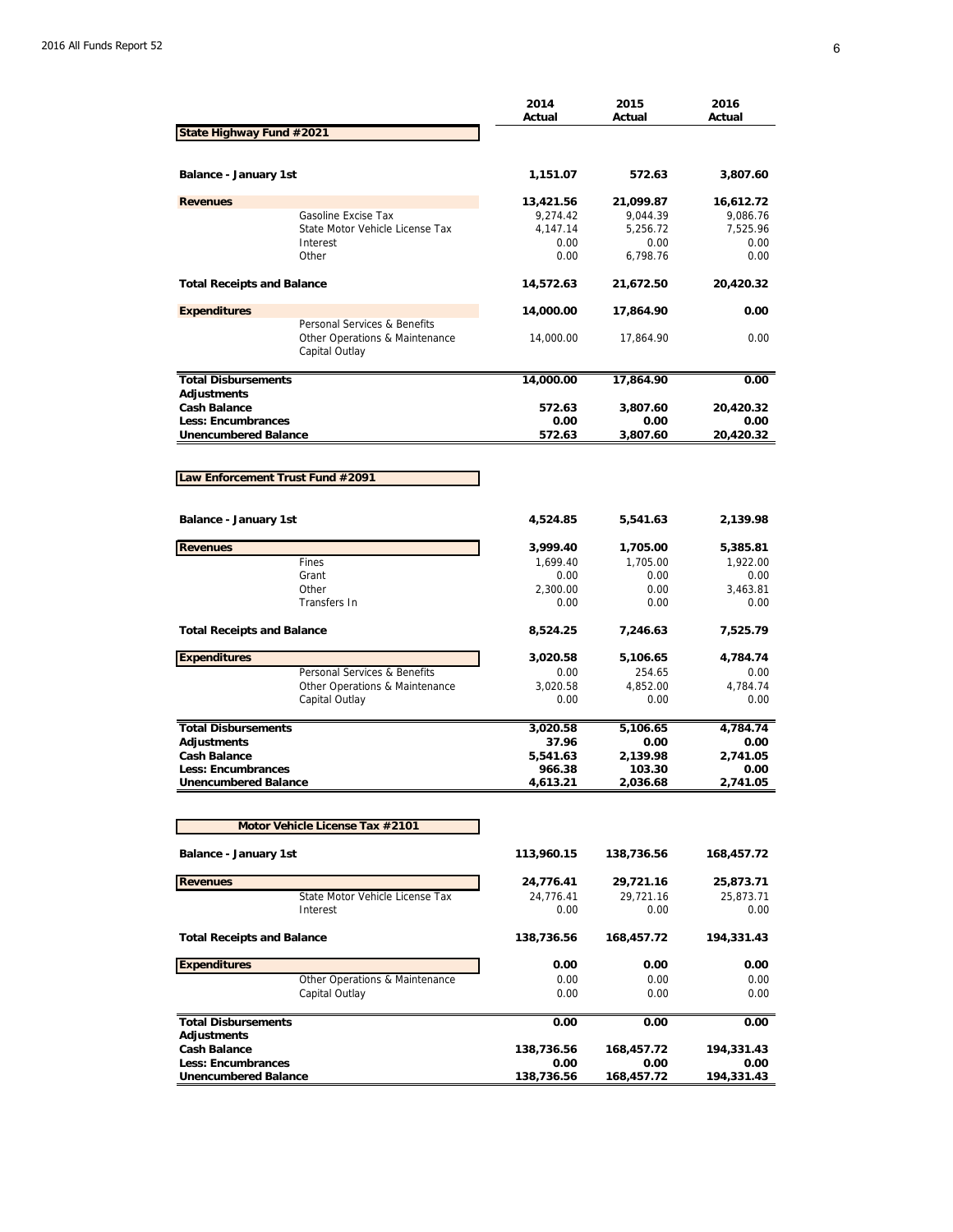| | | 2014 Actual | 2015 Actual | 2016 Actual |
|---|---|---|---|---|
| **State Highway Fund #2021** | | | | |
| **Balance - January 1st** | | **1,151.07** | **572.63** | **3,807.60** |
| **Revenues** | | **13,421.56** | **21,099.87** | **16,612.72** |
| | Gasoline Excise Tax | 9,274.42 | 9,044.39 | 9,086.76 |
| | State Motor Vehicle License Tax | 4,147.14 | 5,256.72 | 7,525.96 |
| | Interest | 0.00 | 0.00 | 0.00 |
| | Other | 0.00 | 6,798.76 | 0.00 |
| **Total Receipts and Balance** | | **14,572.63** | **21,672.50** | **20,420.32** |
| **Expenditures** | | **14,000.00** | **17,864.90** | **0.00** |
| | Personal Services & Benefits | | | |
| | Other Operations & Maintenance | 14,000.00 | 17,864.90 | 0.00 |
| | Capital Outlay | | | |
| **Total Disbursements** | | **14,000.00** | **17,864.90** | **0.00** |
| **Adjustments** | | | | |
| **Cash Balance** | | **572.63** | **3,807.60** | **20,420.32** |
| **Less: Encumbrances** | | **0.00** | **0.00** | **0.00** |
| **Unencumbered Balance** | | **572.63** | **3,807.60** | **20,420.32** |

| | | 2014 Actual | 2015 Actual | 2016 Actual |
|---|---|---|---|---|
| **Law Enforcement Trust Fund #2091** | | | | |
| **Balance - January 1st** | | **4,524.85** | **5,541.63** | **2,139.98** |
| **Revenues** | | **3,999.40** | **1,705.00** | **5,385.81** |
| | Fines | 1,699.40 | 1,705.00 | 1,922.00 |
| | Grant | 0.00 | 0.00 | 0.00 |
| | Other | 2,300.00 | 0.00 | 3,463.81 |
| | Transfers In | 0.00 | 0.00 | 0.00 |
| **Total Receipts and Balance** | | **8,524.25** | **7,246.63** | **7,525.79** |
| **Expenditures** | | **3,020.58** | **5,106.65** | **4,784.74** |
| | Personal Services & Benefits | 0.00 | 254.65 | 0.00 |
| | Other Operations & Maintenance | 3,020.58 | 4,852.00 | 4,784.74 |
| | Capital Outlay | 0.00 | 0.00 | 0.00 |
| **Total Disbursements** | | **3,020.58** | **5,106.65** | **4,784.74** |
| **Adjustments** | | **37.96** | **0.00** | **0.00** |
| **Cash Balance** | | **5,541.63** | **2,139.98** | **2,741.05** |
| **Less: Encumbrances** | | **966.38** | **103.30** | **0.00** |
| **Unencumbered Balance** | | **4,613.21** | **2,036.68** | **2,741.05** |

| | | 2014 Actual | 2015 Actual | 2016 Actual |
|---|---|---|---|---|
| **Motor Vehicle License Tax #2101** | | | | |
| **Balance - January 1st** | | **113,960.15** | **138,736.56** | **168,457.72** |
| **Revenues** | | **24,776.41** | **29,721.16** | **25,873.71** |
| | State Motor Vehicle License Tax | 24,776.41 | 29,721.16 | 25,873.71 |
| | Interest | 0.00 | 0.00 | 0.00 |
| **Total Receipts and Balance** | | **138,736.56** | **168,457.72** | **194,331.43** |
| **Expenditures** | | **0.00** | **0.00** | **0.00** |
| | Other Operations & Maintenance | 0.00 | 0.00 | 0.00 |
| | Capital Outlay | 0.00 | 0.00 | 0.00 |
| **Total Disbursements** | | **0.00** | **0.00** | **0.00** |
| **Adjustments** | | | | |
| **Cash Balance** | | **138,736.56** | **168,457.72** | **194,331.43** |
| **Less: Encumbrances** | | **0.00** | **0.00** | **0.00** |
| **Unencumbered Balance** | | **138,736.56** | **168,457.72** | **194,331.43** |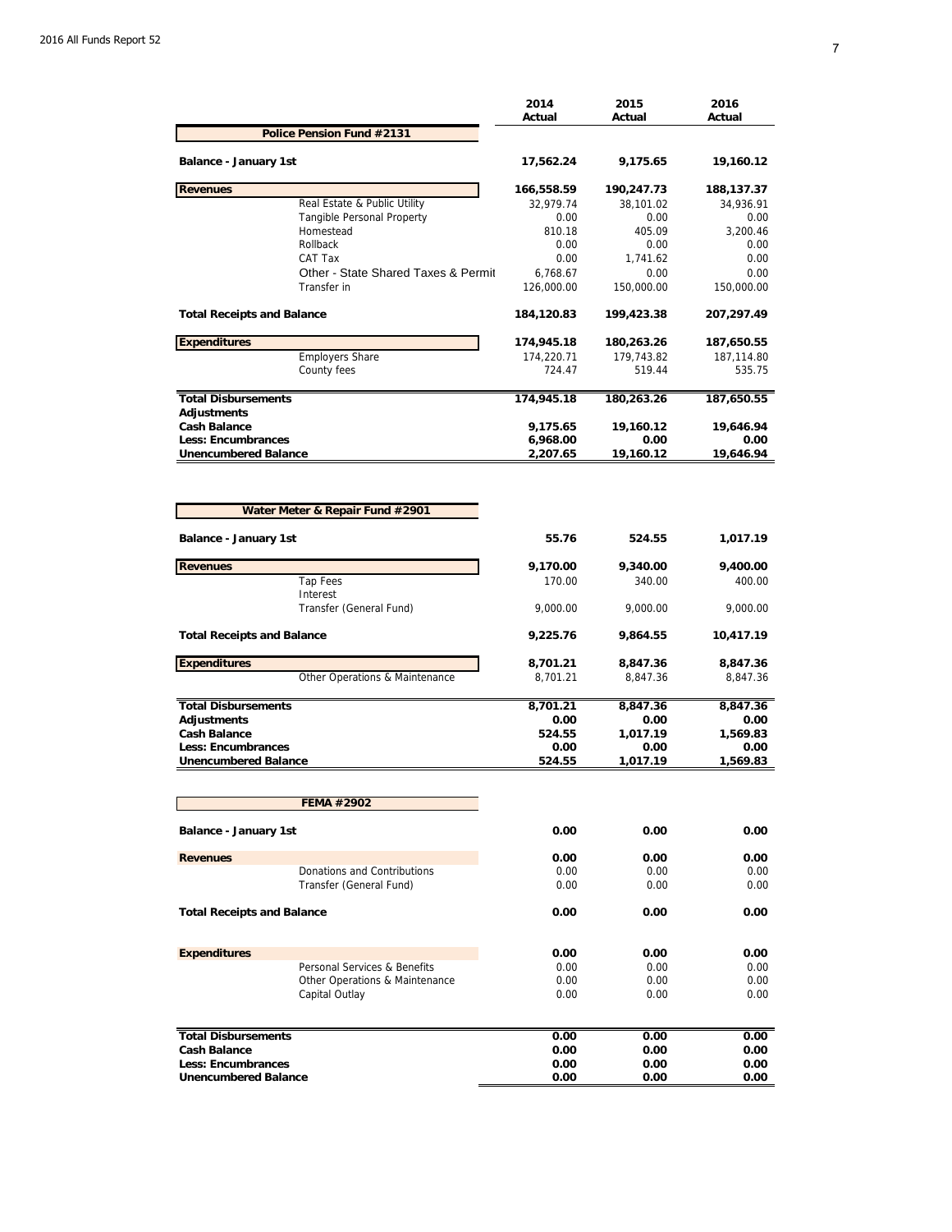| | 2014 Actual | 2015 Actual | 2016 Actual |
|---|---|---|---|
| **Police Pension Fund #2131** | | | |
| **Balance - January 1st** | **17,562.24** | **9,175.65** | **19,160.12** |
| **Revenues** | **166,558.59** | **190,247.73** | **188,137.37** |
| Real Estate & Public Utility | 32,979.74 | 38,101.02 | 34,936.91 |
| Tangible Personal Property | 0.00 | 0.00 | 0.00 |
| Homestead | 810.18 | 405.09 | 3,200.46 |
| Rollback | 0.00 | 0.00 | 0.00 |
| CAT Tax | 0.00 | 1,741.62 | 0.00 |
| Other - State Shared Taxes & Permit | 6,768.67 | 0.00 | 0.00 |
| Transfer in | 126,000.00 | 150,000.00 | 150,000.00 |
| **Total Receipts and Balance** | **184,120.83** | **199,423.38** | **207,297.49** |
| **Expenditures** | **174,945.18** | **180,263.26** | **187,650.55** |
| Employers Share | 174,220.71 | 179,743.82 | 187,114.80 |
| County fees | 724.47 | 519.44 | 535.75 |
| **Total Disbursements** | **174,945.18** | **180,263.26** | **187,650.55** |
| **Adjustments** | | | |
| **Cash Balance** | **9,175.65** | **19,160.12** | **19,646.94** |
| **Less: Encumbrances** | **6,968.00** | **0.00** | **0.00** |
| **Unencumbered Balance** | **2,207.65** | **19,160.12** | **19,646.94** |

| | 2014 Actual | 2015 Actual | 2016 Actual |
|---|---|---|---|
| **Water Meter & Repair Fund #2901** | | | |
| **Balance - January 1st** | **55.76** | **524.55** | **1,017.19** |
| **Revenues** | **9,170.00** | **9,340.00** | **9,400.00** |
| Tap Fees | 170.00 | 340.00 | 400.00 |
| Interest | | | |
| Transfer (General Fund) | 9,000.00 | 9,000.00 | 9,000.00 |
| **Total Receipts and Balance** | **9,225.76** | **9,864.55** | **10,417.19** |
| **Expenditures** | **8,701.21** | **8,847.36** | **8,847.36** |
| Other Operations & Maintenance | 8,701.21 | 8,847.36 | 8,847.36 |
| **Total Disbursements** | **8,701.21** | **8,847.36** | **8,847.36** |
| **Adjustments** | **0.00** | **0.00** | **0.00** |
| **Cash Balance** | **524.55** | **1,017.19** | **1,569.83** |
| **Less: Encumbrances** | **0.00** | **0.00** | **0.00** |
| **Unencumbered Balance** | **524.55** | **1,017.19** | **1,569.83** |

| | 2014 Actual | 2015 Actual | 2016 Actual |
|---|---|---|---|
| **FEMA #2902** | | | |
| **Balance - January 1st** | **0.00** | **0.00** | **0.00** |
| **Revenues** | **0.00** | **0.00** | **0.00** |
| Donations and Contributions | 0.00 | 0.00 | 0.00 |
| Transfer (General Fund) | 0.00 | 0.00 | 0.00 |
| **Total Receipts and Balance** | **0.00** | **0.00** | **0.00** |
| **Expenditures** | **0.00** | **0.00** | **0.00** |
| Personal Services & Benefits | 0.00 | 0.00 | 0.00 |
| Other Operations & Maintenance | 0.00 | 0.00 | 0.00 |
| Capital Outlay | 0.00 | 0.00 | 0.00 |
| **Total Disbursements** | **0.00** | **0.00** | **0.00** |
| **Cash Balance** | **0.00** | **0.00** | **0.00** |
| **Less: Encumbrances** | **0.00** | **0.00** | **0.00** |
| **Unencumbered Balance** | **0.00** | **0.00** | **0.00** |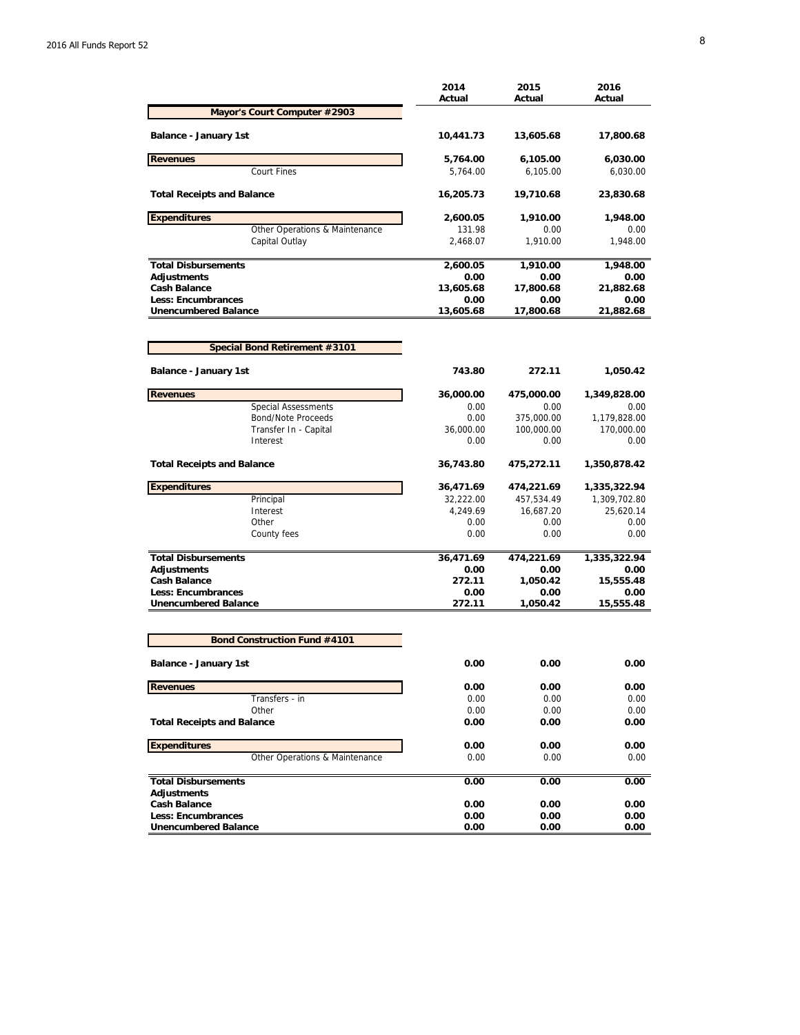| | 2014 Actual | 2015 Actual | 2016 Actual |
|---|---|---|---|
| **Mayor's Court Computer #2903** | | | |
| **Balance - January 1st** | **10,441.73** | **13,605.68** | **17,800.68** |
| **Revenues** | **5,764.00** | **6,105.00** | **6,030.00** |
| Court Fines | 5,764.00 | 6,105.00 | 6,030.00 |
| **Total Receipts and Balance** | **16,205.73** | **19,710.68** | **23,830.68** |
| **Expenditures** | **2,600.05** | **1,910.00** | **1,948.00** |
| Other Operations & Maintenance | 131.98 | 0.00 | 0.00 |
| Capital Outlay | 2,468.07 | 1,910.00 | 1,948.00 |
| **Total Disbursements** | **2,600.05** | **1,910.00** | **1,948.00** |
| **Adjustments** | **0.00** | **0.00** | **0.00** |
| **Cash Balance** | **13,605.68** | **17,800.68** | **21,882.68** |
| **Less: Encumbrances** | **0.00** | **0.00** | **0.00** |
| **Unencumbered Balance** | **13,605.68** | **17,800.68** | **21,882.68** |

| | 2014 Actual | 2015 Actual | 2016 Actual |
|---|---|---|---|
| **Special Bond Retirement #3101** | | | |
| **Balance - January 1st** | **743.80** | **272.11** | **1,050.42** |
| **Revenues** | **36,000.00** | **475,000.00** | **1,349,828.00** |
| Special Assessments | 0.00 | 0.00 | 0.00 |
| Bond/Note Proceeds | 0.00 | 375,000.00 | 1,179,828.00 |
| Transfer In - Capital | 36,000.00 | 100,000.00 | 170,000.00 |
| Interest | 0.00 | 0.00 | 0.00 |
| **Total Receipts and Balance** | **36,743.80** | **475,272.11** | **1,350,878.42** |
| **Expenditures** | **36,471.69** | **474,221.69** | **1,335,322.94** |
| Principal | 32,222.00 | 457,534.49 | 1,309,702.80 |
| Interest | 4,249.69 | 16,687.20 | 25,620.14 |
| Other | 0.00 | 0.00 | 0.00 |
| County fees | 0.00 | 0.00 | 0.00 |
| **Total Disbursements** | **36,471.69** | **474,221.69** | **1,335,322.94** |
| **Adjustments** | **0.00** | **0.00** | **0.00** |
| **Cash Balance** | **272.11** | **1,050.42** | **15,555.48** |
| **Less: Encumbrances** | **0.00** | **0.00** | **0.00** |
| **Unencumbered Balance** | **272.11** | **1,050.42** | **15,555.48** |

| | 2014 Actual | 2015 Actual | 2016 Actual |
|---|---|---|---|
| **Bond Construction Fund #4101** | | | |
| **Balance - January 1st** | **0.00** | **0.00** | **0.00** |
| **Revenues** | **0.00** | **0.00** | **0.00** |
| Transfers - in | 0.00 | 0.00 | 0.00 |
| Other | 0.00 | 0.00 | 0.00 |
| **Total Receipts and Balance** | **0.00** | **0.00** | **0.00** |
| **Expenditures** | **0.00** | **0.00** | **0.00** |
| Other Operations & Maintenance | 0.00 | 0.00 | 0.00 |
| **Total Disbursements** | **0.00** | **0.00** | **0.00** |
| **Adjustments** | | | |
| **Cash Balance** | **0.00** | **0.00** | **0.00** |
| **Less: Encumbrances** | **0.00** | **0.00** | **0.00** |
| **Unencumbered Balance** | **0.00** | **0.00** | **0.00** |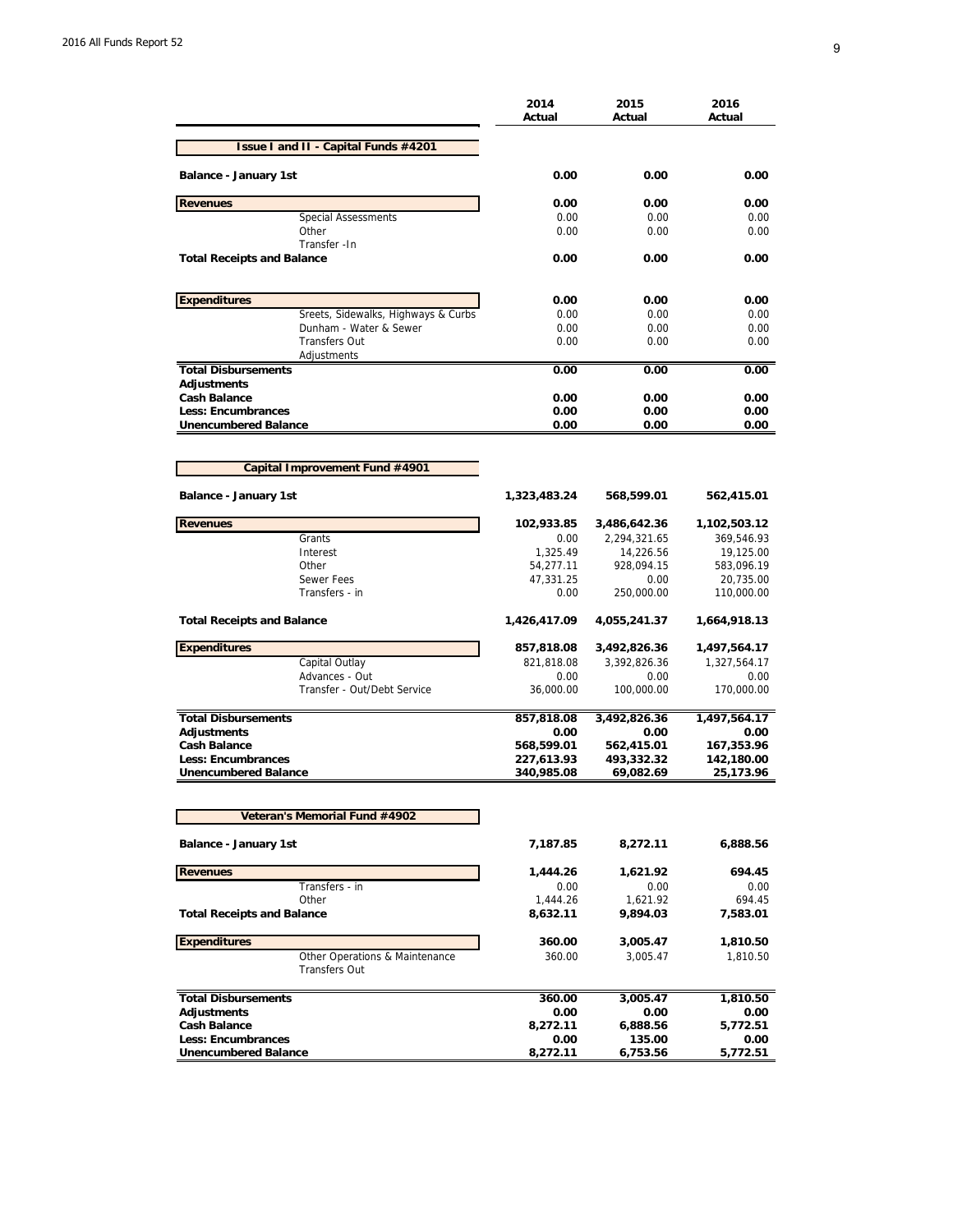| | 2014 Actual | 2015 Actual | 2016 Actual |
|---|---|---|---|
| **Issue I and II - Capital Funds #4201** | | | |
| **Balance - January 1st** | **0.00** | **0.00** | **0.00** |
| **Revenues** | **0.00** | **0.00** | **0.00** |
| Special Assessments | 0.00 | 0.00 | 0.00 |
| Other | 0.00 | 0.00 | 0.00 |
| Transfer -In | | | |
| **Total Receipts and Balance** | **0.00** | **0.00** | **0.00** |
| **Expenditures** | **0.00** | **0.00** | **0.00** |
| Sreets, Sidewalks, Highways & Curbs | 0.00 | 0.00 | 0.00 |
| Dunham - Water & Sewer | 0.00 | 0.00 | 0.00 |
| Transfers Out | 0.00 | 0.00 | 0.00 |
| Adjustments | | | |
| **Total Disbursements** | **0.00** | **0.00** | **0.00** |
| **Adjustments** | | | |
| **Cash Balance** | **0.00** | **0.00** | **0.00** |
| **Less: Encumbrances** | **0.00** | **0.00** | **0.00** |
| **Unencumbered Balance** | **0.00** | **0.00** | **0.00** |

| | 2014 Actual | 2015 Actual | 2016 Actual |
|---|---|---|---|
| **Capital Improvement Fund #4901** | | | |
| **Balance - January 1st** | **1,323,483.24** | **568,599.01** | **562,415.01** |
| **Revenues** | **102,933.85** | **3,486,642.36** | **1,102,503.12** |
| Grants | 0.00 | 2,294,321.65 | 369,546.93 |
| Interest | 1,325.49 | 14,226.56 | 19,125.00 |
| Other | 54,277.11 | 928,094.15 | 583,096.19 |
| Sewer Fees | 47,331.25 | 0.00 | 20,735.00 |
| Transfers - in | 0.00 | 250,000.00 | 110,000.00 |
| **Total Receipts and Balance** | **1,426,417.09** | **4,055,241.37** | **1,664,918.13** |
| **Expenditures** | **857,818.08** | **3,492,826.36** | **1,497,564.17** |
| Capital Outlay | 821,818.08 | 3,392,826.36 | 1,327,564.17 |
| Advances - Out | 0.00 | 0.00 | 0.00 |
| Transfer - Out/Debt Service | 36,000.00 | 100,000.00 | 170,000.00 |
| **Total Disbursements** | **857,818.08** | **3,492,826.36** | **1,497,564.17** |
| **Adjustments** | **0.00** | **0.00** | **0.00** |
| **Cash Balance** | **568,599.01** | **562,415.01** | **167,353.96** |
| **Less: Encumbrances** | **227,613.93** | **493,332.32** | **142,180.00** |
| **Unencumbered Balance** | **340,985.08** | **69,082.69** | **25,173.96** |

| | 2014 Actual | 2015 Actual | 2016 Actual |
|---|---|---|---|
| **Veteran's Memorial Fund #4902** | | | |
| **Balance - January 1st** | **7,187.85** | **8,272.11** | **6,888.56** |
| **Revenues** | **1,444.26** | **1,621.92** | **694.45** |
| Transfers - in | 0.00 | 0.00 | 0.00 |
| Other | 1,444.26 | 1,621.92 | 694.45 |
| **Total Receipts and Balance** | **8,632.11** | **9,894.03** | **7,583.01** |
| **Expenditures** | **360.00** | **3,005.47** | **1,810.50** |
| Other Operations & Maintenance | 360.00 | 3,005.47 | 1,810.50 |
| Transfers Out | | | |
| **Total Disbursements** | **360.00** | **3,005.47** | **1,810.50** |
| **Adjustments** | **0.00** | **0.00** | **0.00** |
| **Cash Balance** | **8,272.11** | **6,888.56** | **5,772.51** |
| **Less: Encumbrances** | **0.00** | **135.00** | **0.00** |
| **Unencumbered Balance** | **8,272.11** | **6,753.56** | **5,772.51** |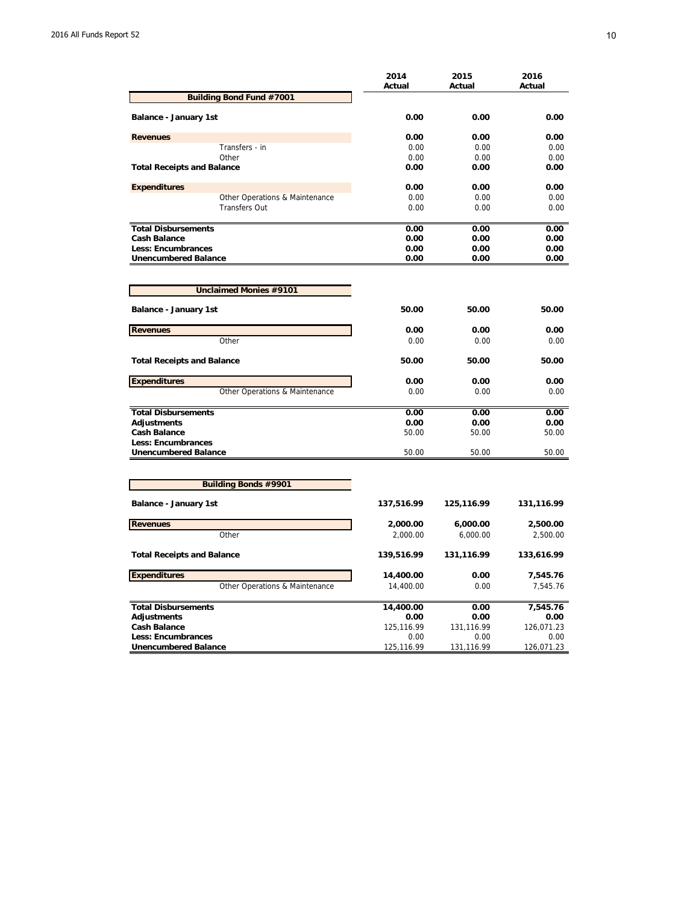| | 2014 Actual | 2015 Actual | 2016 Actual |
|---|---|---|---|
| **Building Bond Fund #7001** | | | |
| **Balance - January 1st** | **0.00** | **0.00** | **0.00** |
| **Revenues** | **0.00** | **0.00** | **0.00** |
| Transfers - in | 0.00 | 0.00 | 0.00 |
| Other | 0.00 | 0.00 | 0.00 |
| **Total Receipts and Balance** | **0.00** | **0.00** | **0.00** |
| **Expenditures** | **0.00** | **0.00** | **0.00** |
| Other Operations & Maintenance | 0.00 | 0.00 | 0.00 |
| Transfers Out | 0.00 | 0.00 | 0.00 |
| **Total Disbursements** | **0.00** | **0.00** | **0.00** |
| **Cash Balance** | **0.00** | **0.00** | **0.00** |
| **Less: Encumbrances** | **0.00** | **0.00** | **0.00** |
| **Unencumbered Balance** | **0.00** | **0.00** | **0.00** |

| | 2014 Actual | 2015 Actual | 2016 Actual |
|---|---|---|---|
| **Unclaimed Monies #9101** | | | |
| **Balance - January 1st** | **50.00** | **50.00** | **50.00** |
| **Revenues** | **0.00** | **0.00** | **0.00** |
| Other | 0.00 | 0.00 | 0.00 |
| **Total Receipts and Balance** | **50.00** | **50.00** | **50.00** |
| **Expenditures** | **0.00** | **0.00** | **0.00** |
| Other Operations & Maintenance | 0.00 | 0.00 | 0.00 |
| **Total Disbursements** | **0.00** | **0.00** | **0.00** |
| **Adjustments** | **0.00** | **0.00** | **0.00** |
| **Cash Balance** | 50.00 | 50.00 | 50.00 |
| **Less: Encumbrances** | | | |
| **Unencumbered Balance** | 50.00 | 50.00 | 50.00 |

| | 2014 Actual | 2015 Actual | 2016 Actual |
|---|---|---|---|
| **Building Bonds #9901** | | | |
| **Balance - January 1st** | **137,516.99** | **125,116.99** | **131,116.99** |
| **Revenues** | **2,000.00** | **6,000.00** | **2,500.00** |
| Other | 2,000.00 | 6,000.00 | 2,500.00 |
| **Total Receipts and Balance** | **139,516.99** | **131,116.99** | **133,616.99** |
| **Expenditures** | **14,400.00** | **0.00** | **7,545.76** |
| Other Operations & Maintenance | 14,400.00 | 0.00 | 7,545.76 |
| **Total Disbursements** | **14,400.00** | **0.00** | **7,545.76** |
| **Adjustments** | **0.00** | **0.00** | **0.00** |
| **Cash Balance** | 125,116.99 | 131,116.99 | 126,071.23 |
| **Less: Encumbrances** | 0.00 | 0.00 | 0.00 |
| **Unencumbered Balance** | 125,116.99 | 131,116.99 | 126,071.23 |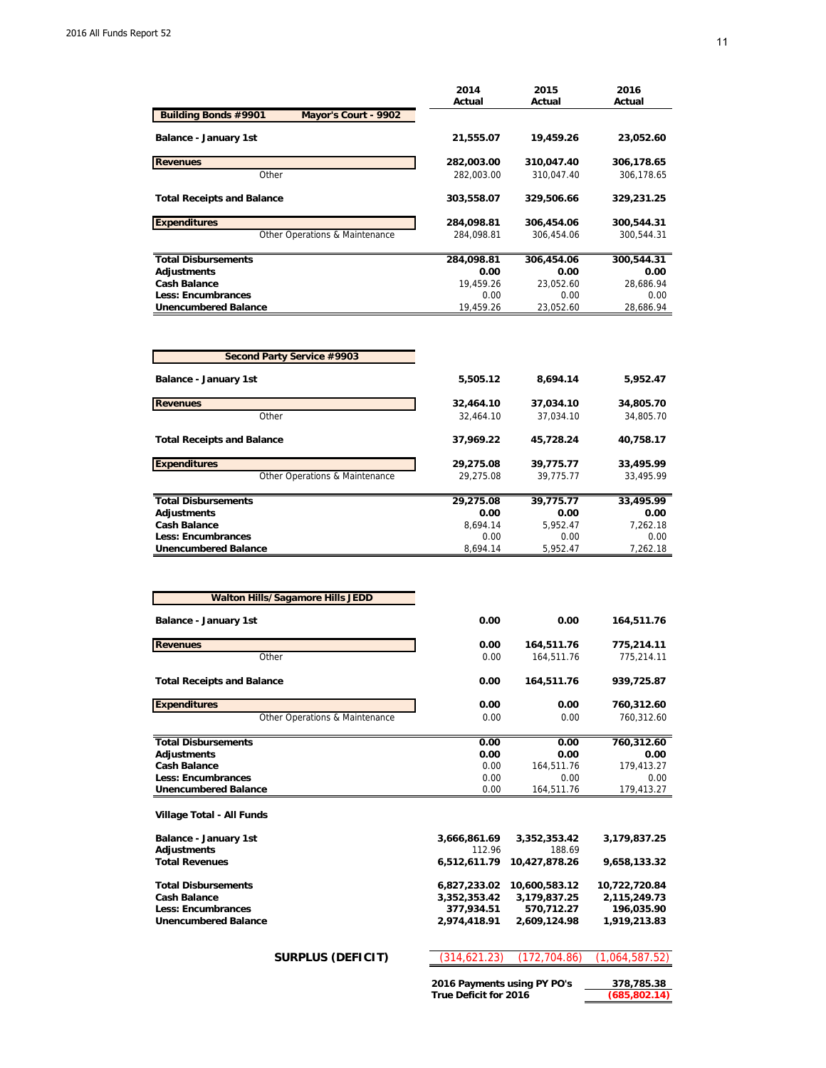| Building Bonds #9901 / Mayor's Court - 9902 | 2014 Actual | 2015 Actual | 2016 Actual |
|---|---|---|---|
| **Balance - January 1st** | **21,555.07** | **19,459.26** | **23,052.60** |
| **Revenues** | **282,003.00** | **310,047.40** | **306,178.65** |
| Other | 282,003.00 | 310,047.40 | 306,178.65 |
| **Total Receipts and Balance** | **303,558.07** | **329,506.66** | **329,231.25** |
| **Expenditures** | **284,098.81** | **306,454.06** | **300,544.31** |
| Other Operations & Maintenance | 284,098.81 | 306,454.06 | 300,544.31 |
| **Total Disbursements** | **284,098.81** | **306,454.06** | **300,544.31** |
| **Adjustments** | **0.00** | **0.00** | **0.00** |
| **Cash Balance** | 19,459.26 | 23,052.60 | 28,686.94 |
| **Less: Encumbrances** | 0.00 | 0.00 | 0.00 |
| **Unencumbered Balance** | 19,459.26 | 23,052.60 | 28,686.94 |

| Second Party Service #9903 | 2014 Actual | 2015 Actual | 2016 Actual |
|---|---|---|---|
| **Balance - January 1st** | **5,505.12** | **8,694.14** | **5,952.47** |
| **Revenues** | **32,464.10** | **37,034.10** | **34,805.70** |
| Other | 32,464.10 | 37,034.10 | 34,805.70 |
| **Total Receipts and Balance** | **37,969.22** | **45,728.24** | **40,758.17** |
| **Expenditures** | **29,275.08** | **39,775.77** | **33,495.99** |
| Other Operations & Maintenance | 29,275.08 | 39,775.77 | 33,495.99 |
| **Total Disbursements** | **29,275.08** | **39,775.77** | **33,495.99** |
| **Adjustments** | **0.00** | **0.00** | **0.00** |
| **Cash Balance** | 8,694.14 | 5,952.47 | 7,262.18 |
| **Less: Encumbrances** | 0.00 | 0.00 | 0.00 |
| **Unencumbered Balance** | 8,694.14 | 5,952.47 | 7,262.18 |

| Walton Hills/Sagamore Hills JEDD | 2014 Actual | 2015 Actual | 2016 Actual |
|---|---|---|---|
| **Balance - January 1st** | **0.00** | **0.00** | **164,511.76** |
| **Revenues** | **0.00** | **164,511.76** | **775,214.11** |
| Other | 0.00 | 164,511.76 | 775,214.11 |
| **Total Receipts and Balance** | **0.00** | **164,511.76** | **939,725.87** |
| **Expenditures** | **0.00** | **0.00** | **760,312.60** |
| Other Operations & Maintenance | 0.00 | 0.00 | 760,312.60 |
| **Total Disbursements** | **0.00** | **0.00** | **760,312.60** |
| **Adjustments** | **0.00** | **0.00** | **0.00** |
| **Cash Balance** | 0.00 | 164,511.76 | 179,413.27 |
| **Less: Encumbrances** | 0.00 | 0.00 | 0.00 |
| **Unencumbered Balance** | 0.00 | 164,511.76 | 179,413.27 |

| Village Total - All Funds | 2014 Actual | 2015 Actual | 2016 Actual |
|---|---|---|---|
| **Balance - January 1st** | **3,666,861.69** | **3,352,353.42** | **3,179,837.25** |
| **Adjustments** | 112.96 | 188.69 | |
| **Total Revenues** | **6,512,611.79** | **10,427,878.26** | **9,658,133.32** |
| **Total Disbursements** | **6,827,233.02** | **10,600,583.12** | **10,722,720.84** |
| **Cash Balance** | **3,352,353.42** | **3,179,837.25** | **2,115,249.73** |
| **Less: Encumbrances** | **377,934.51** | **570,712.27** | **196,035.90** |
| **Unencumbered Balance** | **2,974,418.91** | **2,609,124.98** | **1,919,213.83** |
| **SURPLUS (DEFICIT)** | (314,621.23) | (172,704.86) | (1,064,587.52) |
| | **2016 Payments using PY PO's** | | **378,785.38** |
| | **True Deficit for 2016** | | **(685,802.14)** |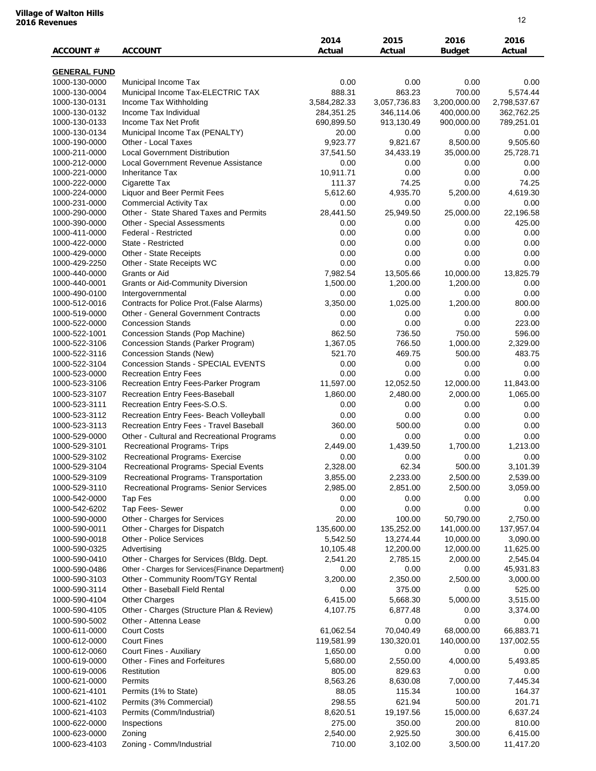**Village of Walton Hills**
**2016 Revenues**

| ACCOUNT # | ACCOUNT | 2014 Actual | 2015 Actual | 2016 Budget | 2016 Actual |
|---|---|---|---|---|---|
| **GENERAL FUND** | | | | | |
| 1000-130-0000 | Municipal Income Tax | 0.00 | 0.00 | 0.00 | 0.00 |
| 1000-130-0004 | Municipal Income Tax-ELECTRIC TAX | 888.31 | 863.23 | 700.00 | 5,574.44 |
| 1000-130-0131 | Income Tax Withholding | 3,584,282.33 | 3,057,736.83 | 3,200,000.00 | 2,798,537.67 |
| 1000-130-0132 | Income Tax Individual | 284,351.25 | 346,114.06 | 400,000.00 | 362,762.25 |
| 1000-130-0133 | Income Tax Net Profit | 690,899.50 | 913,130.49 | 900,000.00 | 789,251.01 |
| 1000-130-0134 | Municipal Income Tax (PENALTY) | 20.00 | 0.00 | 0.00 | 0.00 |
| 1000-190-0000 | Other - Local Taxes | 9,923.77 | 9,821.67 | 8,500.00 | 9,505.60 |
| 1000-211-0000 | Local Government Distribution | 37,541.50 | 34,433.19 | 35,000.00 | 25,728.71 |
| 1000-212-0000 | Local Government Revenue Assistance | 0.00 | 0.00 | 0.00 | 0.00 |
| 1000-221-0000 | Inheritance Tax | 10,911.71 | 0.00 | 0.00 | 0.00 |
| 1000-222-0000 | Cigarette Tax | 111.37 | 74.25 | 0.00 | 74.25 |
| 1000-224-0000 | Liquor and Beer Permit Fees | 5,612.60 | 4,935.70 | 5,200.00 | 4,619.30 |
| 1000-231-0000 | Commercial Activity Tax | 0.00 | 0.00 | 0.00 | 0.00 |
| 1000-290-0000 | Other - State Shared Taxes and Permits | 28,441.50 | 25,949.50 | 25,000.00 | 22,196.58 |
| 1000-390-0000 | Other - Special Assessments | 0.00 | 0.00 | 0.00 | 425.00 |
| 1000-411-0000 | Federal - Restricted | 0.00 | 0.00 | 0.00 | 0.00 |
| 1000-422-0000 | State - Restricted | 0.00 | 0.00 | 0.00 | 0.00 |
| 1000-429-0000 | Other - State Receipts | 0.00 | 0.00 | 0.00 | 0.00 |
| 1000-429-2250 | Other - State Receipts WC | 0.00 | 0.00 | 0.00 | 0.00 |
| 1000-440-0000 | Grants or Aid | 7,982.54 | 13,505.66 | 10,000.00 | 13,825.79 |
| 1000-440-0001 | Grants or Aid-Community Diversion | 1,500.00 | 1,200.00 | 1,200.00 | 0.00 |
| 1000-490-0100 | Intergovernmental | 0.00 | 0.00 | 0.00 | 0.00 |
| 1000-512-0016 | Contracts for Police Prot.(False Alarms) | 3,350.00 | 1,025.00 | 1,200.00 | 800.00 |
| 1000-519-0000 | Other - General Government Contracts | 0.00 | 0.00 | 0.00 | 0.00 |
| 1000-522-0000 | Concession Stands | 0.00 | 0.00 | 0.00 | 223.00 |
| 1000-522-1001 | Concession Stands (Pop Machine) | 862.50 | 736.50 | 750.00 | 596.00 |
| 1000-522-3106 | Concession Stands (Parker Program) | 1,367.05 | 766.50 | 1,000.00 | 2,329.00 |
| 1000-522-3116 | Concession Stands (New) | 521.70 | 469.75 | 500.00 | 483.75 |
| 1000-522-3104 | Concession Stands - SPECIAL EVENTS | 0.00 | 0.00 | 0.00 | 0.00 |
| 1000-523-0000 | Recreation Entry Fees | 0.00 | 0.00 | 0.00 | 0.00 |
| 1000-523-3106 | Recreation Entry Fees-Parker Program | 11,597.00 | 12,052.50 | 12,000.00 | 11,843.00 |
| 1000-523-3107 | Recreation Entry Fees-Baseball | 1,860.00 | 2,480.00 | 2,000.00 | 1,065.00 |
| 1000-523-3111 | Recreation Entry Fees-S.O.S. | 0.00 | 0.00 | 0.00 | 0.00 |
| 1000-523-3112 | Recreation Entry Fees- Beach Volleyball | 0.00 | 0.00 | 0.00 | 0.00 |
| 1000-523-3113 | Recreation Entry Fees - Travel Baseball | 360.00 | 500.00 | 0.00 | 0.00 |
| 1000-529-0000 | Other - Cultural and Recreational Programs | 0.00 | 0.00 | 0.00 | 0.00 |
| 1000-529-3101 | Recreational Programs- Trips | 2,449.00 | 1,439.50 | 1,700.00 | 1,213.00 |
| 1000-529-3102 | Recreational Programs- Exercise | 0.00 | 0.00 | 0.00 | 0.00 |
| 1000-529-3104 | Recreational Programs- Special Events | 2,328.00 | 62.34 | 500.00 | 3,101.39 |
| 1000-529-3109 | Recreational Programs- Transportation | 3,855.00 | 2,233.00 | 2,500.00 | 2,539.00 |
| 1000-529-3110 | Recreational Programs- Senior Services | 2,985.00 | 2,851.00 | 2,500.00 | 3,059.00 |
| 1000-542-0000 | Tap Fes | 0.00 | 0.00 | 0.00 | 0.00 |
| 1000-542-6202 | Tap Fees- Sewer | 0.00 | 0.00 | 0.00 | 0.00 |
| 1000-590-0000 | Other - Charges for Services | 20.00 | 100.00 | 50,790.00 | 2,750.00 |
| 1000-590-0011 | Other - Charges for Dispatch | 135,600.00 | 135,252.00 | 141,000.00 | 137,957.04 |
| 1000-590-0018 | Other - Police Services | 5,542.50 | 13,274.44 | 10,000.00 | 3,090.00 |
| 1000-590-0325 | Advertising | 10,105.48 | 12,200.00 | 12,000.00 | 11,625.00 |
| 1000-590-0410 | Other - Charges for Services (Bldg. Dept. | 2,541.20 | 2,785.15 | 2,000.00 | 2,545.04 |
| 1000-590-0486 | Other - Charges for Services{Finance Department} | 0.00 | 0.00 | 0.00 | 45,931.83 |
| 1000-590-3103 | Other - Community Room/TGY Rental | 3,200.00 | 2,350.00 | 2,500.00 | 3,000.00 |
| 1000-590-3114 | Other - Baseball Field Rental | 0.00 | 375.00 | 0.00 | 525.00 |
| 1000-590-4104 | Other Charges | 6,415.00 | 5,668.30 | 5,000.00 | 3,515.00 |
| 1000-590-4105 | Other - Charges (Structure Plan & Review) | 4,107.75 | 6,877.48 | 0.00 | 3,374.00 |
| 1000-590-5002 | Other - Attenna Lease | | 0.00 | 0.00 | 0.00 |
| 1000-611-0000 | Court Costs | 61,062.54 | 70,040.49 | 68,000.00 | 66,883.71 |
| 1000-612-0000 | Court Fines | 119,581.99 | 130,320.01 | 140,000.00 | 137,002.55 |
| 1000-612-0060 | Court Fines - Auxiliary | 1,650.00 | 0.00 | 0.00 | 0.00 |
| 1000-619-0000 | Other - Fines and Forfeitures | 5,680.00 | 2,550.00 | 4,000.00 | 5,493.85 |
| 1000-619-0006 | Restitution | 805.00 | 829.63 | 0.00 | 0.00 |
| 1000-621-0000 | Permits | 8,563.26 | 8,630.08 | 7,000.00 | 7,445.34 |
| 1000-621-4101 | Permits (1% to State) | 88.05 | 115.34 | 100.00 | 164.37 |
| 1000-621-4102 | Permits (3% Commercial) | 298.55 | 621.94 | 500.00 | 201.71 |
| 1000-621-4103 | Permits (Comm/Industrial) | 8,620.51 | 19,197.56 | 15,000.00 | 6,637.24 |
| 1000-622-0000 | Inspections | 275.00 | 350.00 | 200.00 | 810.00 |
| 1000-623-0000 | Zoning | 2,540.00 | 2,925.50 | 300.00 | 6,415.00 |
| 1000-623-4103 | Zoning - Comm/Industrial | 710.00 | 3,102.00 | 3,500.00 | 11,417.20 |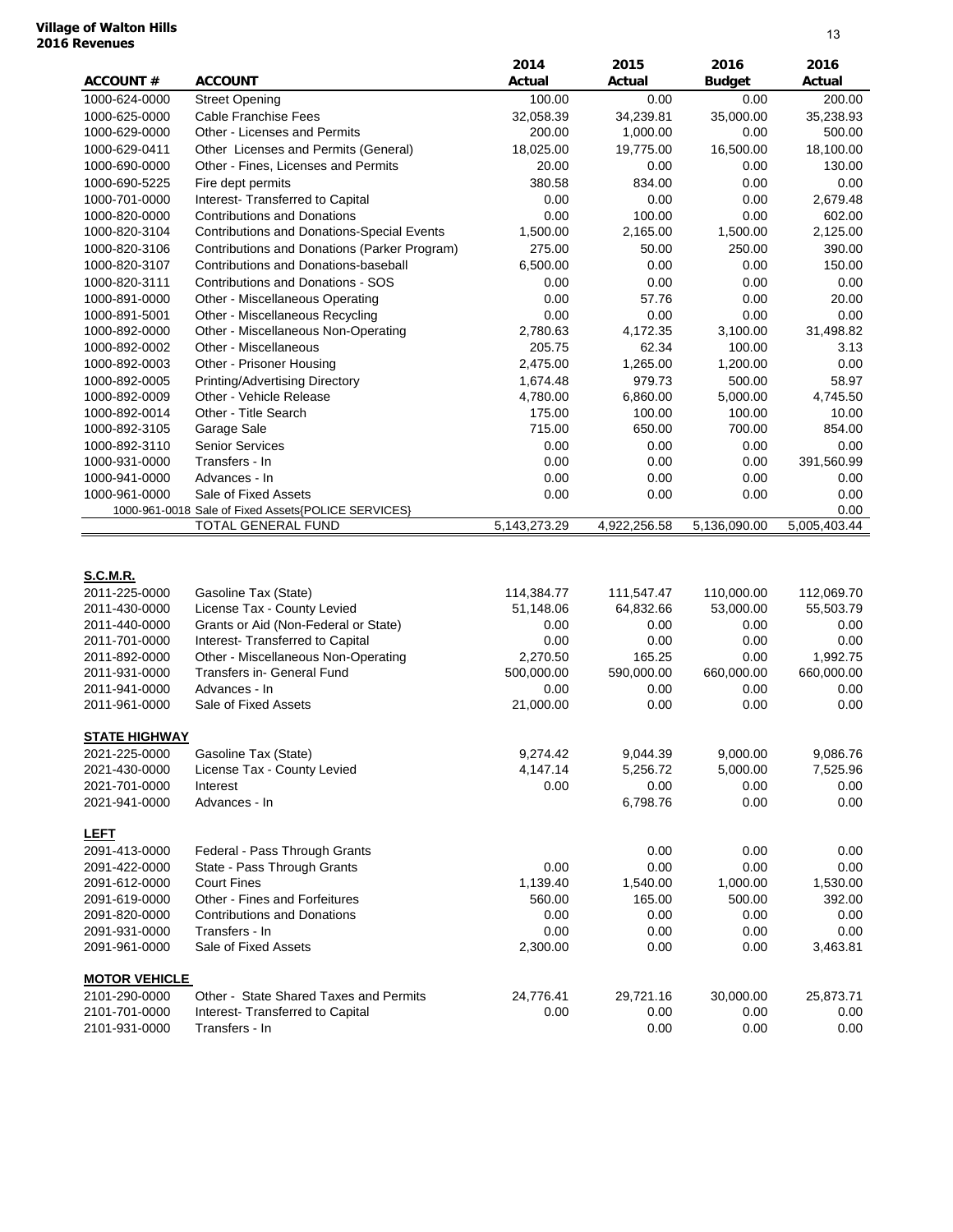**Village of Walton Hills**
**2016 Revenues**

| ACCOUNT # | ACCOUNT | 2014 Actual | 2015 Actual | 2016 Budget | 2016 Actual |
|---|---|---|---|---|---|
| 1000-624-0000 | Street Opening | 100.00 | 0.00 | 0.00 | 200.00 |
| 1000-625-0000 | Cable Franchise Fees | 32,058.39 | 34,239.81 | 35,000.00 | 35,238.93 |
| 1000-629-0000 | Other - Licenses and Permits | 200.00 | 1,000.00 | 0.00 | 500.00 |
| 1000-629-0411 | Other Licenses and Permits (General) | 18,025.00 | 19,775.00 | 16,500.00 | 18,100.00 |
| 1000-690-0000 | Other - Fines, Licenses and Permits | 20.00 | 0.00 | 0.00 | 130.00 |
| 1000-690-5225 | Fire dept permits | 380.58 | 834.00 | 0.00 | 0.00 |
| 1000-701-0000 | Interest- Transferred to Capital | 0.00 | 0.00 | 0.00 | 2,679.48 |
| 1000-820-0000 | Contributions and Donations | 0.00 | 100.00 | 0.00 | 602.00 |
| 1000-820-3104 | Contributions and Donations-Special Events | 1,500.00 | 2,165.00 | 1,500.00 | 2,125.00 |
| 1000-820-3106 | Contributions and Donations (Parker Program) | 275.00 | 50.00 | 250.00 | 390.00 |
| 1000-820-3107 | Contributions and Donations-baseball | 6,500.00 | 0.00 | 0.00 | 150.00 |
| 1000-820-3111 | Contributions and Donations - SOS | 0.00 | 0.00 | 0.00 | 0.00 |
| 1000-891-0000 | Other - Miscellaneous Operating | 0.00 | 57.76 | 0.00 | 20.00 |
| 1000-891-5001 | Other - Miscellaneous Recycling | 0.00 | 0.00 | 0.00 | 0.00 |
| 1000-892-0000 | Other - Miscellaneous Non-Operating | 2,780.63 | 4,172.35 | 3,100.00 | 31,498.82 |
| 1000-892-0002 | Other - Miscellaneous | 205.75 | 62.34 | 100.00 | 3.13 |
| 1000-892-0003 | Other - Prisoner Housing | 2,475.00 | 1,265.00 | 1,200.00 | 0.00 |
| 1000-892-0005 | Printing/Advertising Directory | 1,674.48 | 979.73 | 500.00 | 58.97 |
| 1000-892-0009 | Other - Vehicle Release | 4,780.00 | 6,860.00 | 5,000.00 | 4,745.50 |
| 1000-892-0014 | Other - Title Search | 175.00 | 100.00 | 100.00 | 10.00 |
| 1000-892-3105 | Garage Sale | 715.00 | 650.00 | 700.00 | 854.00 |
| 1000-892-3110 | Senior Services | 0.00 | 0.00 | 0.00 | 0.00 |
| 1000-931-0000 | Transfers - In | 0.00 | 0.00 | 0.00 | 391,560.99 |
| 1000-941-0000 | Advances - In | 0.00 | 0.00 | 0.00 | 0.00 |
| 1000-961-0000 | Sale of Fixed Assets | 0.00 | 0.00 | 0.00 | 0.00 |
| 1000-961-0018 | Sale of Fixed Assets{POLICE SERVICES} | | | | 0.00 |
| | TOTAL GENERAL FUND | 5,143,273.29 | 4,922,256.58 | 5,136,090.00 | 5,005,403.44 |
| **S.C.M.R.** | | | | | |
| 2011-225-0000 | Gasoline Tax (State) | 114,384.77 | 111,547.47 | 110,000.00 | 112,069.70 |
| 2011-430-0000 | License Tax - County Levied | 51,148.06 | 64,832.66 | 53,000.00 | 55,503.79 |
| 2011-440-0000 | Grants or Aid (Non-Federal or State) | 0.00 | 0.00 | 0.00 | 0.00 |
| 2011-701-0000 | Interest- Transferred to Capital | 0.00 | 0.00 | 0.00 | 0.00 |
| 2011-892-0000 | Other - Miscellaneous Non-Operating | 2,270.50 | 165.25 | 0.00 | 1,992.75 |
| 2011-931-0000 | Transfers in- General Fund | 500,000.00 | 590,000.00 | 660,000.00 | 660,000.00 |
| 2011-941-0000 | Advances - In | 0.00 | 0.00 | 0.00 | 0.00 |
| 2011-961-0000 | Sale of Fixed Assets | 21,000.00 | 0.00 | 0.00 | 0.00 |
| **STATE HIGHWAY** | | | | | |
| 2021-225-0000 | Gasoline Tax (State) | 9,274.42 | 9,044.39 | 9,000.00 | 9,086.76 |
| 2021-430-0000 | License Tax - County Levied | 4,147.14 | 5,256.72 | 5,000.00 | 7,525.96 |
| 2021-701-0000 | Interest | 0.00 | 0.00 | 0.00 | 0.00 |
| 2021-941-0000 | Advances - In | | 6,798.76 | 0.00 | 0.00 |
| **LEFT** | | | | | |
| 2091-413-0000 | Federal - Pass Through Grants | | 0.00 | 0.00 | 0.00 |
| 2091-422-0000 | State - Pass Through Grants | 0.00 | 0.00 | 0.00 | 0.00 |
| 2091-612-0000 | Court Fines | 1,139.40 | 1,540.00 | 1,000.00 | 1,530.00 |
| 2091-619-0000 | Other - Fines and Forfeitures | 560.00 | 165.00 | 500.00 | 392.00 |
| 2091-820-0000 | Contributions and Donations | 0.00 | 0.00 | 0.00 | 0.00 |
| 2091-931-0000 | Transfers - In | 0.00 | 0.00 | 0.00 | 0.00 |
| 2091-961-0000 | Sale of Fixed Assets | 2,300.00 | 0.00 | 0.00 | 3,463.81 |
| **MOTOR VEHICLE** | | | | | |
| 2101-290-0000 | Other - State Shared Taxes and Permits | 24,776.41 | 29,721.16 | 30,000.00 | 25,873.71 |
| 2101-701-0000 | Interest- Transferred to Capital | 0.00 | 0.00 | 0.00 | 0.00 |
| 2101-931-0000 | Transfers - In | | 0.00 | 0.00 | 0.00 |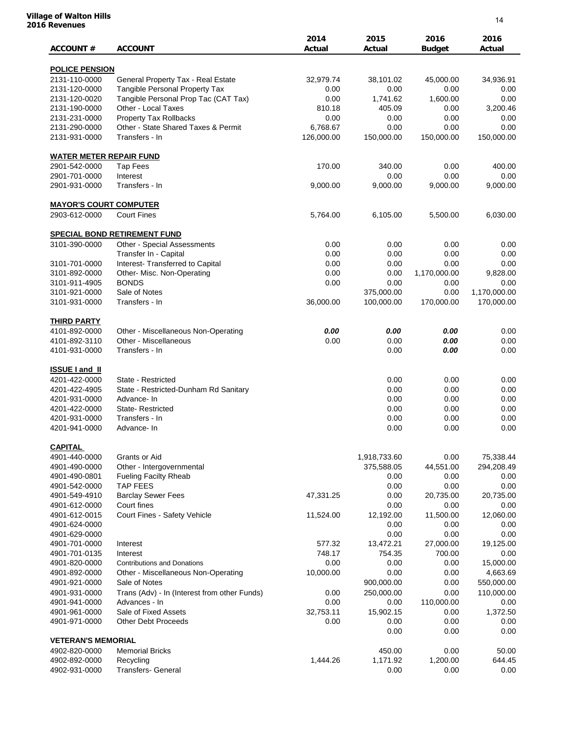**Village of Walton Hills**
**2016 Revenues**

| ACCOUNT # | ACCOUNT | 2014 Actual | 2015 Actual | 2016 Budget | 2016 Actual |
|---|---|---|---|---|---|
| **POLICE PENSION** | | | | | |
| 2131-110-0000 | General Property Tax - Real Estate | 32,979.74 | 38,101.02 | 45,000.00 | 34,936.91 |
| 2131-120-0000 | Tangible Personal Property Tax | 0.00 | 0.00 | 0.00 | 0.00 |
| 2131-120-0020 | Tangible Personal Prop Tac (CAT Tax) | 0.00 | 1,741.62 | 1,600.00 | 0.00 |
| 2131-190-0000 | Other - Local Taxes | 810.18 | 405.09 | 0.00 | 3,200.46 |
| 2131-231-0000 | Property Tax Rollbacks | 0.00 | 0.00 | 0.00 | 0.00 |
| 2131-290-0000 | Other - State Shared Taxes & Permit | 6,768.67 | 0.00 | 0.00 | 0.00 |
| 2131-931-0000 | Transfers - In | 126,000.00 | 150,000.00 | 150,000.00 | 150,000.00 |
| **WATER METER REPAIR FUND** | | | | | |
| 2901-542-0000 | Tap Fees | 170.00 | 340.00 | 0.00 | 400.00 |
| 2901-701-0000 | Interest | | 0.00 | 0.00 | 0.00 |
| 2901-931-0000 | Transfers - In | 9,000.00 | 9,000.00 | 9,000.00 | 9,000.00 |
| **MAYOR'S COURT COMPUTER** | | | | | |
| 2903-612-0000 | Court Fines | 5,764.00 | 6,105.00 | 5,500.00 | 6,030.00 |
| **SPECIAL BOND RETIREMENT FUND** | | | | | |
| 3101-390-0000 | Other - Special Assessments | 0.00 | 0.00 | 0.00 | 0.00 |
| | Transfer In - Capital | 0.00 | 0.00 | 0.00 | 0.00 |
| 3101-701-0000 | Interest- Transferred to Capital | 0.00 | 0.00 | 0.00 | 0.00 |
| 3101-892-0000 | Other- Misc. Non-Operating | 0.00 | 0.00 | 1,170,000.00 | 9,828.00 |
| 3101-911-4905 | BONDS | 0.00 | 0.00 | 0.00 | 0.00 |
| 3101-921-0000 | Sale of Notes | | 375,000.00 | 0.00 | 1,170,000.00 |
| 3101-931-0000 | Transfers - In | 36,000.00 | 100,000.00 | 170,000.00 | 170,000.00 |
| **THIRD PARTY** | | | | | |
| 4101-892-0000 | Other - Miscellaneous Non-Operating | ***0.00*** | ***0.00*** | ***0.00*** | 0.00 |
| 4101-892-3110 | Other - Miscellaneous | 0.00 | 0.00 | ***0.00*** | 0.00 |
| 4101-931-0000 | Transfers - In | | 0.00 | ***0.00*** | 0.00 |
| **ISSUE I and II** | | | | | |
| 4201-422-0000 | State - Restricted | | 0.00 | 0.00 | 0.00 |
| 4201-422-4905 | State - Restricted-Dunham Rd Sanitary | | 0.00 | 0.00 | 0.00 |
| 4201-931-0000 | Advance- In | | 0.00 | 0.00 | 0.00 |
| 4201-422-0000 | State- Restricted | | 0.00 | 0.00 | 0.00 |
| 4201-931-0000 | Transfers - In | | 0.00 | 0.00 | 0.00 |
| 4201-941-0000 | Advance- In | | 0.00 | 0.00 | 0.00 |
| **CAPITAL** | | | | | |
| 4901-440-0000 | Grants or Aid | | 1,918,733.60 | 0.00 | 75,338.44 |
| 4901-490-0000 | Other - Intergovernmental | | 375,588.05 | 44,551.00 | 294,208.49 |
| 4901-490-0801 | Fueling Facilty Rheab | | 0.00 | 0.00 | 0.00 |
| 4901-542-0000 | TAP FEES | | 0.00 | 0.00 | 0.00 |
| 4901-549-4910 | Barclay Sewer Fees | 47,331.25 | 0.00 | 20,735.00 | 20,735.00 |
| 4901-612-0000 | Court fines | | 0.00 | 0.00 | 0.00 |
| 4901-612-0015 | Court Fines - Safety Vehicle | 11,524.00 | 12,192.00 | 11,500.00 | 12,060.00 |
| 4901-624-0000 | | | 0.00 | 0.00 | 0.00 |
| 4901-629-0000 | | | 0.00 | 0.00 | 0.00 |
| 4901-701-0000 | Interest | 577.32 | 13,472.21 | 27,000.00 | 19,125.00 |
| 4901-701-0135 | Interest | 748.17 | 754.35 | 700.00 | 0.00 |
| 4901-820-0000 | Contributions and Donations | 0.00 | 0.00 | 0.00 | 15,000.00 |
| 4901-892-0000 | Other - Miscellaneous Non-Operating | 10,000.00 | 0.00 | 0.00 | 4,663.69 |
| 4901-921-0000 | Sale of Notes | | 900,000.00 | 0.00 | 550,000.00 |
| 4901-931-0000 | Trans (Adv) - In (Interest from other Funds) | 0.00 | 250,000.00 | 0.00 | 110,000.00 |
| 4901-941-0000 | Advances - In | 0.00 | 0.00 | 110,000.00 | 0.00 |
| 4901-961-0000 | Sale of Fixed Assets | 32,753.11 | 15,902.15 | 0.00 | 1,372.50 |
| 4901-971-0000 | Other Debt Proceeds | 0.00 | 0.00 | 0.00 | 0.00 |
| | | | 0.00 | 0.00 | 0.00 |
| **VETERAN'S MEMORIAL** | | | | | |
| 4902-820-0000 | Memorial Bricks | | 450.00 | 0.00 | 50.00 |
| 4902-892-0000 | Recycling | 1,444.26 | 1,171.92 | 1,200.00 | 644.45 |
| 4902-931-0000 | Transfers- General | | 0.00 | 0.00 | 0.00 |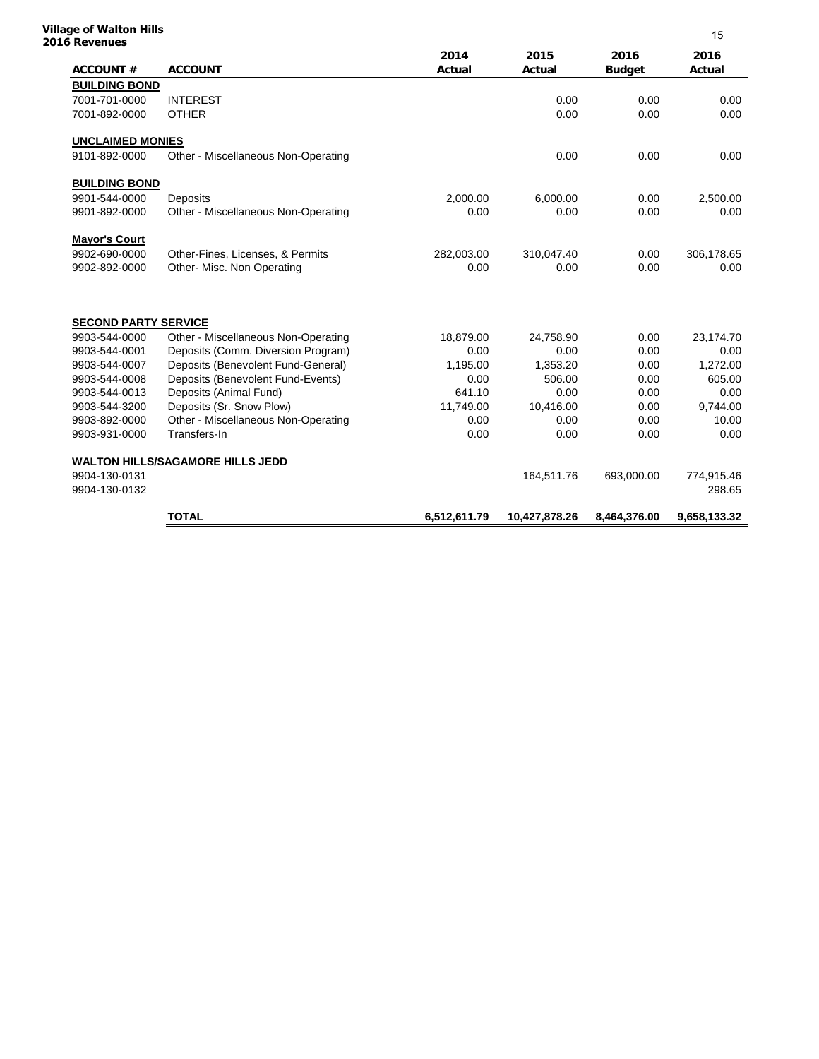**Village of Walton Hills**
**2016 Revenues**

| ACCOUNT # | ACCOUNT | 2014 Actual | 2015 Actual | 2016 Budget | 2016 Actual |
|---|---|---|---|---|---|
| **BUILDING BOND** | | | | | |
| 7001-701-0000 | INTEREST | | 0.00 | 0.00 | 0.00 |
| 7001-892-0000 | OTHER | | 0.00 | 0.00 | 0.00 |
| **UNCLAIMED MONIES** | | | | | |
| 9101-892-0000 | Other - Miscellaneous Non-Operating | | 0.00 | 0.00 | 0.00 |
| **BUILDING BOND** | | | | | |
| 9901-544-0000 | Deposits | 2,000.00 | 6,000.00 | 0.00 | 2,500.00 |
| 9901-892-0000 | Other - Miscellaneous Non-Operating | 0.00 | 0.00 | 0.00 | 0.00 |
| **Mayor's Court** | | | | | |
| 9902-690-0000 | Other-Fines, Licenses, & Permits | 282,003.00 | 310,047.40 | 0.00 | 306,178.65 |
| 9902-892-0000 | Other- Misc. Non Operating | 0.00 | 0.00 | 0.00 | 0.00 |
| **SECOND PARTY SERVICE** | | | | | |
| 9903-544-0000 | Other - Miscellaneous Non-Operating | 18,879.00 | 24,758.90 | 0.00 | 23,174.70 |
| 9903-544-0001 | Deposits (Comm. Diversion Program) | 0.00 | 0.00 | 0.00 | 0.00 |
| 9903-544-0007 | Deposits (Benevolent Fund-General) | 1,195.00 | 1,353.20 | 0.00 | 1,272.00 |
| 9903-544-0008 | Deposits (Benevolent Fund-Events) | 0.00 | 506.00 | 0.00 | 605.00 |
| 9903-544-0013 | Deposits (Animal Fund) | 641.10 | 0.00 | 0.00 | 0.00 |
| 9903-544-3200 | Deposits (Sr. Snow Plow) | 11,749.00 | 10,416.00 | 0.00 | 9,744.00 |
| 9903-892-0000 | Other - Miscellaneous Non-Operating | 0.00 | 0.00 | 0.00 | 10.00 |
| 9903-931-0000 | Transfers-In | 0.00 | 0.00 | 0.00 | 0.00 |
| **WALTON HILLS/SAGAMORE HILLS JEDD** | | | | | |
| 9904-130-0131 | | | 164,511.76 | 693,000.00 | 774,915.46 |
| 9904-130-0132 | | | | | 298.65 |
| | **TOTAL** | **6,512,611.79** | **10,427,878.26** | **8,464,376.00** | **9,658,133.32** |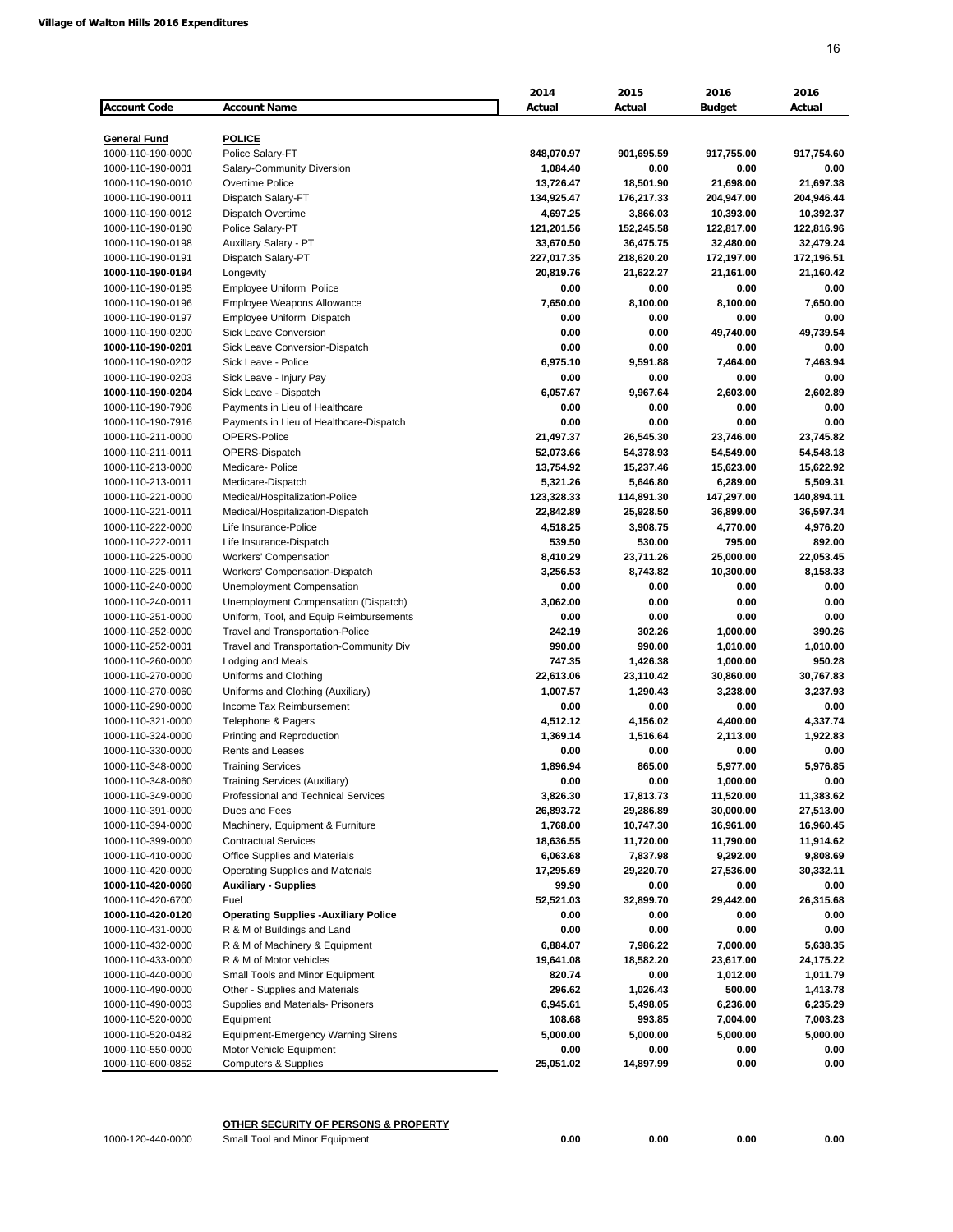**Village of Walton Hills 2016 Expenditures**

| Account Code | Account Name | 2014 Actual | 2015 Actual | 2016 Budget | 2016 Actual |
|---|---|---|---|---|---|
| **General Fund** | **POLICE** | | | | |
| 1000-110-190-0000 | Police Salary-FT | **848,070.97** | **901,695.59** | **917,755.00** | **917,754.60** |
| 1000-110-190-0001 | Salary-Community Diversion | **1,084.40** | **0.00** | **0.00** | **0.00** |
| 1000-110-190-0010 | Overtime Police | **13,726.47** | **18,501.90** | **21,698.00** | **21,697.38** |
| 1000-110-190-0011 | Dispatch Salary-FT | **134,925.47** | **176,217.33** | **204,947.00** | **204,946.44** |
| 1000-110-190-0012 | Dispatch Overtime | **4,697.25** | **3,866.03** | **10,393.00** | **10,392.37** |
| 1000-110-190-0190 | Police Salary-PT | **121,201.56** | **152,245.58** | **122,817.00** | **122,816.96** |
| 1000-110-190-0198 | Auxillary Salary - PT | **33,670.50** | **36,475.75** | **32,480.00** | **32,479.24** |
| 1000-110-190-0191 | Dispatch Salary-PT | **227,017.35** | **218,620.20** | **172,197.00** | **172,196.51** |
| **1000-110-190-0194** | Longevity | **20,819.76** | **21,622.27** | **21,161.00** | **21,160.42** |
| 1000-110-190-0195 | Employee Uniform Police | **0.00** | **0.00** | **0.00** | **0.00** |
| 1000-110-190-0196 | Employee Weapons Allowance | **7,650.00** | **8,100.00** | **8,100.00** | **7,650.00** |
| 1000-110-190-0197 | Employee Uniform Dispatch | **0.00** | **0.00** | **0.00** | **0.00** |
| 1000-110-190-0200 | Sick Leave Conversion | **0.00** | **0.00** | **49,740.00** | **49,739.54** |
| **1000-110-190-0201** | Sick Leave Conversion-Dispatch | **0.00** | **0.00** | **0.00** | **0.00** |
| 1000-110-190-0202 | Sick Leave - Police | **6,975.10** | **9,591.88** | **7,464.00** | **7,463.94** |
| 1000-110-190-0203 | Sick Leave - Injury Pay | **0.00** | **0.00** | **0.00** | **0.00** |
| **1000-110-190-0204** | Sick Leave - Dispatch | **6,057.67** | **9,967.64** | **2,603.00** | **2,602.89** |
| 1000-110-190-7906 | Payments in Lieu of Healthcare | **0.00** | **0.00** | **0.00** | **0.00** |
| 1000-110-190-7916 | Payments in Lieu of Healthcare-Dispatch | **0.00** | **0.00** | **0.00** | **0.00** |
| 1000-110-211-0000 | OPERS-Police | **21,497.37** | **26,545.30** | **23,746.00** | **23,745.82** |
| 1000-110-211-0011 | OPERS-Dispatch | **52,073.66** | **54,378.93** | **54,549.00** | **54,548.18** |
| 1000-110-213-0000 | Medicare- Police | **13,754.92** | **15,237.46** | **15,623.00** | **15,622.92** |
| 1000-110-213-0011 | Medicare-Dispatch | **5,321.26** | **5,646.80** | **6,289.00** | **5,509.31** |
| 1000-110-221-0000 | Medical/Hospitalization-Police | **123,328.33** | **114,891.30** | **147,297.00** | **140,894.11** |
| 1000-110-221-0011 | Medical/Hospitalization-Dispatch | **22,842.89** | **25,928.50** | **36,899.00** | **36,597.34** |
| 1000-110-222-0000 | Life Insurance-Police | **4,518.25** | **3,908.75** | **4,770.00** | **4,976.20** |
| 1000-110-222-0011 | Life Insurance-Dispatch | **539.50** | **530.00** | **795.00** | **892.00** |
| 1000-110-225-0000 | Workers' Compensation | **8,410.29** | **23,711.26** | **25,000.00** | **22,053.45** |
| 1000-110-225-0011 | Workers' Compensation-Dispatch | **3,256.53** | **8,743.82** | **10,300.00** | **8,158.33** |
| 1000-110-240-0000 | Unemployment Compensation | **0.00** | **0.00** | **0.00** | **0.00** |
| 1000-110-240-0011 | Unemployment Compensation (Dispatch) | **3,062.00** | **0.00** | **0.00** | **0.00** |
| 1000-110-251-0000 | Uniform, Tool, and Equip Reimbursements | **0.00** | **0.00** | **0.00** | **0.00** |
| 1000-110-252-0000 | Travel and Transportation-Police | **242.19** | **302.26** | **1,000.00** | **390.26** |
| 1000-110-252-0001 | Travel and Transportation-Community Div | **990.00** | **990.00** | **1,010.00** | **1,010.00** |
| 1000-110-260-0000 | Lodging and Meals | **747.35** | **1,426.38** | **1,000.00** | **950.28** |
| 1000-110-270-0000 | Uniforms and Clothing | **22,613.06** | **23,110.42** | **30,860.00** | **30,767.83** |
| 1000-110-270-0060 | Uniforms and Clothing (Auxiliary) | **1,007.57** | **1,290.43** | **3,238.00** | **3,237.93** |
| 1000-110-290-0000 | Income Tax Reimbursement | **0.00** | **0.00** | **0.00** | **0.00** |
| 1000-110-321-0000 | Telephone & Pagers | **4,512.12** | **4,156.02** | **4,400.00** | **4,337.74** |
| 1000-110-324-0000 | Printing and Reproduction | **1,369.14** | **1,516.64** | **2,113.00** | **1,922.83** |
| 1000-110-330-0000 | Rents and Leases | **0.00** | **0.00** | **0.00** | **0.00** |
| 1000-110-348-0000 | Training Services | **1,896.94** | **865.00** | **5,977.00** | **5,976.85** |
| 1000-110-348-0060 | Training Services (Auxiliary) | **0.00** | **0.00** | **1,000.00** | **0.00** |
| 1000-110-349-0000 | Professional and Technical Services | **3,826.30** | **17,813.73** | **11,520.00** | **11,383.62** |
| 1000-110-391-0000 | Dues and Fees | **26,893.72** | **29,286.89** | **30,000.00** | **27,513.00** |
| 1000-110-394-0000 | Machinery, Equipment & Furniture | **1,768.00** | **10,747.30** | **16,961.00** | **16,960.45** |
| 1000-110-399-0000 | Contractual Services | **18,636.55** | **11,720.00** | **11,790.00** | **11,914.62** |
| 1000-110-410-0000 | Office Supplies and Materials | **6,063.68** | **7,837.98** | **9,292.00** | **9,808.69** |
| 1000-110-420-0000 | Operating Supplies and Materials | **17,295.69** | **29,220.70** | **27,536.00** | **30,332.11** |
| **1000-110-420-0060** | **Auxiliary - Supplies** | **99.90** | **0.00** | **0.00** | **0.00** |
| 1000-110-420-6700 | Fuel | **52,521.03** | **32,899.70** | **29,442.00** | **26,315.68** |
| **1000-110-420-0120** | **Operating Supplies -Auxiliary Police** | **0.00** | **0.00** | **0.00** | **0.00** |
| 1000-110-431-0000 | R & M of Buildings and Land | **0.00** | **0.00** | **0.00** | **0.00** |
| 1000-110-432-0000 | R & M of Machinery & Equipment | **6,884.07** | **7,986.22** | **7,000.00** | **5,638.35** |
| 1000-110-433-0000 | R & M of Motor vehicles | **19,641.08** | **18,582.20** | **23,617.00** | **24,175.22** |
| 1000-110-440-0000 | Small Tools and Minor Equipment | **820.74** | **0.00** | **1,012.00** | **1,011.79** |
| 1000-110-490-0000 | Other - Supplies and Materials | **296.62** | **1,026.43** | **500.00** | **1,413.78** |
| 1000-110-490-0003 | Supplies and Materials- Prisoners | **6,945.61** | **5,498.05** | **6,236.00** | **6,235.29** |
| 1000-110-520-0000 | Equipment | **108.68** | **993.85** | **7,004.00** | **7,003.23** |
| 1000-110-520-0482 | Equipment-Emergency Warning Sirens | **5,000.00** | **5,000.00** | **5,000.00** | **5,000.00** |
| 1000-110-550-0000 | Motor Vehicle Equipment | **0.00** | **0.00** | **0.00** | **0.00** |
| 1000-110-600-0852 | Computers & Supplies | **25,051.02** | **14,897.99** | **0.00** | **0.00** |
| | **OTHER SECURITY OF PERSONS & PROPERTY** | | | | |
| 1000-120-440-0000 | Small Tool and Minor Equipment | **0.00** | **0.00** | **0.00** | **0.00** |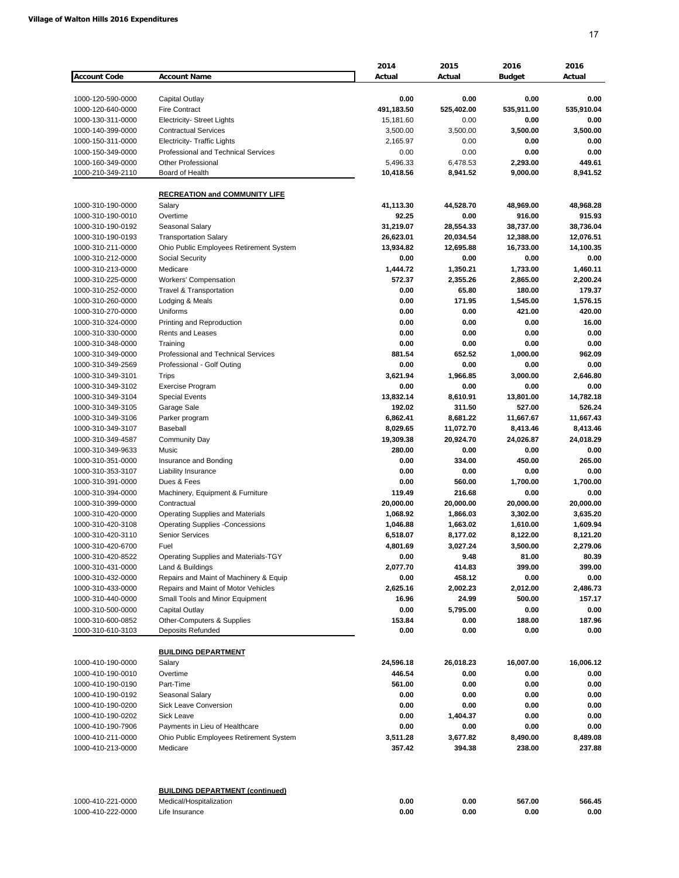**Village of Walton Hills 2016 Expenditures**

| Account Code | Account Name | 2014 Actual | 2015 Actual | 2016 Budget | 2016 Actual |
|---|---|---|---|---|---|
| 1000-120-590-0000 | Capital Outlay | 0.00 | 0.00 | 0.00 | 0.00 |
| 1000-120-640-0000 | Fire Contract | 491,183.50 | 525,402.00 | 535,911.00 | 535,910.04 |
| 1000-130-311-0000 | Electricity- Street Lights | 15,181.60 | 0.00 | 0.00 | 0.00 |
| 1000-140-399-0000 | Contractual Services | 3,500.00 | 3,500.00 | 3,500.00 | 3,500.00 |
| 1000-150-311-0000 | Electricity- Traffic Lights | 2,165.97 | 0.00 | 0.00 | 0.00 |
| 1000-150-349-0000 | Professional and Technical Services | 0.00 | 0.00 | 0.00 | 0.00 |
| 1000-160-349-0000 | Other Professional | 5,496.33 | 6,478.53 | 2,293.00 | 449.61 |
| 1000-210-349-2110 | Board of Health | 10,418.56 | 8,941.52 | 9,000.00 | 8,941.52 |
| | **RECREATION and COMMUNITY LIFE** | | | | |
| 1000-310-190-0000 | Salary | 41,113.30 | 44,528.70 | 48,969.00 | 48,968.28 |
| 1000-310-190-0010 | Overtime | 92.25 | 0.00 | 916.00 | 915.93 |
| 1000-310-190-0192 | Seasonal Salary | 31,219.07 | 28,554.33 | 38,737.00 | 38,736.04 |
| 1000-310-190-0193 | Transportation Salary | 26,623.01 | 20,034.54 | 12,388.00 | 12,076.51 |
| 1000-310-211-0000 | Ohio Public Employees Retirement System | 13,934.82 | 12,695.88 | 16,733.00 | 14,100.35 |
| 1000-310-212-0000 | Social Security | 0.00 | 0.00 | 0.00 | 0.00 |
| 1000-310-213-0000 | Medicare | 1,444.72 | 1,350.21 | 1,733.00 | 1,460.11 |
| 1000-310-225-0000 | Workers' Compensation | 572.37 | 2,355.26 | 2,865.00 | 2,200.24 |
| 1000-310-252-0000 | Travel & Transportation | 0.00 | 65.80 | 180.00 | 179.37 |
| 1000-310-260-0000 | Lodging & Meals | 0.00 | 171.95 | 1,545.00 | 1,576.15 |
| 1000-310-270-0000 | Uniforms | 0.00 | 0.00 | 421.00 | 420.00 |
| 1000-310-324-0000 | Printing and Reproduction | 0.00 | 0.00 | 0.00 | 16.00 |
| 1000-310-330-0000 | Rents and Leases | 0.00 | 0.00 | 0.00 | 0.00 |
| 1000-310-348-0000 | Training | 0.00 | 0.00 | 0.00 | 0.00 |
| 1000-310-349-0000 | Professional and Technical Services | 881.54 | 652.52 | 1,000.00 | 962.09 |
| 1000-310-349-2569 | Professional - Golf Outing | 0.00 | 0.00 | 0.00 | 0.00 |
| 1000-310-349-3101 | Trips | 3,621.94 | 1,966.85 | 3,000.00 | 2,646.80 |
| 1000-310-349-3102 | Exercise Program | 0.00 | 0.00 | 0.00 | 0.00 |
| 1000-310-349-3104 | Special Events | 13,832.14 | 8,610.91 | 13,801.00 | 14,782.18 |
| 1000-310-349-3105 | Garage Sale | 192.02 | 311.50 | 527.00 | 526.24 |
| 1000-310-349-3106 | Parker program | 6,862.41 | 8,681.22 | 11,667.67 | 11,667.43 |
| 1000-310-349-3107 | Baseball | 8,029.65 | 11,072.70 | 8,413.46 | 8,413.46 |
| 1000-310-349-4587 | Community Day | 19,309.38 | 20,924.70 | 24,026.87 | 24,018.29 |
| 1000-310-349-9633 | Music | 280.00 | 0.00 | 0.00 | 0.00 |
| 1000-310-351-0000 | Insurance and Bonding | 0.00 | 334.00 | 450.00 | 265.00 |
| 1000-310-353-3107 | Liability Insurance | 0.00 | 0.00 | 0.00 | 0.00 |
| 1000-310-391-0000 | Dues & Fees | 0.00 | 560.00 | 1,700.00 | 1,700.00 |
| 1000-310-394-0000 | Machinery, Equipment & Furniture | 119.49 | 216.68 | 0.00 | 0.00 |
| 1000-310-399-0000 | Contractual | 20,000.00 | 20,000.00 | 20,000.00 | 20,000.00 |
| 1000-310-420-0000 | Operating Supplies and Materials | 1,068.92 | 1,866.03 | 3,302.00 | 3,635.20 |
| 1000-310-420-3108 | Operating Supplies -Concessions | 1,046.88 | 1,663.02 | 1,610.00 | 1,609.94 |
| 1000-310-420-3110 | Senior Services | 6,518.07 | 8,177.02 | 8,122.00 | 8,121.20 |
| 1000-310-420-6700 | Fuel | 4,801.69 | 3,027.24 | 3,500.00 | 2,279.06 |
| 1000-310-420-8522 | Operating Supplies and Materials-TGY | 0.00 | 9.48 | 81.00 | 80.39 |
| 1000-310-431-0000 | Land & Buildings | 2,077.70 | 414.83 | 399.00 | 399.00 |
| 1000-310-432-0000 | Repairs and Maint of Machinery & Equip | 0.00 | 458.12 | 0.00 | 0.00 |
| 1000-310-433-0000 | Repairs and Maint of Motor Vehicles | 2,625.16 | 2,002.23 | 2,012.00 | 2,486.73 |
| 1000-310-440-0000 | Small Tools and Minor Equipment | 16.96 | 24.99 | 500.00 | 157.17 |
| 1000-310-500-0000 | Capital Outlay | 0.00 | 5,795.00 | 0.00 | 0.00 |
| 1000-310-600-0852 | Other-Computers & Supplies | 153.84 | 0.00 | 188.00 | 187.96 |
| 1000-310-610-3103 | Deposits Refunded | 0.00 | 0.00 | 0.00 | 0.00 |
| | **BUILDING DEPARTMENT** | | | | |
| 1000-410-190-0000 | Salary | 24,596.18 | 26,018.23 | 16,007.00 | 16,006.12 |
| 1000-410-190-0010 | Overtime | 446.54 | 0.00 | 0.00 | 0.00 |
| 1000-410-190-0190 | Part-Time | 561.00 | 0.00 | 0.00 | 0.00 |
| 1000-410-190-0192 | Seasonal Salary | 0.00 | 0.00 | 0.00 | 0.00 |
| 1000-410-190-0200 | Sick Leave Conversion | 0.00 | 0.00 | 0.00 | 0.00 |
| 1000-410-190-0202 | Sick Leave | 0.00 | 1,404.37 | 0.00 | 0.00 |
| 1000-410-190-7906 | Payments in Lieu of Healthcare | 0.00 | 0.00 | 0.00 | 0.00 |
| 1000-410-211-0000 | Ohio Public Employees Retirement System | 3,511.28 | 3,677.82 | 8,490.00 | 8,489.08 |
| 1000-410-213-0000 | Medicare | 357.42 | 394.38 | 238.00 | 237.88 |
| | **BUILDING DEPARTMENT (continued)** | | | | |
| 1000-410-221-0000 | Medical/Hospitalization | 0.00 | 0.00 | 567.00 | 566.45 |
| 1000-410-222-0000 | Life Insurance | 0.00 | 0.00 | 0.00 | 0.00 |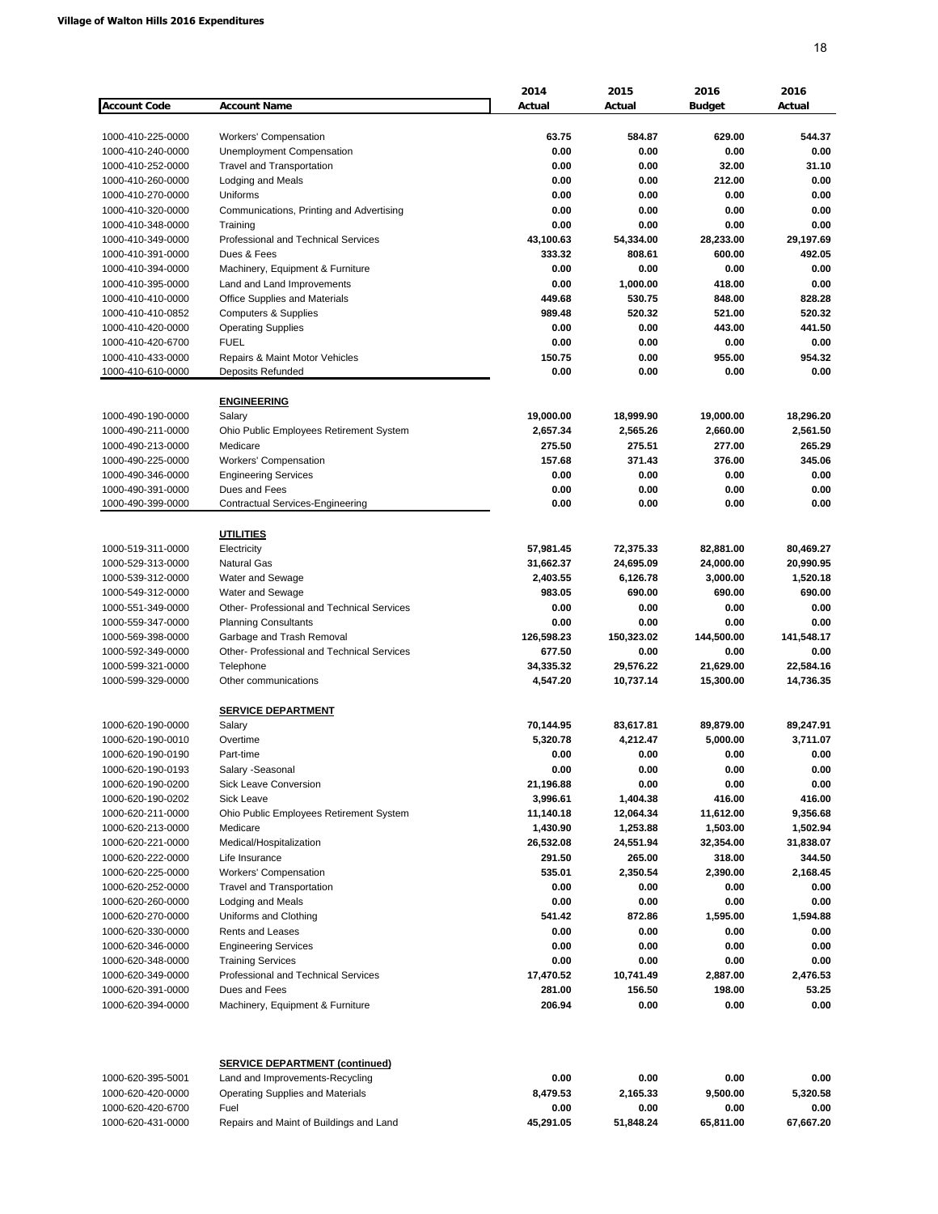**Village of Walton Hills 2016 Expenditures**

| Account Code | Account Name | 2014 Actual | 2015 Actual | 2016 Budget | 2016 Actual |
|---|---|---|---|---|---|
| 1000-410-225-0000 | Workers' Compensation | 63.75 | 584.87 | 629.00 | 544.37 |
| 1000-410-240-0000 | Unemployment Compensation | 0.00 | 0.00 | 0.00 | 0.00 |
| 1000-410-252-0000 | Travel and Transportation | 0.00 | 0.00 | 32.00 | 31.10 |
| 1000-410-260-0000 | Lodging and Meals | 0.00 | 0.00 | 212.00 | 0.00 |
| 1000-410-270-0000 | Uniforms | 0.00 | 0.00 | 0.00 | 0.00 |
| 1000-410-320-0000 | Communications, Printing and Advertising | 0.00 | 0.00 | 0.00 | 0.00 |
| 1000-410-348-0000 | Training | 0.00 | 0.00 | 0.00 | 0.00 |
| 1000-410-349-0000 | Professional and Technical Services | 43,100.63 | 54,334.00 | 28,233.00 | 29,197.69 |
| 1000-410-391-0000 | Dues & Fees | 333.32 | 808.61 | 600.00 | 492.05 |
| 1000-410-394-0000 | Machinery, Equipment & Furniture | 0.00 | 0.00 | 0.00 | 0.00 |
| 1000-410-395-0000 | Land and Land Improvements | 0.00 | 1,000.00 | 418.00 | 0.00 |
| 1000-410-410-0000 | Office Supplies and Materials | 449.68 | 530.75 | 848.00 | 828.28 |
| 1000-410-410-0852 | Computers & Supplies | 989.48 | 520.32 | 521.00 | 520.32 |
| 1000-410-420-0000 | Operating Supplies | 0.00 | 0.00 | 443.00 | 441.50 |
| 1000-410-420-6700 | FUEL | 0.00 | 0.00 | 0.00 | 0.00 |
| 1000-410-433-0000 | Repairs & Maint Motor Vehicles | 150.75 | 0.00 | 955.00 | 954.32 |
| 1000-410-610-0000 | Deposits Refunded | 0.00 | 0.00 | 0.00 | 0.00 |
| | **ENGINEERING** | | | | |
| 1000-490-190-0000 | Salary | 19,000.00 | 18,999.90 | 19,000.00 | 18,296.20 |
| 1000-490-211-0000 | Ohio Public Employees Retirement System | 2,657.34 | 2,565.26 | 2,660.00 | 2,561.50 |
| 1000-490-213-0000 | Medicare | 275.50 | 275.51 | 277.00 | 265.29 |
| 1000-490-225-0000 | Workers' Compensation | 157.68 | 371.43 | 376.00 | 345.06 |
| 1000-490-346-0000 | Engineering Services | 0.00 | 0.00 | 0.00 | 0.00 |
| 1000-490-391-0000 | Dues and Fees | 0.00 | 0.00 | 0.00 | 0.00 |
| 1000-490-399-0000 | Contractual Services-Engineering | 0.00 | 0.00 | 0.00 | 0.00 |
| | **UTILITIES** | | | | |
| 1000-519-311-0000 | Electricity | 57,981.45 | 72,375.33 | 82,881.00 | 80,469.27 |
| 1000-529-313-0000 | Natural Gas | 31,662.37 | 24,695.09 | 24,000.00 | 20,990.95 |
| 1000-539-312-0000 | Water and Sewage | 2,403.55 | 6,126.78 | 3,000.00 | 1,520.18 |
| 1000-549-312-0000 | Water and Sewage | 983.05 | 690.00 | 690.00 | 690.00 |
| 1000-551-349-0000 | Other- Professional and Technical Services | 0.00 | 0.00 | 0.00 | 0.00 |
| 1000-559-347-0000 | Planning Consultants | 0.00 | 0.00 | 0.00 | 0.00 |
| 1000-569-398-0000 | Garbage and Trash Removal | 126,598.23 | 150,323.02 | 144,500.00 | 141,548.17 |
| 1000-592-349-0000 | Other- Professional and Technical Services | 677.50 | 0.00 | 0.00 | 0.00 |
| 1000-599-321-0000 | Telephone | 34,335.32 | 29,576.22 | 21,629.00 | 22,584.16 |
| 1000-599-329-0000 | Other communications | 4,547.20 | 10,737.14 | 15,300.00 | 14,736.35 |
| | **SERVICE DEPARTMENT** | | | | |
| 1000-620-190-0000 | Salary | 70,144.95 | 83,617.81 | 89,879.00 | 89,247.91 |
| 1000-620-190-0010 | Overtime | 5,320.78 | 4,212.47 | 5,000.00 | 3,711.07 |
| 1000-620-190-0190 | Part-time | 0.00 | 0.00 | 0.00 | 0.00 |
| 1000-620-190-0193 | Salary -Seasonal | 0.00 | 0.00 | 0.00 | 0.00 |
| 1000-620-190-0200 | Sick Leave Conversion | 21,196.88 | 0.00 | 0.00 | 0.00 |
| 1000-620-190-0202 | Sick Leave | 3,996.61 | 1,404.38 | 416.00 | 416.00 |
| 1000-620-211-0000 | Ohio Public Employees Retirement System | 11,140.18 | 12,064.34 | 11,612.00 | 9,356.68 |
| 1000-620-213-0000 | Medicare | 1,430.90 | 1,253.88 | 1,503.00 | 1,502.94 |
| 1000-620-221-0000 | Medical/Hospitalization | 26,532.08 | 24,551.94 | 32,354.00 | 31,838.07 |
| 1000-620-222-0000 | Life Insurance | 291.50 | 265.00 | 318.00 | 344.50 |
| 1000-620-225-0000 | Workers' Compensation | 535.01 | 2,350.54 | 2,390.00 | 2,168.45 |
| 1000-620-252-0000 | Travel and Transportation | 0.00 | 0.00 | 0.00 | 0.00 |
| 1000-620-260-0000 | Lodging and Meals | 0.00 | 0.00 | 0.00 | 0.00 |
| 1000-620-270-0000 | Uniforms and Clothing | 541.42 | 872.86 | 1,595.00 | 1,594.88 |
| 1000-620-330-0000 | Rents and Leases | 0.00 | 0.00 | 0.00 | 0.00 |
| 1000-620-346-0000 | Engineering Services | 0.00 | 0.00 | 0.00 | 0.00 |
| 1000-620-348-0000 | Training Services | 0.00 | 0.00 | 0.00 | 0.00 |
| 1000-620-349-0000 | Professional and Technical Services | 17,470.52 | 10,741.49 | 2,887.00 | 2,476.53 |
| 1000-620-391-0000 | Dues and Fees | 281.00 | 156.50 | 198.00 | 53.25 |
| 1000-620-394-0000 | Machinery, Equipment & Furniture | 206.94 | 0.00 | 0.00 | 0.00 |
| | **SERVICE DEPARTMENT (continued)** | | | | |
| 1000-620-395-5001 | Land and Improvements-Recycling | 0.00 | 0.00 | 0.00 | 0.00 |
| 1000-620-420-0000 | Operating Supplies and Materials | 8,479.53 | 2,165.33 | 9,500.00 | 5,320.58 |
| 1000-620-420-6700 | Fuel | 0.00 | 0.00 | 0.00 | 0.00 |
| 1000-620-431-0000 | Repairs and Maint of Buildings and Land | 45,291.05 | 51,848.24 | 65,811.00 | 67,667.20 |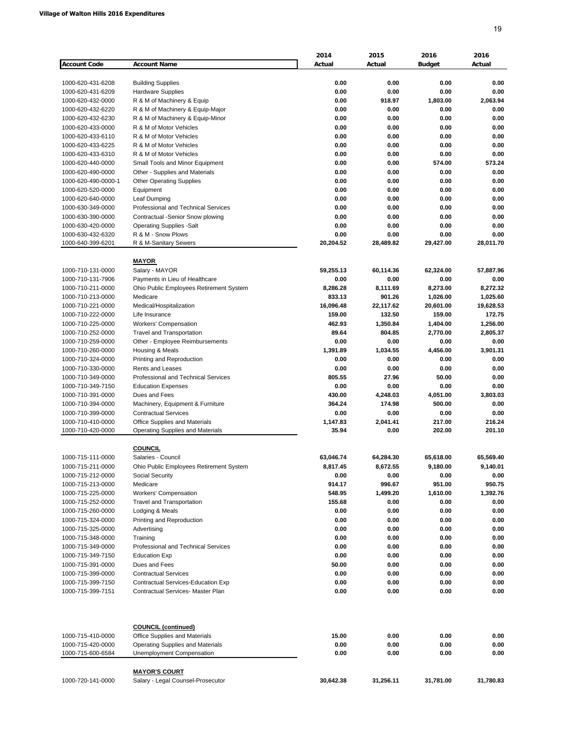**Village of Walton Hills 2016 Expenditures**

| Account Code | Account Name | 2014 Actual | 2015 Actual | 2016 Budget | 2016 Actual |
|---|---|---|---|---|---|
| 1000-620-431-6208 | Building Supplies | 0.00 | 0.00 | 0.00 | 0.00 |
| 1000-620-431-6209 | Hardware Supplies | 0.00 | 0.00 | 0.00 | 0.00 |
| 1000-620-432-0000 | R & M of Machinery & Equip | 0.00 | 918.97 | 1,803.00 | 2,063.94 |
| 1000-620-432-6220 | R & M of Machinery & Equip-Major | 0.00 | 0.00 | 0.00 | 0.00 |
| 1000-620-432-6230 | R & M of Machinery & Equip-Minor | 0.00 | 0.00 | 0.00 | 0.00 |
| 1000-620-433-0000 | R & M of Motor Vehicles | 0.00 | 0.00 | 0.00 | 0.00 |
| 1000-620-433-6110 | R & M of Motor Vehicles | 0.00 | 0.00 | 0.00 | 0.00 |
| 1000-620-433-6225 | R & M of Motor Vehicles | 0.00 | 0.00 | 0.00 | 0.00 |
| 1000-620-433-6310 | R & M of Motor Vehicles | 0.00 | 0.00 | 0.00 | 0.00 |
| 1000-620-440-0000 | Small Tools and Minor Equipment | 0.00 | 0.00 | 574.00 | 573.24 |
| 1000-620-490-0000 | Other - Supplies and Materials | 0.00 | 0.00 | 0.00 | 0.00 |
| 1000-620-490-0000-1 | Other Operating Supplies | 0.00 | 0.00 | 0.00 | 0.00 |
| 1000-620-520-0000 | Equipment | 0.00 | 0.00 | 0.00 | 0.00 |
| 1000-620-640-0000 | Leaf Dumping | 0.00 | 0.00 | 0.00 | 0.00 |
| 1000-630-349-0000 | Professional and Technical Services | 0.00 | 0.00 | 0.00 | 0.00 |
| 1000-630-390-0000 | Contractual -Senior Snow plowing | 0.00 | 0.00 | 0.00 | 0.00 |
| 1000-630-420-0000 | Operating Supplies -Salt | 0.00 | 0.00 | 0.00 | 0.00 |
| 1000-630-432-6320 | R & M - Snow Plows | 0.00 | 0.00 | 0.00 | 0.00 |
| 1000-640-399-6201 | R & M-Sanitary Sewers | 20,204.52 | 28,489.82 | 29,427.00 | 28,011.70 |
| | **MAYOR** | | | | |
| 1000-710-131-0000 | Salary - MAYOR | 59,255.13 | 60,114.36 | 62,324.00 | 57,887.96 |
| 1000-710-131-7906 | Payments in Lieu of Healthcare | 0.00 | 0.00 | 0.00 | 0.00 |
| 1000-710-211-0000 | Ohio Public Employees Retirement System | 8,286.28 | 8,111.69 | 8,273.00 | 8,272.32 |
| 1000-710-213-0000 | Medicare | 833.13 | 901.26 | 1,026.00 | 1,025.60 |
| 1000-710-221-0000 | Medical/Hospitalization | 16,096.48 | 22,117.62 | 20,601.00 | 19,628.53 |
| 1000-710-222-0000 | Life Insurance | 159.00 | 132.50 | 159.00 | 172.75 |
| 1000-710-225-0000 | Workers' Compensation | 462.93 | 1,350.84 | 1,404.00 | 1,256.00 |
| 1000-710-252-0000 | Travel and Transportation | 89.64 | 804.85 | 2,770.00 | 2,805.37 |
| 1000-710-259-0000 | Other - Employee Reimbursements | 0.00 | 0.00 | 0.00 | 0.00 |
| 1000-710-260-0000 | Housing & Meals | 1,391.89 | 1,034.55 | 4,456.00 | 3,901.31 |
| 1000-710-324-0000 | Printing and Reproduction | 0.00 | 0.00 | 0.00 | 0.00 |
| 1000-710-330-0000 | Rents and Leases | 0.00 | 0.00 | 0.00 | 0.00 |
| 1000-710-349-0000 | Professional and Technical Services | 805.55 | 27.96 | 50.00 | 0.00 |
| 1000-710-349-7150 | Education Expenses | 0.00 | 0.00 | 0.00 | 0.00 |
| 1000-710-391-0000 | Dues and Fees | 430.00 | 4,248.03 | 4,051.00 | 3,803.03 |
| 1000-710-394-0000 | Machinery, Equipment & Furniture | 364.24 | 174.98 | 500.00 | 0.00 |
| 1000-710-399-0000 | Contractual Services | 0.00 | 0.00 | 0.00 | 0.00 |
| 1000-710-410-0000 | Office Supplies and Materials | 1,147.83 | 2,041.41 | 217.00 | 216.24 |
| 1000-710-420-0000 | Operating Supplies and Materials | 35.94 | 0.00 | 202.00 | 201.10 |
| | **COUNCIL** | | | | |
| 1000-715-111-0000 | Salaries - Council | 63,046.74 | 64,284.30 | 65,618.00 | 65,569.40 |
| 1000-715-211-0000 | Ohio Public Employees Retirement System | 8,817.45 | 8,672.55 | 9,180.00 | 9,140.01 |
| 1000-715-212-0000 | Social Security | 0.00 | 0.00 | 0.00 | 0.00 |
| 1000-715-213-0000 | Medicare | 914.17 | 996.67 | 951.00 | 950.75 |
| 1000-715-225-0000 | Workers' Compensation | 548.95 | 1,499.20 | 1,610.00 | 1,392.76 |
| 1000-715-252-0000 | Travel and Transportation | 155.68 | 0.00 | 0.00 | 0.00 |
| 1000-715-260-0000 | Lodging & Meals | 0.00 | 0.00 | 0.00 | 0.00 |
| 1000-715-324-0000 | Printing and Reproduction | 0.00 | 0.00 | 0.00 | 0.00 |
| 1000-715-325-0000 | Advertising | 0.00 | 0.00 | 0.00 | 0.00 |
| 1000-715-348-0000 | Training | 0.00 | 0.00 | 0.00 | 0.00 |
| 1000-715-349-0000 | Professional and Technical Services | 0.00 | 0.00 | 0.00 | 0.00 |
| 1000-715-349-7150 | Education Exp | 0.00 | 0.00 | 0.00 | 0.00 |
| 1000-715-391-0000 | Dues and Fees | 50.00 | 0.00 | 0.00 | 0.00 |
| 1000-715-399-0000 | Contractual Services | 0.00 | 0.00 | 0.00 | 0.00 |
| 1000-715-399-7150 | Contractual Services-Education Exp | 0.00 | 0.00 | 0.00 | 0.00 |
| 1000-715-399-7151 | Contractual Services- Master Plan | 0.00 | 0.00 | 0.00 | 0.00 |
| | **COUNCIL (continued)** | | | | |
| 1000-715-410-0000 | Office Supplies and Materials | 15.00 | 0.00 | 0.00 | 0.00 |
| 1000-715-420-0000 | Operating Supplies and Materials | 0.00 | 0.00 | 0.00 | 0.00 |
| 1000-715-600-6584 | Unemployment Compensation | 0.00 | 0.00 | 0.00 | 0.00 |
| | **MAYOR'S COURT** | | | | |
| 1000-720-141-0000 | Salary - Legal Counsel-Prosecutor | 30,642.38 | 31,256.11 | 31,781.00 | 31,780.83 |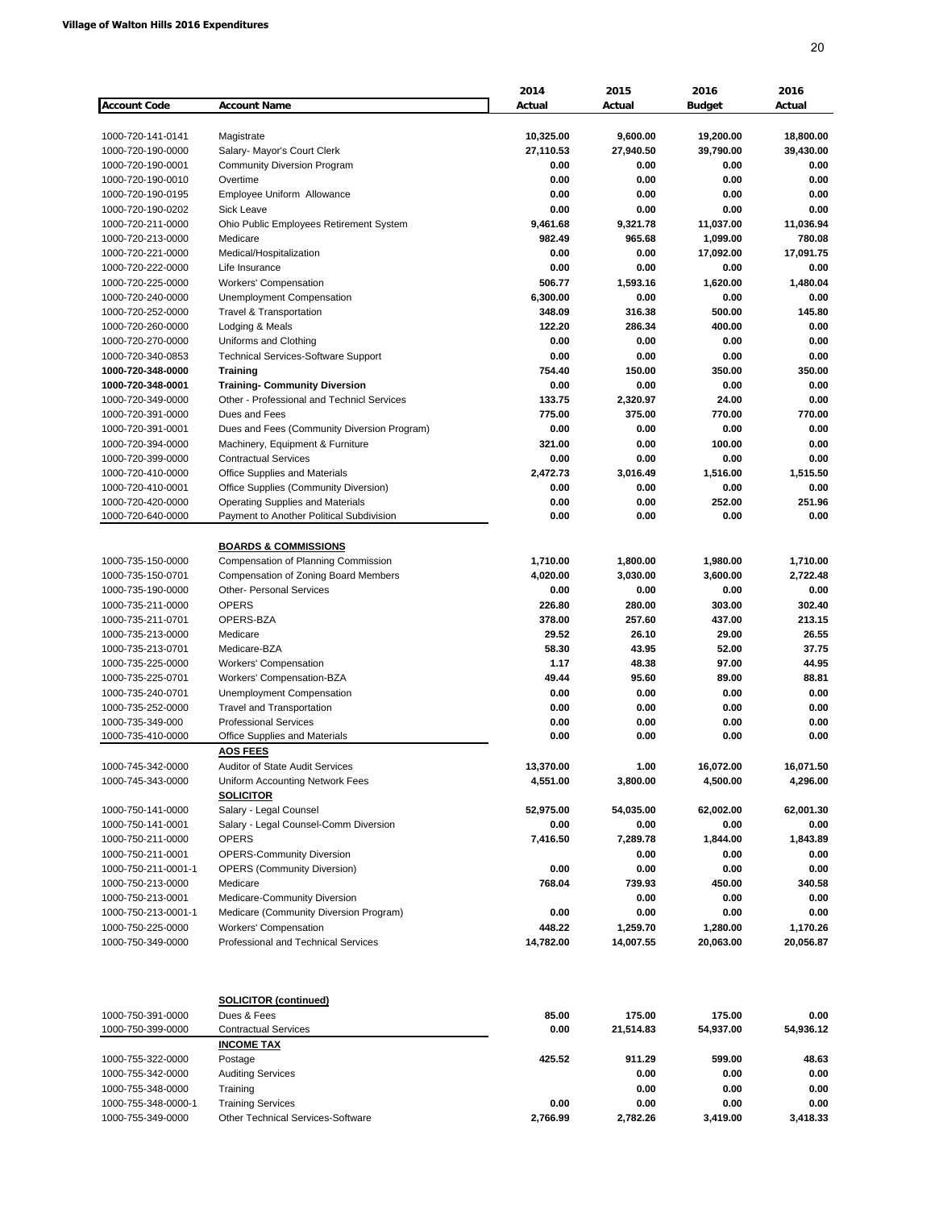**Village of Walton Hills 2016 Expenditures**

| Account Code | Account Name | 2014 Actual | 2015 Actual | 2016 Budget | 2016 Actual |
|---|---|---|---|---|---|
| 1000-720-141-0141 | Magistrate | 10,325.00 | 9,600.00 | 19,200.00 | 18,800.00 |
| 1000-720-190-0000 | Salary- Mayor's Court Clerk | 27,110.53 | 27,940.50 | 39,790.00 | 39,430.00 |
| 1000-720-190-0001 | Community Diversion Program | 0.00 | 0.00 | 0.00 | 0.00 |
| 1000-720-190-0010 | Overtime | 0.00 | 0.00 | 0.00 | 0.00 |
| 1000-720-190-0195 | Employee Uniform Allowance | 0.00 | 0.00 | 0.00 | 0.00 |
| 1000-720-190-0202 | Sick Leave | 0.00 | 0.00 | 0.00 | 0.00 |
| 1000-720-211-0000 | Ohio Public Employees Retirement System | 9,461.68 | 9,321.78 | 11,037.00 | 11,036.94 |
| 1000-720-213-0000 | Medicare | 982.49 | 965.68 | 1,099.00 | 780.08 |
| 1000-720-221-0000 | Medical/Hospitalization | 0.00 | 0.00 | 17,092.00 | 17,091.75 |
| 1000-720-222-0000 | Life Insurance | 0.00 | 0.00 | 0.00 | 0.00 |
| 1000-720-225-0000 | Workers' Compensation | 506.77 | 1,593.16 | 1,620.00 | 1,480.04 |
| 1000-720-240-0000 | Unemployment Compensation | 6,300.00 | 0.00 | 0.00 | 0.00 |
| 1000-720-252-0000 | Travel & Transportation | 348.09 | 316.38 | 500.00 | 145.80 |
| 1000-720-260-0000 | Lodging & Meals | 122.20 | 286.34 | 400.00 | 0.00 |
| 1000-720-270-0000 | Uniforms and Clothing | 0.00 | 0.00 | 0.00 | 0.00 |
| 1000-720-340-0853 | Technical Services-Software Support | 0.00 | 0.00 | 0.00 | 0.00 |
| **1000-720-348-0000** | **Training** | 754.40 | 150.00 | 350.00 | 350.00 |
| **1000-720-348-0001** | **Training- Community Diversion** | 0.00 | 0.00 | 0.00 | 0.00 |
| 1000-720-349-0000 | Other - Professional and Technicl Services | 133.75 | 2,320.97 | 24.00 | 0.00 |
| 1000-720-391-0000 | Dues and Fees | 775.00 | 375.00 | 770.00 | 770.00 |
| 1000-720-391-0001 | Dues and Fees (Community Diversion Program) | 0.00 | 0.00 | 0.00 | 0.00 |
| 1000-720-394-0000 | Machinery, Equipment & Furniture | 321.00 | 0.00 | 100.00 | 0.00 |
| 1000-720-399-0000 | Contractual Services | 0.00 | 0.00 | 0.00 | 0.00 |
| 1000-720-410-0000 | Office Supplies and Materials | 2,472.73 | 3,016.49 | 1,516.00 | 1,515.50 |
| 1000-720-410-0001 | Office Supplies (Community Diversion) | 0.00 | 0.00 | 0.00 | 0.00 |
| 1000-720-420-0000 | Operating Supplies and Materials | 0.00 | 0.00 | 252.00 | 251.96 |
| 1000-720-640-0000 | Payment to Another Political Subdivision | 0.00 | 0.00 | 0.00 | 0.00 |
| | **BOARDS & COMMISSIONS** | | | | |
| 1000-735-150-0000 | Compensation of Planning Commission | 1,710.00 | 1,800.00 | 1,980.00 | 1,710.00 |
| 1000-735-150-0701 | Compensation of Zoning Board Members | 4,020.00 | 3,030.00 | 3,600.00 | 2,722.48 |
| 1000-735-190-0000 | Other- Personal Services | 0.00 | 0.00 | 0.00 | 0.00 |
| 1000-735-211-0000 | OPERS | 226.80 | 280.00 | 303.00 | 302.40 |
| 1000-735-211-0701 | OPERS-BZA | 378.00 | 257.60 | 437.00 | 213.15 |
| 1000-735-213-0000 | Medicare | 29.52 | 26.10 | 29.00 | 26.55 |
| 1000-735-213-0701 | Medicare-BZA | 58.30 | 43.95 | 52.00 | 37.75 |
| 1000-735-225-0000 | Workers' Compensation | 1.17 | 48.38 | 97.00 | 44.95 |
| 1000-735-225-0701 | Workers' Compensation-BZA | 49.44 | 95.60 | 89.00 | 88.81 |
| 1000-735-240-0701 | Unemployment Compensation | 0.00 | 0.00 | 0.00 | 0.00 |
| 1000-735-252-0000 | Travel and Transportation | 0.00 | 0.00 | 0.00 | 0.00 |
| 1000-735-349-000 | Professional Services | 0.00 | 0.00 | 0.00 | 0.00 |
| 1000-735-410-0000 | Office Supplies and Materials | 0.00 | 0.00 | 0.00 | 0.00 |
| | **AOS FEES** | | | | |
| 1000-745-342-0000 | Auditor of State Audit Services | 13,370.00 | 1.00 | 16,072.00 | 16,071.50 |
| 1000-745-343-0000 | Uniform Accounting Network Fees | 4,551.00 | 3,800.00 | 4,500.00 | 4,296.00 |
| | **SOLICITOR** | | | | |
| 1000-750-141-0000 | Salary - Legal Counsel | 52,975.00 | 54,035.00 | 62,002.00 | 62,001.30 |
| 1000-750-141-0001 | Salary - Legal Counsel-Comm Diversion | 0.00 | 0.00 | 0.00 | 0.00 |
| 1000-750-211-0000 | OPERS | 7,416.50 | 7,289.78 | 1,844.00 | 1,843.89 |
| 1000-750-211-0001 | OPERS-Community Diversion | | 0.00 | 0.00 | 0.00 |
| 1000-750-211-0001-1 | OPERS (Community Diversion) | 0.00 | 0.00 | 0.00 | 0.00 |
| 1000-750-213-0000 | Medicare | 768.04 | 739.93 | 450.00 | 340.58 |
| 1000-750-213-0001 | Medicare-Community Diversion | | 0.00 | 0.00 | 0.00 |
| 1000-750-213-0001-1 | Medicare (Community Diversion Program) | 0.00 | 0.00 | 0.00 | 0.00 |
| 1000-750-225-0000 | Workers' Compensation | 448.22 | 1,259.70 | 1,280.00 | 1,170.26 |
| 1000-750-349-0000 | Professional and Technical Services | 14,782.00 | 14,007.55 | 20,063.00 | 20,056.87 |
| | **SOLICITOR (continued)** | | | | |
| 1000-750-391-0000 | Dues & Fees | 85.00 | 175.00 | 175.00 | 0.00 |
| 1000-750-399-0000 | Contractual Services | 0.00 | 21,514.83 | 54,937.00 | 54,936.12 |
| | **INCOME TAX** | | | | |
| 1000-755-322-0000 | Postage | 425.52 | 911.29 | 599.00 | 48.63 |
| 1000-755-342-0000 | Auditing Services | | 0.00 | 0.00 | 0.00 |
| 1000-755-348-0000 | Training | | 0.00 | 0.00 | 0.00 |
| 1000-755-348-0000-1 | Training Services | 0.00 | 0.00 | 0.00 | 0.00 |
| 1000-755-349-0000 | Other Technical Services-Software | 2,766.99 | 2,782.26 | 3,419.00 | 3,418.33 |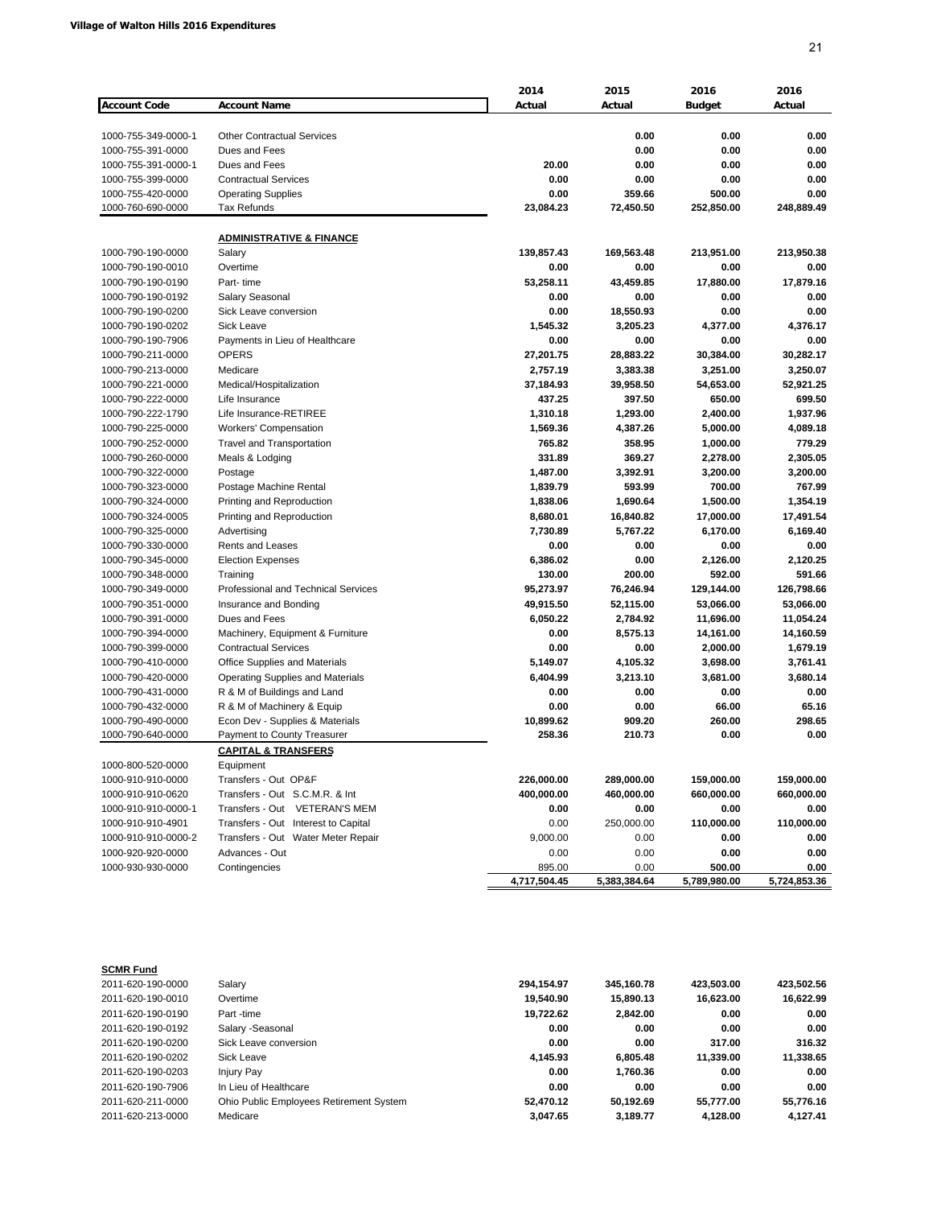**Village of Walton Hills 2016 Expenditures**

| Account Code | Account Name | 2014 Actual | 2015 Actual | 2016 Budget | 2016 Actual |
|---|---|---|---|---|---|
| 1000-755-349-0000-1 | Other Contractual Services | | 0.00 | 0.00 | 0.00 |
| 1000-755-391-0000 | Dues and Fees | | 0.00 | 0.00 | 0.00 |
| 1000-755-391-0000-1 | Dues and Fees | 20.00 | 0.00 | 0.00 | 0.00 |
| 1000-755-399-0000 | Contractual Services | 0.00 | 0.00 | 0.00 | 0.00 |
| 1000-755-420-0000 | Operating Supplies | 0.00 | 359.66 | 500.00 | 0.00 |
| 1000-760-690-0000 | Tax Refunds | 23,084.23 | 72,450.50 | 252,850.00 | 248,889.49 |
| | **ADMINISTRATIVE & FINANCE** | | | | |
| 1000-790-190-0000 | Salary | 139,857.43 | 169,563.48 | 213,951.00 | 213,950.38 |
| 1000-790-190-0010 | Overtime | 0.00 | 0.00 | 0.00 | 0.00 |
| 1000-790-190-0190 | Part- time | 53,258.11 | 43,459.85 | 17,880.00 | 17,879.16 |
| 1000-790-190-0192 | Salary Seasonal | 0.00 | 0.00 | 0.00 | 0.00 |
| 1000-790-190-0200 | Sick Leave conversion | 0.00 | 18,550.93 | 0.00 | 0.00 |
| 1000-790-190-0202 | Sick Leave | 1,545.32 | 3,205.23 | 4,377.00 | 4,376.17 |
| 1000-790-190-7906 | Payments in Lieu of Healthcare | 0.00 | 0.00 | 0.00 | 0.00 |
| 1000-790-211-0000 | OPERS | 27,201.75 | 28,883.22 | 30,384.00 | 30,282.17 |
| 1000-790-213-0000 | Medicare | 2,757.19 | 3,383.38 | 3,251.00 | 3,250.07 |
| 1000-790-221-0000 | Medical/Hospitalization | 37,184.93 | 39,958.50 | 54,653.00 | 52,921.25 |
| 1000-790-222-0000 | Life Insurance | 437.25 | 397.50 | 650.00 | 699.50 |
| 1000-790-222-1790 | Life Insurance-RETIREE | 1,310.18 | 1,293.00 | 2,400.00 | 1,937.96 |
| 1000-790-225-0000 | Workers' Compensation | 1,569.36 | 4,387.26 | 5,000.00 | 4,089.18 |
| 1000-790-252-0000 | Travel and Transportation | 765.82 | 358.95 | 1,000.00 | 779.29 |
| 1000-790-260-0000 | Meals & Lodging | 331.89 | 369.27 | 2,278.00 | 2,305.05 |
| 1000-790-322-0000 | Postage | 1,487.00 | 3,392.91 | 3,200.00 | 3,200.00 |
| 1000-790-323-0000 | Postage Machine Rental | 1,839.79 | 593.99 | 700.00 | 767.99 |
| 1000-790-324-0000 | Printing and Reproduction | 1,838.06 | 1,690.64 | 1,500.00 | 1,354.19 |
| 1000-790-324-0005 | Printing and Reproduction | 8,680.01 | 16,840.82 | 17,000.00 | 17,491.54 |
| 1000-790-325-0000 | Advertising | 7,730.89 | 5,767.22 | 6,170.00 | 6,169.40 |
| 1000-790-330-0000 | Rents and Leases | 0.00 | 0.00 | 0.00 | 0.00 |
| 1000-790-345-0000 | Election Expenses | 6,386.02 | 0.00 | 2,126.00 | 2,120.25 |
| 1000-790-348-0000 | Training | 130.00 | 200.00 | 592.00 | 591.66 |
| 1000-790-349-0000 | Professional and Technical Services | 95,273.97 | 76,246.94 | 129,144.00 | 126,798.66 |
| 1000-790-351-0000 | Insurance and Bonding | 49,915.50 | 52,115.00 | 53,066.00 | 53,066.00 |
| 1000-790-391-0000 | Dues and Fees | 6,050.22 | 2,784.92 | 11,696.00 | 11,054.24 |
| 1000-790-394-0000 | Machinery, Equipment & Furniture | 0.00 | 8,575.13 | 14,161.00 | 14,160.59 |
| 1000-790-399-0000 | Contractual Services | 0.00 | 0.00 | 2,000.00 | 1,679.19 |
| 1000-790-410-0000 | Office Supplies and Materials | 5,149.07 | 4,105.32 | 3,698.00 | 3,761.41 |
| 1000-790-420-0000 | Operating Supplies and Materials | 6,404.99 | 3,213.10 | 3,681.00 | 3,680.14 |
| 1000-790-431-0000 | R & M of Buildings and Land | 0.00 | 0.00 | 0.00 | 0.00 |
| 1000-790-432-0000 | R & M of Machinery & Equip | 0.00 | 0.00 | 66.00 | 65.16 |
| 1000-790-490-0000 | Econ Dev - Supplies & Materials | 10,899.62 | 909.20 | 260.00 | 298.65 |
| 1000-790-640-0000 | Payment to County Treasurer | 258.36 | 210.73 | 0.00 | 0.00 |
| | **CAPITAL & TRANSFERS** | | | | |
| 1000-800-520-0000 | Equipment | | | | |
| 1000-910-910-0000 | Transfers - Out OP&F | 226,000.00 | 289,000.00 | 159,000.00 | 159,000.00 |
| 1000-910-910-0620 | Transfers - Out S.C.M.R. & Int | 400,000.00 | 460,000.00 | 660,000.00 | 660,000.00 |
| 1000-910-910-0000-1 | Transfers - Out VETERAN'S MEM | 0.00 | 0.00 | 0.00 | 0.00 |
| 1000-910-910-4901 | Transfers - Out Interest to Capital | 0.00 | 250,000.00 | 110,000.00 | 110,000.00 |
| 1000-910-910-0000-2 | Transfers - Out Water Meter Repair | 9,000.00 | 0.00 | 0.00 | 0.00 |
| 1000-920-920-0000 | Advances - Out | 0.00 | 0.00 | 0.00 | 0.00 |
| 1000-930-930-0000 | Contingencies | 895.00 | 0.00 | 500.00 | 0.00 |
| | | 4,717,504.45 | 5,383,384.64 | 5,789,980.00 | 5,724,853.36 |

**SCMR Fund**

| Account Code | Account Name | 2014 Actual | 2015 Actual | 2016 Budget | 2016 Actual |
|---|---|---|---|---|---|
| 2011-620-190-0000 | Salary | 294,154.97 | 345,160.78 | 423,503.00 | 423,502.56 |
| 2011-620-190-0010 | Overtime | 19,540.90 | 15,890.13 | 16,623.00 | 16,622.99 |
| 2011-620-190-0190 | Part -time | 19,722.62 | 2,842.00 | 0.00 | 0.00 |
| 2011-620-190-0192 | Salary -Seasonal | 0.00 | 0.00 | 0.00 | 0.00 |
| 2011-620-190-0200 | Sick Leave conversion | 0.00 | 0.00 | 317.00 | 316.32 |
| 2011-620-190-0202 | Sick Leave | 4,145.93 | 6,805.48 | 11,339.00 | 11,338.65 |
| 2011-620-190-0203 | Injury Pay | 0.00 | 1,760.36 | 0.00 | 0.00 |
| 2011-620-190-7906 | In Lieu of Healthcare | 0.00 | 0.00 | 0.00 | 0.00 |
| 2011-620-211-0000 | Ohio Public Employees Retirement System | 52,470.12 | 50,192.69 | 55,777.00 | 55,776.16 |
| 2011-620-213-0000 | Medicare | 3,047.65 | 3,189.77 | 4,128.00 | 4,127.41 |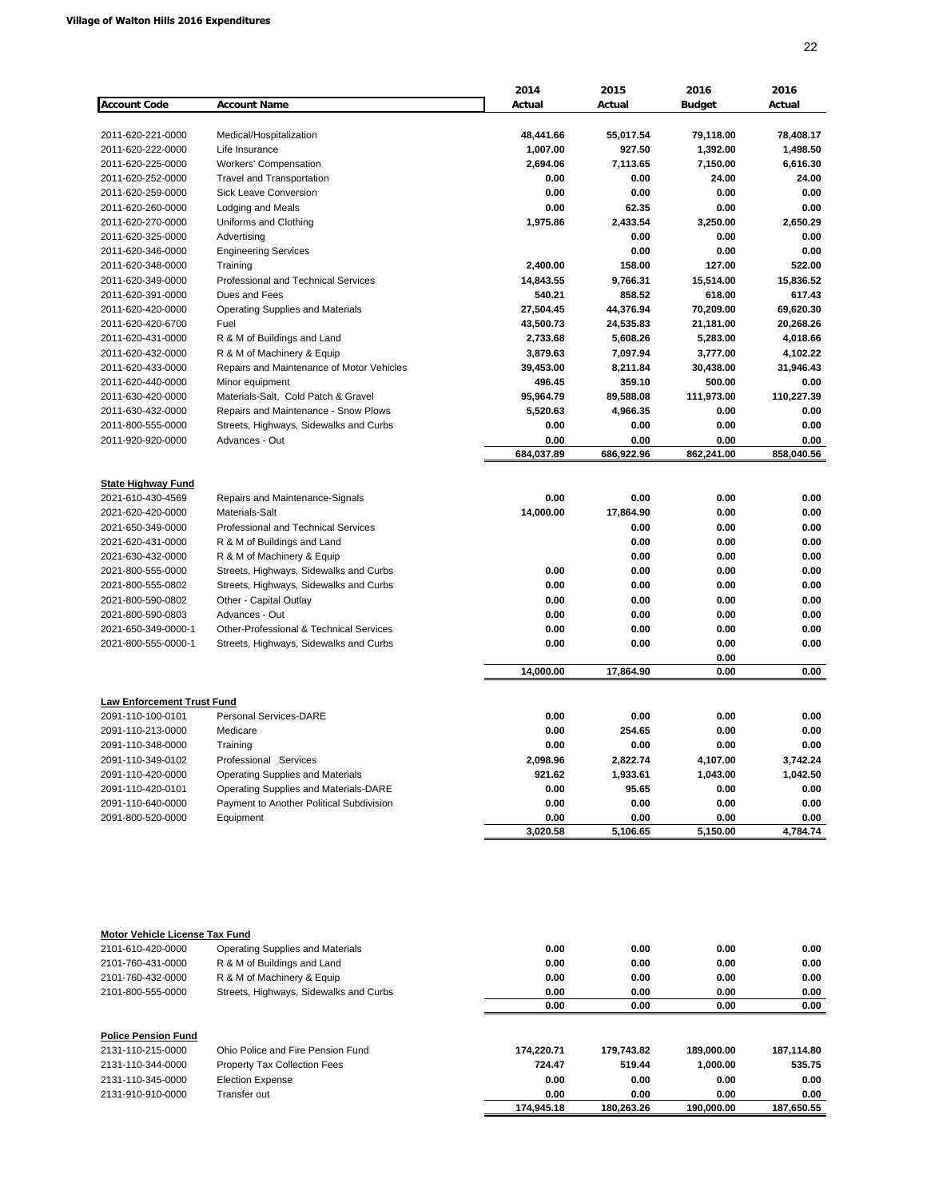**Village of Walton Hills 2016 Expenditures**

| Account Code | Account Name | 2014 Actual | 2015 Actual | 2016 Budget | 2016 Actual |
|---|---|---|---|---|---|
| 2011-620-221-0000 | Medical/Hospitalization | 48,441.66 | 55,017.54 | 79,118.00 | 78,408.17 |
| 2011-620-222-0000 | Life Insurance | 1,007.00 | 927.50 | 1,392.00 | 1,498.50 |
| 2011-620-225-0000 | Workers' Compensation | 2,694.06 | 7,113.65 | 7,150.00 | 6,616.30 |
| 2011-620-252-0000 | Travel and Transportation | 0.00 | 0.00 | 24.00 | 24.00 |
| 2011-620-259-0000 | Sick Leave Conversion | 0.00 | 0.00 | 0.00 | 0.00 |
| 2011-620-260-0000 | Lodging and Meals | 0.00 | 62.35 | 0.00 | 0.00 |
| 2011-620-270-0000 | Uniforms and Clothing | 1,975.86 | 2,433.54 | 3,250.00 | 2,650.29 |
| 2011-620-325-0000 | Advertising | | 0.00 | 0.00 | 0.00 |
| 2011-620-346-0000 | Engineering Services | | 0.00 | 0.00 | 0.00 |
| 2011-620-348-0000 | Training | 2,400.00 | 158.00 | 127.00 | 522.00 |
| 2011-620-349-0000 | Professional and Technical Services | 14,843.55 | 9,766.31 | 15,514.00 | 15,836.52 |
| 2011-620-391-0000 | Dues and Fees | 540.21 | 858.52 | 618.00 | 617.43 |
| 2011-620-420-0000 | Operating Supplies and Materials | 27,504.45 | 44,376.94 | 70,209.00 | 69,620.30 |
| 2011-620-420-6700 | Fuel | 43,500.73 | 24,535.83 | 21,181.00 | 20,268.26 |
| 2011-620-431-0000 | R & M of Buildings and Land | 2,733.68 | 5,608.26 | 5,283.00 | 4,018.66 |
| 2011-620-432-0000 | R & M of Machinery & Equip | 3,879.63 | 7,097.94 | 3,777.00 | 4,102.22 |
| 2011-620-433-0000 | Repairs and Maintenance of Motor Vehicles | 39,453.00 | 8,211.84 | 30,438.00 | 31,946.43 |
| 2011-620-440-0000 | Minor equipment | 496.45 | 359.10 | 500.00 | 0.00 |
| 2011-630-420-0000 | Materials-Salt, Cold Patch & Gravel | 95,964.79 | 89,588.08 | 111,973.00 | 110,227.39 |
| 2011-630-432-0000 | Repairs and Maintenance - Snow Plows | 5,520.63 | 4,966.35 | 0.00 | 0.00 |
| 2011-800-555-0000 | Streets, Highways, Sidewalks and Curbs | 0.00 | 0.00 | 0.00 | 0.00 |
| 2011-920-920-0000 | Advances - Out | 0.00 | 0.00 | 0.00 | 0.00 |
| | | 684,037.89 | 686,922.96 | 862,241.00 | 858,040.56 |

| Account Code | Account Name | 2014 Actual | 2015 Actual | 2016 Budget | 2016 Actual |
|---|---|---|---|---|---|
| **State Highway Fund** | | | | | |
| 2021-610-430-4569 | Repairs and Maintenance-Signals | 0.00 | 0.00 | 0.00 | 0.00 |
| 2021-620-420-0000 | Materials-Salt | 14,000.00 | 17,864.90 | 0.00 | 0.00 |
| 2021-650-349-0000 | Professional and Technical Services | | 0.00 | 0.00 | 0.00 |
| 2021-620-431-0000 | R & M of Buildings and Land | | 0.00 | 0.00 | 0.00 |
| 2021-630-432-0000 | R & M of Machinery & Equip | | 0.00 | 0.00 | 0.00 |
| 2021-800-555-0000 | Streets, Highways, Sidewalks and Curbs | 0.00 | 0.00 | 0.00 | 0.00 |
| 2021-800-555-0802 | Streets, Highways, Sidewalks and Curbs | 0.00 | 0.00 | 0.00 | 0.00 |
| 2021-800-590-0802 | Other - Capital Outlay | 0.00 | 0.00 | 0.00 | 0.00 |
| 2021-800-590-0803 | Advances - Out | 0.00 | 0.00 | 0.00 | 0.00 |
| 2021-650-349-0000-1 | Other-Professional & Technical Services | 0.00 | 0.00 | 0.00 | 0.00 |
| 2021-800-555-0000-1 | Streets, Highways, Sidewalks and Curbs | 0.00 | 0.00 | 0.00 | 0.00 |
| | | | | 0.00 | |
| | | 14,000.00 | 17,864.90 | 0.00 | 0.00 |

| Account Code | Account Name | 2014 Actual | 2015 Actual | 2016 Budget | 2016 Actual |
|---|---|---|---|---|---|
| **Law Enforcement Trust Fund** | | | | | |
| 2091-110-100-0101 | Personal Services-DARE | 0.00 | 0.00 | 0.00 | 0.00 |
| 2091-110-213-0000 | Medicare | 0.00 | 254.65 | 0.00 | 0.00 |
| 2091-110-348-0000 | Training | 0.00 | 0.00 | 0.00 | 0.00 |
| 2091-110-349-0102 | Professional Services | 2,098.96 | 2,822.74 | 4,107.00 | 3,742.24 |
| 2091-110-420-0000 | Operating Supplies and Materials | 921.62 | 1,933.61 | 1,043.00 | 1,042.50 |
| 2091-110-420-0101 | Operating Supplies and Materials-DARE | 0.00 | 95.65 | 0.00 | 0.00 |
| 2091-110-640-0000 | Payment to Another Political Subdivision | 0.00 | 0.00 | 0.00 | 0.00 |
| 2091-800-520-0000 | Equipment | 0.00 | 0.00 | 0.00 | 0.00 |
| | | 3,020.58 | 5,106.65 | 5,150.00 | 4,784.74 |

| Account Code | Account Name | 2014 Actual | 2015 Actual | 2016 Budget | 2016 Actual |
|---|---|---|---|---|---|
| **Motor Vehicle License Tax Fund** | | | | | |
| 2101-610-420-0000 | Operating Supplies and Materials | 0.00 | 0.00 | 0.00 | 0.00 |
| 2101-760-431-0000 | R & M of Buildings and Land | 0.00 | 0.00 | 0.00 | 0.00 |
| 2101-760-432-0000 | R & M of Machinery & Equip | 0.00 | 0.00 | 0.00 | 0.00 |
| 2101-800-555-0000 | Streets, Highways, Sidewalks and Curbs | 0.00 | 0.00 | 0.00 | 0.00 |
| | | 0.00 | 0.00 | 0.00 | 0.00 |

| Account Code | Account Name | 2014 Actual | 2015 Actual | 2016 Budget | 2016 Actual |
|---|---|---|---|---|---|
| **Police Pension Fund** | | | | | |
| 2131-110-215-0000 | Ohio Police and Fire Pension Fund | 174,220.71 | 179,743.82 | 189,000.00 | 187,114.80 |
| 2131-110-344-0000 | Property Tax Collection Fees | 724.47 | 519.44 | 1,000.00 | 535.75 |
| 2131-110-345-0000 | Election Expense | 0.00 | 0.00 | 0.00 | 0.00 |
| 2131-910-910-0000 | Transfer out | 0.00 | 0.00 | 0.00 | 0.00 |
| | | 174,945.18 | 180,263.26 | 190,000.00 | 187,650.55 |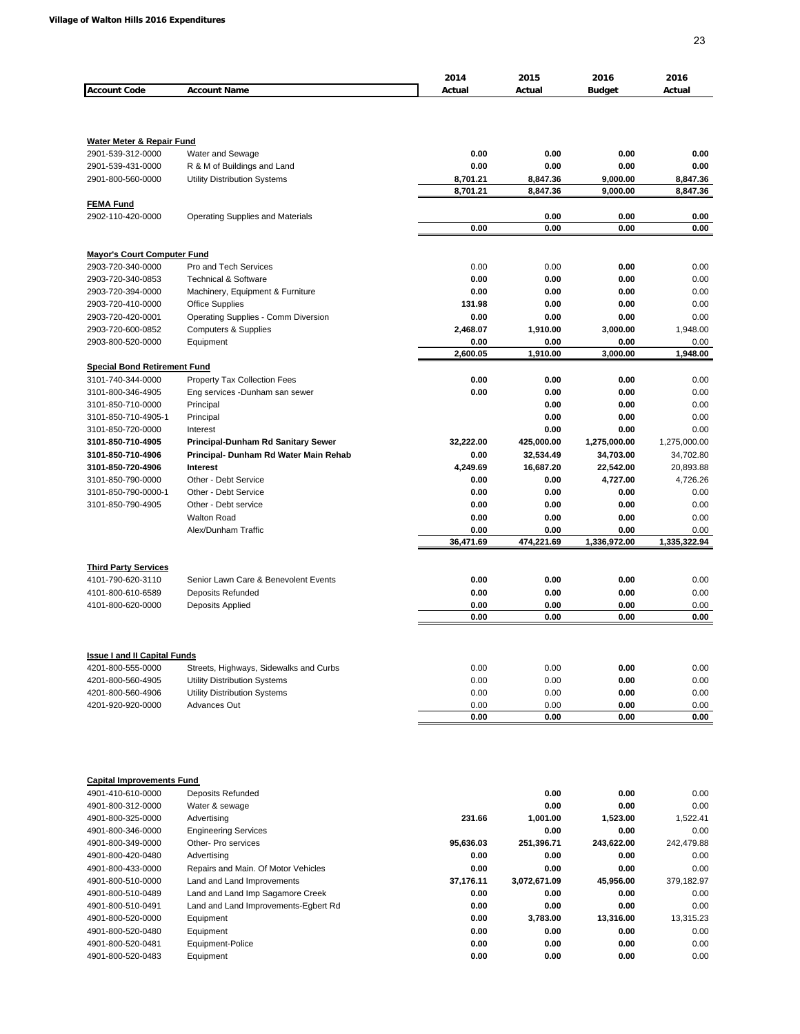**Village of Walton Hills 2016 Expenditures**

| Account Code | Account Name | 2014 Actual | 2015 Actual | 2016 Budget | 2016 Actual |
|---|---|---|---|---|---|
| **Water Meter & Repair Fund** | | | | | |
| 2901-539-312-0000 | Water and Sewage | 0.00 | 0.00 | 0.00 | 0.00 |
| 2901-539-431-0000 | R & M of Buildings and Land | 0.00 | 0.00 | 0.00 | 0.00 |
| 2901-800-560-0000 | Utility Distribution Systems | 8,701.21 | 8,847.36 | 9,000.00 | 8,847.36 |
| | | 8,701.21 | 8,847.36 | 9,000.00 | 8,847.36 |
| **FEMA Fund** | | | | | |
| 2902-110-420-0000 | Operating Supplies and Materials | | 0.00 | 0.00 | 0.00 |
| | | 0.00 | 0.00 | 0.00 | 0.00 |
| **Mayor's Court Computer Fund** | | | | | |
| 2903-720-340-0000 | Pro and Tech Services | 0.00 | 0.00 | 0.00 | 0.00 |
| 2903-720-340-0853 | Technical & Software | 0.00 | 0.00 | 0.00 | 0.00 |
| 2903-720-394-0000 | Machinery, Equipment & Furniture | 0.00 | 0.00 | 0.00 | 0.00 |
| 2903-720-410-0000 | Office Supplies | 131.98 | 0.00 | 0.00 | 0.00 |
| 2903-720-420-0001 | Operating Supplies - Comm Diversion | 0.00 | 0.00 | 0.00 | 0.00 |
| 2903-720-600-0852 | Computers & Supplies | 2,468.07 | 1,910.00 | 3,000.00 | 1,948.00 |
| 2903-800-520-0000 | Equipment | 0.00 | 0.00 | 0.00 | 0.00 |
| | | 2,600.05 | 1,910.00 | 3,000.00 | 1,948.00 |
| **Special Bond Retirement Fund** | | | | | |
| 3101-740-344-0000 | Property Tax Collection Fees | 0.00 | 0.00 | 0.00 | 0.00 |
| 3101-800-346-4905 | Eng services -Dunham san sewer | 0.00 | 0.00 | 0.00 | 0.00 |
| 3101-850-710-0000 | Principal | | 0.00 | 0.00 | 0.00 |
| 3101-850-710-4905-1 | Principal | | 0.00 | 0.00 | 0.00 |
| 3101-850-720-0000 | Interest | | 0.00 | 0.00 | 0.00 |
| **3101-850-710-4905** | **Principal-Dunham Rd Sanitary Sewer** | 32,222.00 | 425,000.00 | 1,275,000.00 | 1,275,000.00 |
| **3101-850-710-4906** | **Principal- Dunham Rd Water Main Rehab** | 0.00 | 32,534.49 | 34,703.00 | 34,702.80 |
| **3101-850-720-4906** | **Interest** | 4,249.69 | 16,687.20 | 22,542.00 | 20,893.88 |
| 3101-850-790-0000 | Other - Debt Service | 0.00 | 0.00 | 4,727.00 | 4,726.26 |
| 3101-850-790-0000-1 | Other - Debt Service | 0.00 | 0.00 | 0.00 | 0.00 |
| 3101-850-790-4905 | Other - Debt service | 0.00 | 0.00 | 0.00 | 0.00 |
| | Walton Road | 0.00 | 0.00 | 0.00 | 0.00 |
| | Alex/Dunham Traffic | 0.00 | 0.00 | 0.00 | 0.00 |
| | | 36,471.69 | 474,221.69 | 1,336,972.00 | 1,335,322.94 |
| **Third Party Services** | | | | | |
| 4101-790-620-3110 | Senior Lawn Care & Benevolent Events | 0.00 | 0.00 | 0.00 | 0.00 |
| 4101-800-610-6589 | Deposits Refunded | 0.00 | 0.00 | 0.00 | 0.00 |
| 4101-800-620-0000 | Deposits Applied | 0.00 | 0.00 | 0.00 | 0.00 |
| | | 0.00 | 0.00 | 0.00 | 0.00 |
| **Issue I and II Capital Funds** | | | | | |
| 4201-800-555-0000 | Streets, Highways, Sidewalks and Curbs | 0.00 | 0.00 | 0.00 | 0.00 |
| 4201-800-560-4905 | Utility Distribution Systems | 0.00 | 0.00 | 0.00 | 0.00 |
| 4201-800-560-4906 | Utility Distribution Systems | 0.00 | 0.00 | 0.00 | 0.00 |
| 4201-920-920-0000 | Advances Out | 0.00 | 0.00 | 0.00 | 0.00 |
| | | 0.00 | 0.00 | 0.00 | 0.00 |
| **Capital Improvements Fund** | | | | | |
| 4901-410-610-0000 | Deposits Refunded | | 0.00 | 0.00 | 0.00 |
| 4901-800-312-0000 | Water & sewage | | 0.00 | 0.00 | 0.00 |
| 4901-800-325-0000 | Advertising | 231.66 | 1,001.00 | 1,523.00 | 1,522.41 |
| 4901-800-346-0000 | Engineering Services | | 0.00 | 0.00 | 0.00 |
| 4901-800-349-0000 | Other- Pro services | 95,636.03 | 251,396.71 | 243,622.00 | 242,479.88 |
| 4901-800-420-0480 | Advertising | 0.00 | 0.00 | 0.00 | 0.00 |
| 4901-800-433-0000 | Repairs and Main. Of Motor Vehicles | 0.00 | 0.00 | 0.00 | 0.00 |
| 4901-800-510-0000 | Land and Land Improvements | 37,176.11 | 3,072,671.09 | 45,956.00 | 379,182.97 |
| 4901-800-510-0489 | Land and Land Imp Sagamore Creek | 0.00 | 0.00 | 0.00 | 0.00 |
| 4901-800-510-0491 | Land and Land Improvements-Egbert Rd | 0.00 | 0.00 | 0.00 | 0.00 |
| 4901-800-520-0000 | Equipment | 0.00 | 3,783.00 | 13,316.00 | 13,315.23 |
| 4901-800-520-0480 | Equipment | 0.00 | 0.00 | 0.00 | 0.00 |
| 4901-800-520-0481 | Equipment-Police | 0.00 | 0.00 | 0.00 | 0.00 |
| 4901-800-520-0483 | Equipment | 0.00 | 0.00 | 0.00 | 0.00 |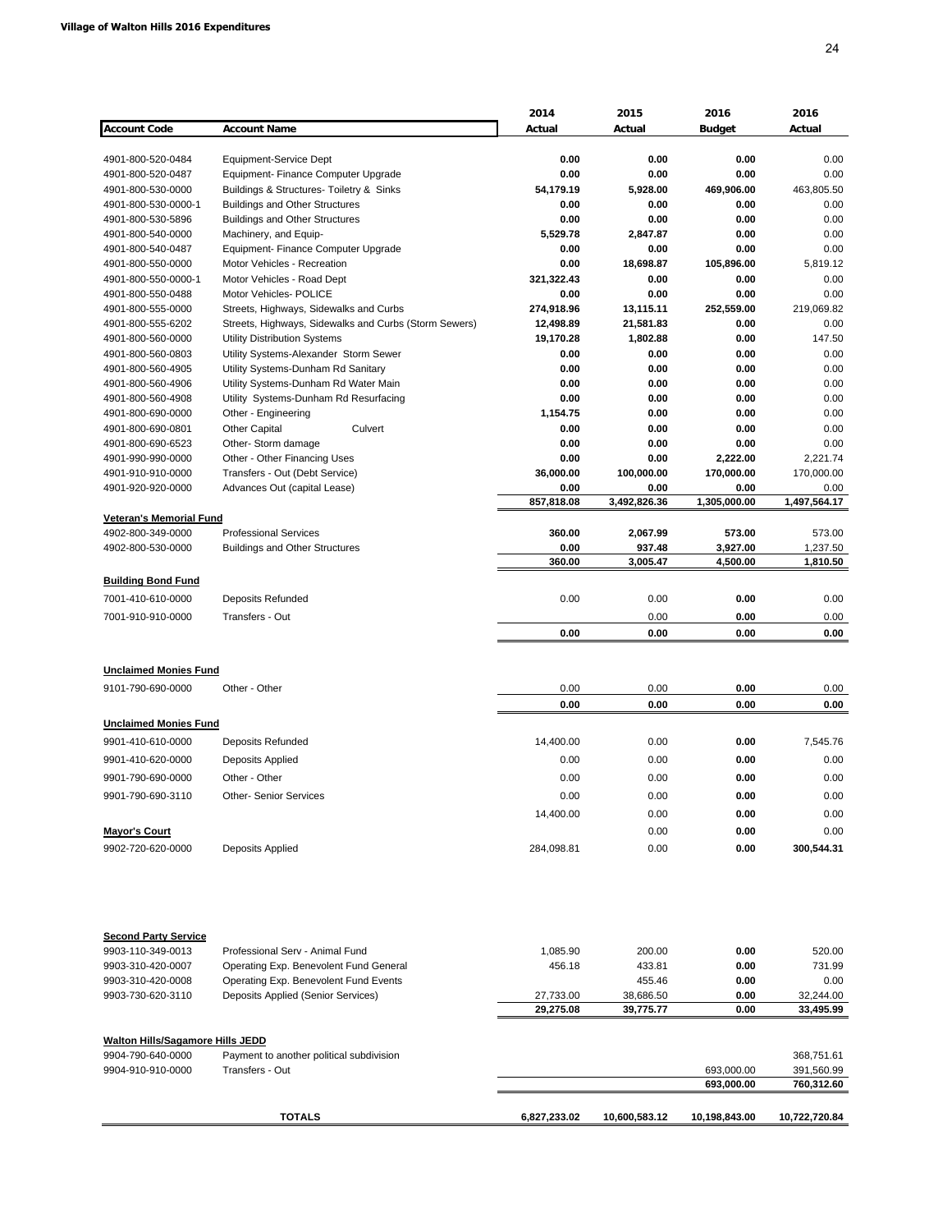**Village of Walton Hills 2016 Expenditures**

| Account Code | Account Name | 2014 Actual | 2015 Actual | 2016 Budget | 2016 Actual |
|---|---|---|---|---|---|
| 4901-800-520-0484 | Equipment-Service Dept | 0.00 | 0.00 | 0.00 | 0.00 |
| 4901-800-520-0487 | Equipment- Finance Computer Upgrade | 0.00 | 0.00 | 0.00 | 0.00 |
| 4901-800-530-0000 | Buildings & Structures- Toiletry & Sinks | 54,179.19 | 5,928.00 | 469,906.00 | 463,805.50 |
| 4901-800-530-0000-1 | Buildings and Other Structures | 0.00 | 0.00 | 0.00 | 0.00 |
| 4901-800-530-5896 | Buildings and Other Structures | 0.00 | 0.00 | 0.00 | 0.00 |
| 4901-800-540-0000 | Machinery, and Equip- | 5,529.78 | 2,847.87 | 0.00 | 0.00 |
| 4901-800-540-0487 | Equipment- Finance Computer Upgrade | 0.00 | 0.00 | 0.00 | 0.00 |
| 4901-800-550-0000 | Motor Vehicles - Recreation | 0.00 | 18,698.87 | 105,896.00 | 5,819.12 |
| 4901-800-550-0000-1 | Motor Vehicles - Road Dept | 321,322.43 | 0.00 | 0.00 | 0.00 |
| 4901-800-550-0488 | Motor Vehicles- POLICE | 0.00 | 0.00 | 0.00 | 0.00 |
| 4901-800-555-0000 | Streets, Highways, Sidewalks and Curbs | 274,918.96 | 13,115.11 | 252,559.00 | 219,069.82 |
| 4901-800-555-6202 | Streets, Highways, Sidewalks and Curbs (Storm Sewers) | 12,498.89 | 21,581.83 | 0.00 | 0.00 |
| 4901-800-560-0000 | Utility Distribution Systems | 19,170.28 | 1,802.88 | 0.00 | 147.50 |
| 4901-800-560-0803 | Utility Systems-Alexander Storm Sewer | 0.00 | 0.00 | 0.00 | 0.00 |
| 4901-800-560-4905 | Utility Systems-Dunham Rd Sanitary | 0.00 | 0.00 | 0.00 | 0.00 |
| 4901-800-560-4906 | Utility Systems-Dunham Rd Water Main | 0.00 | 0.00 | 0.00 | 0.00 |
| 4901-800-560-4908 | Utility Systems-Dunham Rd Resurfacing | 0.00 | 0.00 | 0.00 | 0.00 |
| 4901-800-690-0000 | Other - Engineering | 1,154.75 | 0.00 | 0.00 | 0.00 |
| 4901-800-690-0801 | Other Capital Culvert | 0.00 | 0.00 | 0.00 | 0.00 |
| 4901-800-690-6523 | Other- Storm damage | 0.00 | 0.00 | 0.00 | 0.00 |
| 4901-990-990-0000 | Other - Other Financing Uses | 0.00 | 0.00 | 2,222.00 | 2,221.74 |
| 4901-910-910-0000 | Transfers - Out (Debt Service) | 36,000.00 | 100,000.00 | 170,000.00 | 170,000.00 |
| 4901-920-920-0000 | Advances Out (capital Lease) | 0.00 | 0.00 | 0.00 | 0.00 |
| | | 857,818.08 | 3,492,826.36 | 1,305,000.00 | 1,497,564.17 |
| **Veteran's Memorial Fund** | | | | | |
| 4902-800-349-0000 | Professional Services | 360.00 | 2,067.99 | 573.00 | 573.00 |
| 4902-800-530-0000 | Buildings and Other Structures | 0.00 | 937.48 | 3,927.00 | 1,237.50 |
| | | 360.00 | 3,005.47 | 4,500.00 | 1,810.50 |
| **Building Bond Fund** | | | | | |
| 7001-410-610-0000 | Deposits Refunded | 0.00 | 0.00 | 0.00 | 0.00 |
| 7001-910-910-0000 | Transfers - Out | | 0.00 | 0.00 | 0.00 |
| | | 0.00 | 0.00 | 0.00 | 0.00 |
| **Unclaimed Monies Fund** | | | | | |
| 9101-790-690-0000 | Other - Other | 0.00 | 0.00 | 0.00 | 0.00 |
| | | 0.00 | 0.00 | 0.00 | 0.00 |
| **Unclaimed Monies Fund** | | | | | |
| 9901-410-610-0000 | Deposits Refunded | 14,400.00 | 0.00 | 0.00 | 7,545.76 |
| 9901-410-620-0000 | Deposits Applied | 0.00 | 0.00 | 0.00 | 0.00 |
| 9901-790-690-0000 | Other - Other | 0.00 | 0.00 | 0.00 | 0.00 |
| 9901-790-690-3110 | Other- Senior Services | 0.00 | 0.00 | 0.00 | 0.00 |
| | | 14,400.00 | 0.00 | 0.00 | 0.00 |
| **Mayor's Court** | | | 0.00 | 0.00 | 0.00 |
| 9902-720-620-0000 | Deposits Applied | 284,098.81 | 0.00 | 0.00 | 300,544.31 |
| **Second Party Service** | | | | | |
| 9903-110-349-0013 | Professional Serv - Animal Fund | 1,085.90 | 200.00 | 0.00 | 520.00 |
| 9903-310-420-0007 | Operating Exp. Benevolent Fund General | 456.18 | 433.81 | 0.00 | 731.99 |
| 9903-310-420-0008 | Operating Exp. Benevolent Fund Events | | 455.46 | 0.00 | 0.00 |
| 9903-730-620-3110 | Deposits Applied (Senior Services) | 27,733.00 | 38,686.50 | 0.00 | 32,244.00 |
| | | 29,275.08 | 39,775.77 | 0.00 | 33,495.99 |
| **Walton Hills/Sagamore Hills JEDD** | | | | | |
| 9904-790-640-0000 | Payment to another political subdivision | | | | 368,751.61 |
| 9904-910-910-0000 | Transfers - Out | | | 693,000.00 | 391,560.99 |
| | | | | 693,000.00 | 760,312.60 |
| | **TOTALS** | 6,827,233.02 | 10,600,583.12 | 10,198,843.00 | 10,722,720.84 |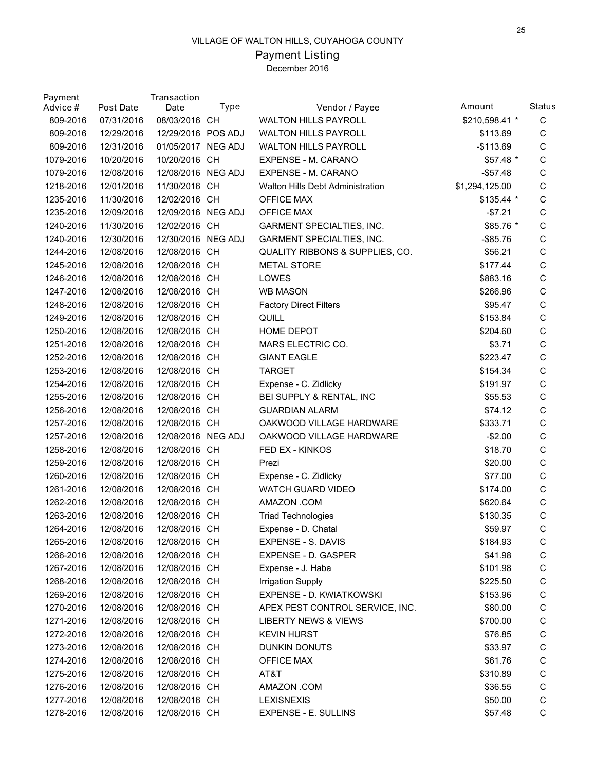VILLAGE OF WALTON HILLS, CUYAHOGA COUNTY

# Payment Listing

December 2016

| Payment Advice # | Post Date | Transaction Date | Type | Vendor / Payee | Amount | Status |
|---|---|---|---|---|---|---|
| 809-2016 | 07/31/2016 | 08/03/2016 | CH | WALTON HILLS PAYROLL | $210,598.41 * | C |
| 809-2016 | 12/29/2016 | 12/29/2016 | POS ADJ | WALTON HILLS PAYROLL | $113.69 | C |
| 809-2016 | 12/31/2016 | 01/05/2017 | NEG ADJ | WALTON HILLS PAYROLL | -$113.69 | C |
| 1079-2016 | 10/20/2016 | 10/20/2016 | CH | EXPENSE - M. CARANO | $57.48 * | C |
| 1079-2016 | 12/08/2016 | 12/08/2016 | NEG ADJ | EXPENSE - M. CARANO | -$57.48 | C |
| 1218-2016 | 12/01/2016 | 11/30/2016 | CH | Walton Hills Debt Administration | $1,294,125.00 | C |
| 1235-2016 | 11/30/2016 | 12/02/2016 | CH | OFFICE MAX | $135.44 * | C |
| 1235-2016 | 12/09/2016 | 12/09/2016 | NEG ADJ | OFFICE MAX | -$7.21 | C |
| 1240-2016 | 11/30/2016 | 12/02/2016 | CH | GARMENT SPECIALTIES, INC. | $85.76 * | C |
| 1240-2016 | 12/30/2016 | 12/30/2016 | NEG ADJ | GARMENT SPECIALTIES, INC. | -$85.76 | C |
| 1244-2016 | 12/08/2016 | 12/08/2016 | CH | QUALITY RIBBONS & SUPPLIES, CO. | $56.21 | C |
| 1245-2016 | 12/08/2016 | 12/08/2016 | CH | METAL STORE | $177.44 | C |
| 1246-2016 | 12/08/2016 | 12/08/2016 | CH | LOWES | $883.16 | C |
| 1247-2016 | 12/08/2016 | 12/08/2016 | CH | WB MASON | $266.96 | C |
| 1248-2016 | 12/08/2016 | 12/08/2016 | CH | Factory Direct Filters | $95.47 | C |
| 1249-2016 | 12/08/2016 | 12/08/2016 | CH | QUILL | $153.84 | C |
| 1250-2016 | 12/08/2016 | 12/08/2016 | CH | HOME DEPOT | $204.60 | C |
| 1251-2016 | 12/08/2016 | 12/08/2016 | CH | MARS ELECTRIC CO. | $3.71 | C |
| 1252-2016 | 12/08/2016 | 12/08/2016 | CH | GIANT EAGLE | $223.47 | C |
| 1253-2016 | 12/08/2016 | 12/08/2016 | CH | TARGET | $154.34 | C |
| 1254-2016 | 12/08/2016 | 12/08/2016 | CH | Expense - C. Zidlicky | $191.97 | C |
| 1255-2016 | 12/08/2016 | 12/08/2016 | CH | BEI SUPPLY & RENTAL, INC | $55.53 | C |
| 1256-2016 | 12/08/2016 | 12/08/2016 | CH | GUARDIAN ALARM | $74.12 | C |
| 1257-2016 | 12/08/2016 | 12/08/2016 | CH | OAKWOOD VILLAGE HARDWARE | $333.71 | C |
| 1257-2016 | 12/08/2016 | 12/08/2016 | NEG ADJ | OAKWOOD VILLAGE HARDWARE | -$2.00 | C |
| 1258-2016 | 12/08/2016 | 12/08/2016 | CH | FED EX - KINKOS | $18.70 | C |
| 1259-2016 | 12/08/2016 | 12/08/2016 | CH | Prezi | $20.00 | C |
| 1260-2016 | 12/08/2016 | 12/08/2016 | CH | Expense - C. Zidlicky | $77.00 | C |
| 1261-2016 | 12/08/2016 | 12/08/2016 | CH | WATCH GUARD VIDEO | $174.00 | C |
| 1262-2016 | 12/08/2016 | 12/08/2016 | CH | AMAZON .COM | $620.64 | C |
| 1263-2016 | 12/08/2016 | 12/08/2016 | CH | Triad Technologies | $130.35 | C |
| 1264-2016 | 12/08/2016 | 12/08/2016 | CH | Expense - D. Chatal | $59.97 | C |
| 1265-2016 | 12/08/2016 | 12/08/2016 | CH | EXPENSE - S. DAVIS | $184.93 | C |
| 1266-2016 | 12/08/2016 | 12/08/2016 | CH | EXPENSE - D. GASPER | $41.98 | C |
| 1267-2016 | 12/08/2016 | 12/08/2016 | CH | Expense - J. Haba | $101.98 | C |
| 1268-2016 | 12/08/2016 | 12/08/2016 | CH | Irrigation Supply | $225.50 | C |
| 1269-2016 | 12/08/2016 | 12/08/2016 | CH | EXPENSE - D. KWIATKOWSKI | $153.96 | C |
| 1270-2016 | 12/08/2016 | 12/08/2016 | CH | APEX PEST CONTROL SERVICE, INC. | $80.00 | C |
| 1271-2016 | 12/08/2016 | 12/08/2016 | CH | LIBERTY NEWS & VIEWS | $700.00 | C |
| 1272-2016 | 12/08/2016 | 12/08/2016 | CH | KEVIN HURST | $76.85 | C |
| 1273-2016 | 12/08/2016 | 12/08/2016 | CH | DUNKIN DONUTS | $33.97 | C |
| 1274-2016 | 12/08/2016 | 12/08/2016 | CH | OFFICE MAX | $61.76 | C |
| 1275-2016 | 12/08/2016 | 12/08/2016 | CH | AT&T | $310.89 | C |
| 1276-2016 | 12/08/2016 | 12/08/2016 | CH | AMAZON .COM | $36.55 | C |
| 1277-2016 | 12/08/2016 | 12/08/2016 | CH | LEXISNEXIS | $50.00 | C |
| 1278-2016 | 12/08/2016 | 12/08/2016 | CH | EXPENSE - E. SULLINS | $57.48 | C |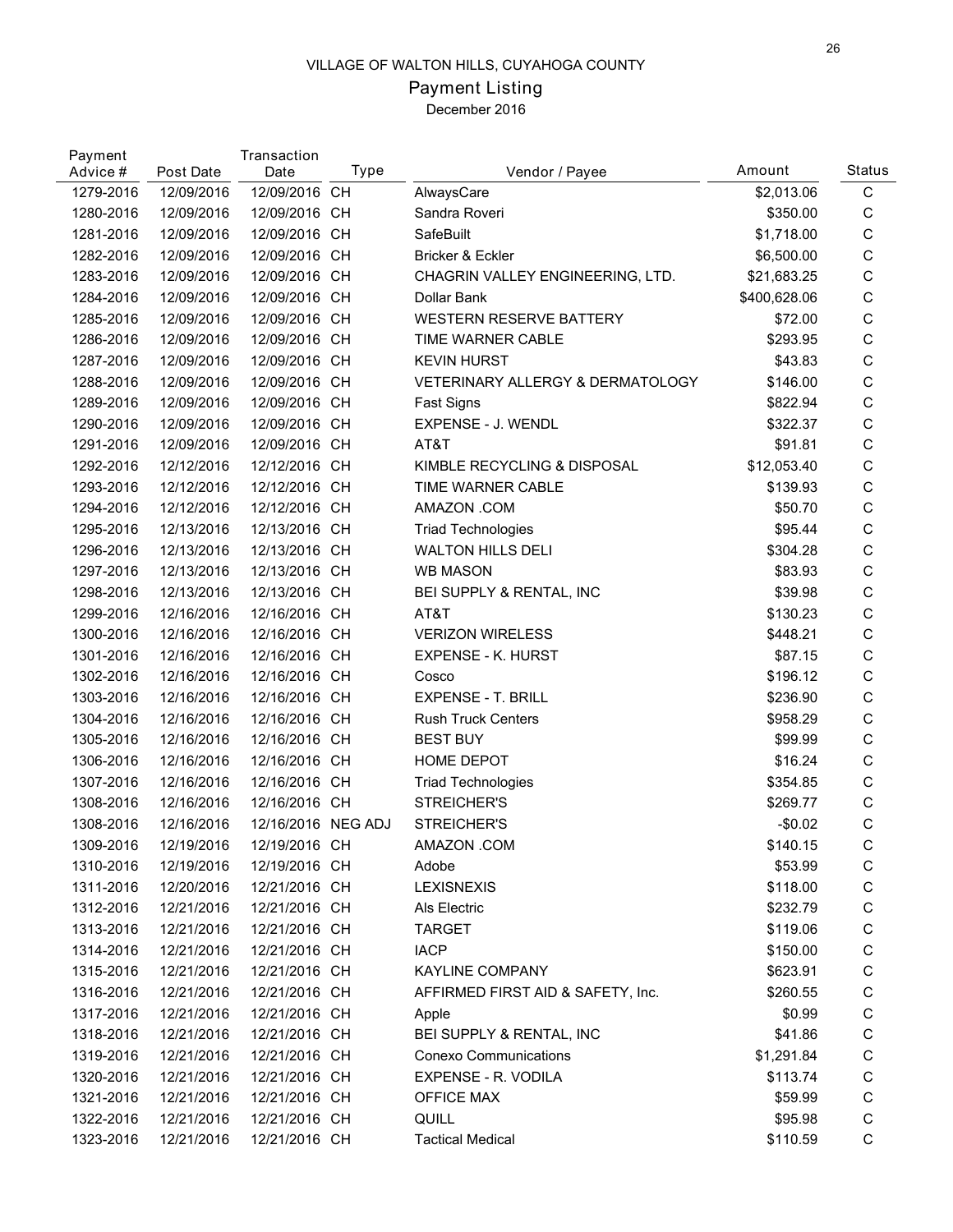VILLAGE OF WALTON HILLS, CUYAHOGA COUNTY

Payment Listing

December 2016

| Payment Advice # | Post Date | Transaction Date | Type | Vendor / Payee | Amount | Status |
|---|---|---|---|---|---|---|
| 1279-2016 | 12/09/2016 | 12/09/2016 | CH | AlwaysCare | $2,013.06 | C |
| 1280-2016 | 12/09/2016 | 12/09/2016 | CH | Sandra Roveri | $350.00 | C |
| 1281-2016 | 12/09/2016 | 12/09/2016 | CH | SafeBuilt | $1,718.00 | C |
| 1282-2016 | 12/09/2016 | 12/09/2016 | CH | Bricker & Eckler | $6,500.00 | C |
| 1283-2016 | 12/09/2016 | 12/09/2016 | CH | CHAGRIN VALLEY ENGINEERING, LTD. | $21,683.25 | C |
| 1284-2016 | 12/09/2016 | 12/09/2016 | CH | Dollar Bank | $400,628.06 | C |
| 1285-2016 | 12/09/2016 | 12/09/2016 | CH | WESTERN RESERVE BATTERY | $72.00 | C |
| 1286-2016 | 12/09/2016 | 12/09/2016 | CH | TIME WARNER CABLE | $293.95 | C |
| 1287-2016 | 12/09/2016 | 12/09/2016 | CH | KEVIN HURST | $43.83 | C |
| 1288-2016 | 12/09/2016 | 12/09/2016 | CH | VETERINARY ALLERGY & DERMATOLOGY | $146.00 | C |
| 1289-2016 | 12/09/2016 | 12/09/2016 | CH | Fast Signs | $822.94 | C |
| 1290-2016 | 12/09/2016 | 12/09/2016 | CH | EXPENSE - J. WENDL | $322.37 | C |
| 1291-2016 | 12/09/2016 | 12/09/2016 | CH | AT&T | $91.81 | C |
| 1292-2016 | 12/12/2016 | 12/12/2016 | CH | KIMBLE RECYCLING & DISPOSAL | $12,053.40 | C |
| 1293-2016 | 12/12/2016 | 12/12/2016 | CH | TIME WARNER CABLE | $139.93 | C |
| 1294-2016 | 12/12/2016 | 12/12/2016 | CH | AMAZON .COM | $50.70 | C |
| 1295-2016 | 12/13/2016 | 12/13/2016 | CH | Triad Technologies | $95.44 | C |
| 1296-2016 | 12/13/2016 | 12/13/2016 | CH | WALTON HILLS DELI | $304.28 | C |
| 1297-2016 | 12/13/2016 | 12/13/2016 | CH | WB MASON | $83.93 | C |
| 1298-2016 | 12/13/2016 | 12/13/2016 | CH | BEI SUPPLY & RENTAL, INC | $39.98 | C |
| 1299-2016 | 12/16/2016 | 12/16/2016 | CH | AT&T | $130.23 | C |
| 1300-2016 | 12/16/2016 | 12/16/2016 | CH | VERIZON WIRELESS | $448.21 | C |
| 1301-2016 | 12/16/2016 | 12/16/2016 | CH | EXPENSE - K. HURST | $87.15 | C |
| 1302-2016 | 12/16/2016 | 12/16/2016 | CH | Cosco | $196.12 | C |
| 1303-2016 | 12/16/2016 | 12/16/2016 | CH | EXPENSE - T. BRILL | $236.90 | C |
| 1304-2016 | 12/16/2016 | 12/16/2016 | CH | Rush Truck Centers | $958.29 | C |
| 1305-2016 | 12/16/2016 | 12/16/2016 | CH | BEST BUY | $99.99 | C |
| 1306-2016 | 12/16/2016 | 12/16/2016 | CH | HOME DEPOT | $16.24 | C |
| 1307-2016 | 12/16/2016 | 12/16/2016 | CH | Triad Technologies | $354.85 | C |
| 1308-2016 | 12/16/2016 | 12/16/2016 | CH | STREICHER'S | $269.77 | C |
| 1308-2016 | 12/16/2016 | 12/16/2016 | NEG ADJ | STREICHER'S | -$0.02 | C |
| 1309-2016 | 12/19/2016 | 12/19/2016 | CH | AMAZON .COM | $140.15 | C |
| 1310-2016 | 12/19/2016 | 12/19/2016 | CH | Adobe | $53.99 | C |
| 1311-2016 | 12/20/2016 | 12/21/2016 | CH | LEXISNEXIS | $118.00 | C |
| 1312-2016 | 12/21/2016 | 12/21/2016 | CH | Als Electric | $232.79 | C |
| 1313-2016 | 12/21/2016 | 12/21/2016 | CH | TARGET | $119.06 | C |
| 1314-2016 | 12/21/2016 | 12/21/2016 | CH | IACP | $150.00 | C |
| 1315-2016 | 12/21/2016 | 12/21/2016 | CH | KAYLINE COMPANY | $623.91 | C |
| 1316-2016 | 12/21/2016 | 12/21/2016 | CH | AFFIRMED FIRST AID & SAFETY, Inc. | $260.55 | C |
| 1317-2016 | 12/21/2016 | 12/21/2016 | CH | Apple | $0.99 | C |
| 1318-2016 | 12/21/2016 | 12/21/2016 | CH | BEI SUPPLY & RENTAL, INC | $41.86 | C |
| 1319-2016 | 12/21/2016 | 12/21/2016 | CH | Conexo Communications | $1,291.84 | C |
| 1320-2016 | 12/21/2016 | 12/21/2016 | CH | EXPENSE - R. VODILA | $113.74 | C |
| 1321-2016 | 12/21/2016 | 12/21/2016 | CH | OFFICE MAX | $59.99 | C |
| 1322-2016 | 12/21/2016 | 12/21/2016 | CH | QUILL | $95.98 | C |
| 1323-2016 | 12/21/2016 | 12/21/2016 | CH | Tactical Medical | $110.59 | C |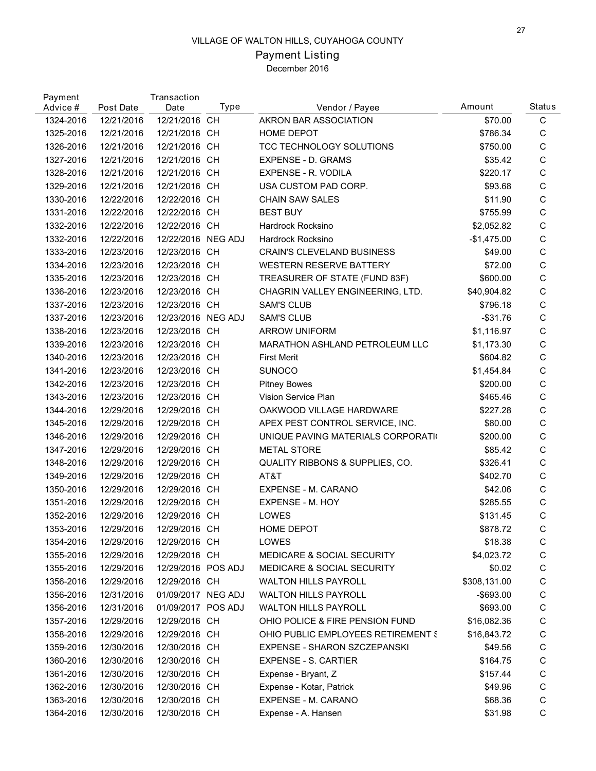# VILLAGE OF WALTON HILLS, CUYAHOGA COUNTY

## Payment Listing

December 2016

| Payment Advice # | Post Date | Transaction Date | Type | Vendor / Payee | Amount | Status |
|---|---|---|---|---|---|---|
| 1324-2016 | 12/21/2016 | 12/21/2016 | CH | AKRON BAR ASSOCIATION | $70.00 | C |
| 1325-2016 | 12/21/2016 | 12/21/2016 | CH | HOME DEPOT | $786.34 | C |
| 1326-2016 | 12/21/2016 | 12/21/2016 | CH | TCC TECHNOLOGY SOLUTIONS | $750.00 | C |
| 1327-2016 | 12/21/2016 | 12/21/2016 | CH | EXPENSE - D. GRAMS | $35.42 | C |
| 1328-2016 | 12/21/2016 | 12/21/2016 | CH | EXPENSE - R. VODILA | $220.17 | C |
| 1329-2016 | 12/21/2016 | 12/21/2016 | CH | USA CUSTOM PAD CORP. | $93.68 | C |
| 1330-2016 | 12/22/2016 | 12/22/2016 | CH | CHAIN SAW SALES | $11.90 | C |
| 1331-2016 | 12/22/2016 | 12/22/2016 | CH | BEST BUY | $755.99 | C |
| 1332-2016 | 12/22/2016 | 12/22/2016 | CH | Hardrock Rocksino | $2,052.82 | C |
| 1332-2016 | 12/22/2016 | 12/22/2016 | NEG ADJ | Hardrock Rocksino | -$1,475.00 | C |
| 1333-2016 | 12/23/2016 | 12/23/2016 | CH | CRAIN'S CLEVELAND BUSINESS | $49.00 | C |
| 1334-2016 | 12/23/2016 | 12/23/2016 | CH | WESTERN RESERVE BATTERY | $72.00 | C |
| 1335-2016 | 12/23/2016 | 12/23/2016 | CH | TREASURER OF STATE (FUND 83F) | $600.00 | C |
| 1336-2016 | 12/23/2016 | 12/23/2016 | CH | CHAGRIN VALLEY ENGINEERING, LTD. | $40,904.82 | C |
| 1337-2016 | 12/23/2016 | 12/23/2016 | CH | SAM'S CLUB | $796.18 | C |
| 1337-2016 | 12/23/2016 | 12/23/2016 | NEG ADJ | SAM'S CLUB | -$31.76 | C |
| 1338-2016 | 12/23/2016 | 12/23/2016 | CH | ARROW UNIFORM | $1,116.97 | C |
| 1339-2016 | 12/23/2016 | 12/23/2016 | CH | MARATHON ASHLAND PETROLEUM LLC | $1,173.30 | C |
| 1340-2016 | 12/23/2016 | 12/23/2016 | CH | First Merit | $604.82 | C |
| 1341-2016 | 12/23/2016 | 12/23/2016 | CH | SUNOCO | $1,454.84 | C |
| 1342-2016 | 12/23/2016 | 12/23/2016 | CH | Pitney Bowes | $200.00 | C |
| 1343-2016 | 12/23/2016 | 12/23/2016 | CH | Vision Service Plan | $465.46 | C |
| 1344-2016 | 12/29/2016 | 12/29/2016 | CH | OAKWOOD VILLAGE HARDWARE | $227.28 | C |
| 1345-2016 | 12/29/2016 | 12/29/2016 | CH | APEX PEST CONTROL SERVICE, INC. | $80.00 | C |
| 1346-2016 | 12/29/2016 | 12/29/2016 | CH | UNIQUE PAVING MATERIALS CORPORATI( | $200.00 | C |
| 1347-2016 | 12/29/2016 | 12/29/2016 | CH | METAL STORE | $85.42 | C |
| 1348-2016 | 12/29/2016 | 12/29/2016 | CH | QUALITY RIBBONS & SUPPLIES, CO. | $326.41 | C |
| 1349-2016 | 12/29/2016 | 12/29/2016 | CH | AT&T | $402.70 | C |
| 1350-2016 | 12/29/2016 | 12/29/2016 | CH | EXPENSE - M. CARANO | $42.06 | C |
| 1351-2016 | 12/29/2016 | 12/29/2016 | CH | EXPENSE - M. HOY | $285.55 | C |
| 1352-2016 | 12/29/2016 | 12/29/2016 | CH | LOWES | $131.45 | C |
| 1353-2016 | 12/29/2016 | 12/29/2016 | CH | HOME DEPOT | $878.72 | C |
| 1354-2016 | 12/29/2016 | 12/29/2016 | CH | LOWES | $18.38 | C |
| 1355-2016 | 12/29/2016 | 12/29/2016 | CH | MEDICARE & SOCIAL SECURITY | $4,023.72 | C |
| 1355-2016 | 12/29/2016 | 12/29/2016 | POS ADJ | MEDICARE & SOCIAL SECURITY | $0.02 | C |
| 1356-2016 | 12/29/2016 | 12/29/2016 | CH | WALTON HILLS PAYROLL | $308,131.00 | C |
| 1356-2016 | 12/31/2016 | 01/09/2017 | NEG ADJ | WALTON HILLS PAYROLL | -$693.00 | C |
| 1356-2016 | 12/31/2016 | 01/09/2017 | POS ADJ | WALTON HILLS PAYROLL | $693.00 | C |
| 1357-2016 | 12/29/2016 | 12/29/2016 | CH | OHIO POLICE & FIRE PENSION FUND | $16,082.36 | C |
| 1358-2016 | 12/29/2016 | 12/29/2016 | CH | OHIO PUBLIC EMPLOYEES RETIREMENT S | $16,843.72 | C |
| 1359-2016 | 12/30/2016 | 12/30/2016 | CH | EXPENSE - SHARON SZCZEPANSKI | $49.56 | C |
| 1360-2016 | 12/30/2016 | 12/30/2016 | CH | EXPENSE - S. CARTIER | $164.75 | C |
| 1361-2016 | 12/30/2016 | 12/30/2016 | CH | Expense - Bryant, Z | $157.44 | C |
| 1362-2016 | 12/30/2016 | 12/30/2016 | CH | Expense - Kotar, Patrick | $49.96 | C |
| 1363-2016 | 12/30/2016 | 12/30/2016 | CH | EXPENSE - M. CARANO | $68.36 | C |
| 1364-2016 | 12/30/2016 | 12/30/2016 | CH | Expense - A. Hansen | $31.98 | C |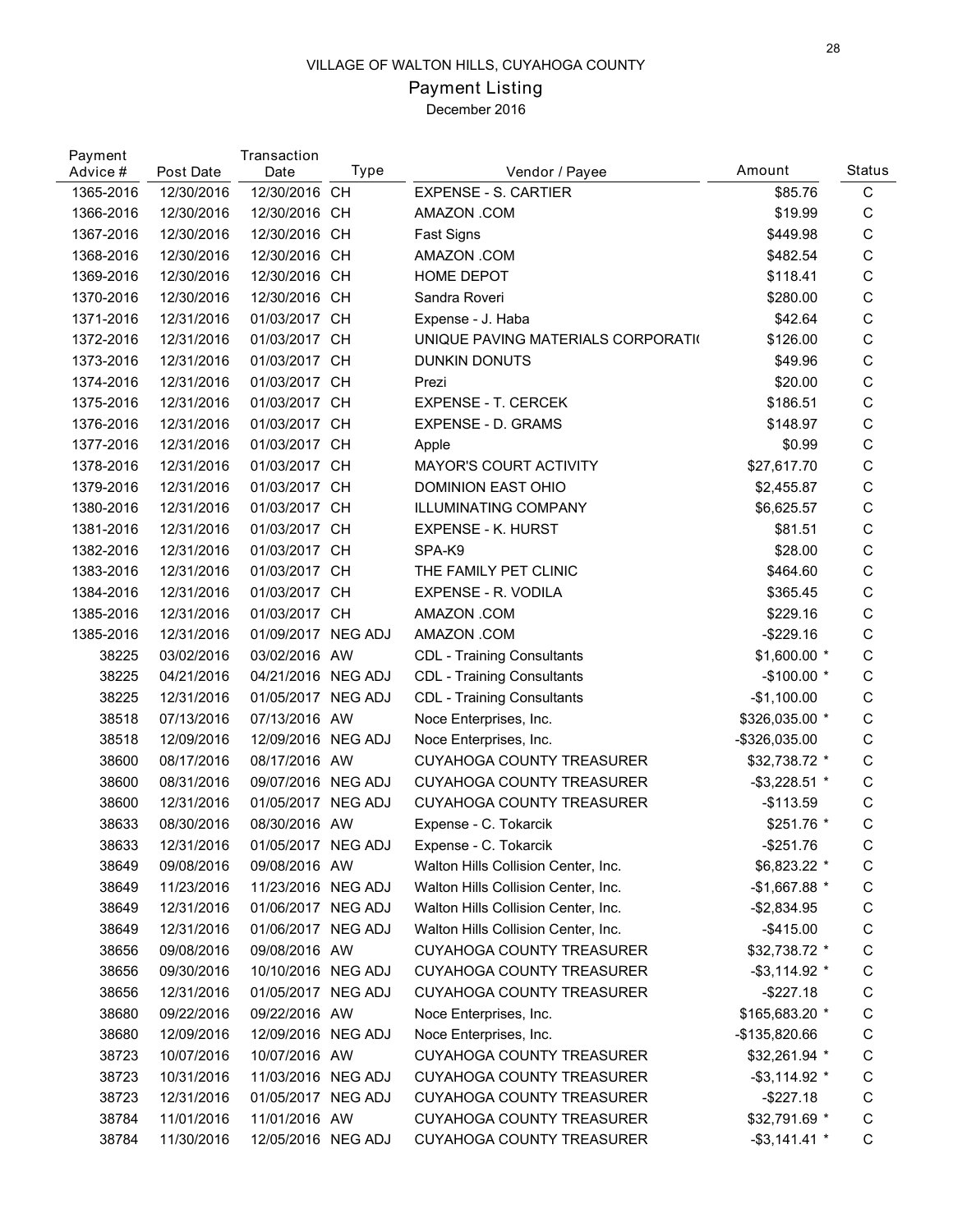VILLAGE OF WALTON HILLS, CUYAHOGA COUNTY

Payment Listing

December 2016

| Payment Advice # | Post Date | Transaction Date | Type | Vendor / Payee | Amount | Status |
|---|---|---|---|---|---|---|
| 1365-2016 | 12/30/2016 | 12/30/2016 | CH | EXPENSE - S. CARTIER | $85.76 | C |
| 1366-2016 | 12/30/2016 | 12/30/2016 | CH | AMAZON .COM | $19.99 | C |
| 1367-2016 | 12/30/2016 | 12/30/2016 | CH | Fast Signs | $449.98 | C |
| 1368-2016 | 12/30/2016 | 12/30/2016 | CH | AMAZON .COM | $482.54 | C |
| 1369-2016 | 12/30/2016 | 12/30/2016 | CH | HOME DEPOT | $118.41 | C |
| 1370-2016 | 12/30/2016 | 12/30/2016 | CH | Sandra Roveri | $280.00 | C |
| 1371-2016 | 12/31/2016 | 01/03/2017 | CH | Expense - J. Haba | $42.64 | C |
| 1372-2016 | 12/31/2016 | 01/03/2017 | CH | UNIQUE PAVING MATERIALS CORPORATI( | $126.00 | C |
| 1373-2016 | 12/31/2016 | 01/03/2017 | CH | DUNKIN DONUTS | $49.96 | C |
| 1374-2016 | 12/31/2016 | 01/03/2017 | CH | Prezi | $20.00 | C |
| 1375-2016 | 12/31/2016 | 01/03/2017 | CH | EXPENSE - T. CERCEK | $186.51 | C |
| 1376-2016 | 12/31/2016 | 01/03/2017 | CH | EXPENSE - D. GRAMS | $148.97 | C |
| 1377-2016 | 12/31/2016 | 01/03/2017 | CH | Apple | $0.99 | C |
| 1378-2016 | 12/31/2016 | 01/03/2017 | CH | MAYOR'S COURT ACTIVITY | $27,617.70 | C |
| 1379-2016 | 12/31/2016 | 01/03/2017 | CH | DOMINION EAST OHIO | $2,455.87 | C |
| 1380-2016 | 12/31/2016 | 01/03/2017 | CH | ILLUMINATING COMPANY | $6,625.57 | C |
| 1381-2016 | 12/31/2016 | 01/03/2017 | CH | EXPENSE - K. HURST | $81.51 | C |
| 1382-2016 | 12/31/2016 | 01/03/2017 | CH | SPA-K9 | $28.00 | C |
| 1383-2016 | 12/31/2016 | 01/03/2017 | CH | THE FAMILY PET CLINIC | $464.60 | C |
| 1384-2016 | 12/31/2016 | 01/03/2017 | CH | EXPENSE - R. VODILA | $365.45 | C |
| 1385-2016 | 12/31/2016 | 01/03/2017 | CH | AMAZON .COM | $229.16 | C |
| 1385-2016 | 12/31/2016 | 01/09/2017 | NEG ADJ | AMAZON .COM | -$229.16 | C |
| 38225 | 03/02/2016 | 03/02/2016 | AW | CDL - Training Consultants | $1,600.00 * | C |
| 38225 | 04/21/2016 | 04/21/2016 | NEG ADJ | CDL - Training Consultants | -$100.00 * | C |
| 38225 | 12/31/2016 | 01/05/2017 | NEG ADJ | CDL - Training Consultants | -$1,100.00 | C |
| 38518 | 07/13/2016 | 07/13/2016 | AW | Noce Enterprises, Inc. | $326,035.00 * | C |
| 38518 | 12/09/2016 | 12/09/2016 | NEG ADJ | Noce Enterprises, Inc. | -$326,035.00 | C |
| 38600 | 08/17/2016 | 08/17/2016 | AW | CUYAHOGA COUNTY TREASURER | $32,738.72 * | C |
| 38600 | 08/31/2016 | 09/07/2016 | NEG ADJ | CUYAHOGA COUNTY TREASURER | -$3,228.51 * | C |
| 38600 | 12/31/2016 | 01/05/2017 | NEG ADJ | CUYAHOGA COUNTY TREASURER | -$113.59 | C |
| 38633 | 08/30/2016 | 08/30/2016 | AW | Expense - C. Tokarcik | $251.76 * | C |
| 38633 | 12/31/2016 | 01/05/2017 | NEG ADJ | Expense - C. Tokarcik | -$251.76 | C |
| 38649 | 09/08/2016 | 09/08/2016 | AW | Walton Hills Collision Center, Inc. | $6,823.22 * | C |
| 38649 | 11/23/2016 | 11/23/2016 | NEG ADJ | Walton Hills Collision Center, Inc. | -$1,667.88 * | C |
| 38649 | 12/31/2016 | 01/06/2017 | NEG ADJ | Walton Hills Collision Center, Inc. | -$2,834.95 | C |
| 38649 | 12/31/2016 | 01/06/2017 | NEG ADJ | Walton Hills Collision Center, Inc. | -$415.00 | C |
| 38656 | 09/08/2016 | 09/08/2016 | AW | CUYAHOGA COUNTY TREASURER | $32,738.72 * | C |
| 38656 | 09/30/2016 | 10/10/2016 | NEG ADJ | CUYAHOGA COUNTY TREASURER | -$3,114.92 * | C |
| 38656 | 12/31/2016 | 01/05/2017 | NEG ADJ | CUYAHOGA COUNTY TREASURER | -$227.18 | C |
| 38680 | 09/22/2016 | 09/22/2016 | AW | Noce Enterprises, Inc. | $165,683.20 * | C |
| 38680 | 12/09/2016 | 12/09/2016 | NEG ADJ | Noce Enterprises, Inc. | -$135,820.66 | C |
| 38723 | 10/07/2016 | 10/07/2016 | AW | CUYAHOGA COUNTY TREASURER | $32,261.94 * | C |
| 38723 | 10/31/2016 | 11/03/2016 | NEG ADJ | CUYAHOGA COUNTY TREASURER | -$3,114.92 * | C |
| 38723 | 12/31/2016 | 01/05/2017 | NEG ADJ | CUYAHOGA COUNTY TREASURER | -$227.18 | C |
| 38784 | 11/01/2016 | 11/01/2016 | AW | CUYAHOGA COUNTY TREASURER | $32,791.69 * | C |
| 38784 | 11/30/2016 | 12/05/2016 | NEG ADJ | CUYAHOGA COUNTY TREASURER | -$3,141.41 * | C |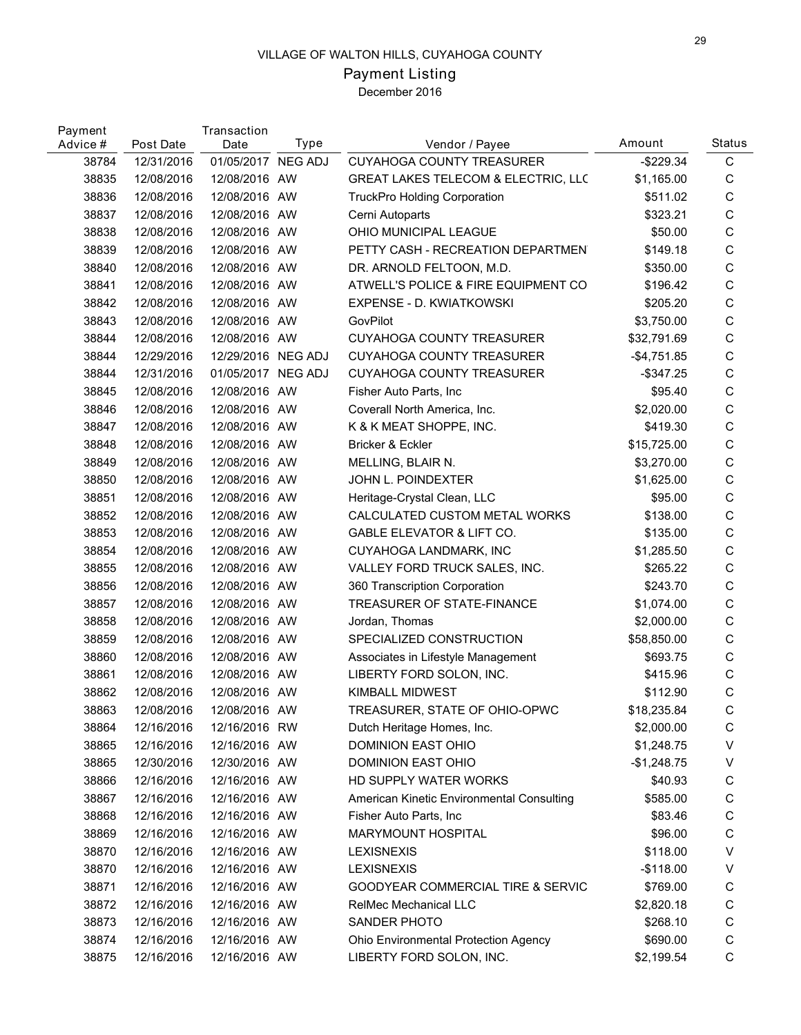VILLAGE OF WALTON HILLS, CUYAHOGA COUNTY

## Payment Listing

December 2016

| Payment Advice # | Post Date | Transaction Date | Type | Vendor / Payee | Amount | Status |
|---|---|---|---|---|---|---|
| 38784 | 12/31/2016 | 01/05/2017 | NEG ADJ | CUYAHOGA COUNTY TREASURER | -$229.34 | C |
| 38835 | 12/08/2016 | 12/08/2016 | AW | GREAT LAKES TELECOM & ELECTRIC, LLC | $1,165.00 | C |
| 38836 | 12/08/2016 | 12/08/2016 | AW | TruckPro Holding Corporation | $511.02 | C |
| 38837 | 12/08/2016 | 12/08/2016 | AW | Cerni Autoparts | $323.21 | C |
| 38838 | 12/08/2016 | 12/08/2016 | AW | OHIO MUNICIPAL LEAGUE | $50.00 | C |
| 38839 | 12/08/2016 | 12/08/2016 | AW | PETTY CASH - RECREATION DEPARTMEN | $149.18 | C |
| 38840 | 12/08/2016 | 12/08/2016 | AW | DR. ARNOLD FELTOON, M.D. | $350.00 | C |
| 38841 | 12/08/2016 | 12/08/2016 | AW | ATWELL'S POLICE & FIRE EQUIPMENT CO | $196.42 | C |
| 38842 | 12/08/2016 | 12/08/2016 | AW | EXPENSE - D. KWIATKOWSKI | $205.20 | C |
| 38843 | 12/08/2016 | 12/08/2016 | AW | GovPilot | $3,750.00 | C |
| 38844 | 12/08/2016 | 12/08/2016 | AW | CUYAHOGA COUNTY TREASURER | $32,791.69 | C |
| 38844 | 12/29/2016 | 12/29/2016 | NEG ADJ | CUYAHOGA COUNTY TREASURER | -$4,751.85 | C |
| 38844 | 12/31/2016 | 01/05/2017 | NEG ADJ | CUYAHOGA COUNTY TREASURER | -$347.25 | C |
| 38845 | 12/08/2016 | 12/08/2016 | AW | Fisher Auto Parts, Inc | $95.40 | C |
| 38846 | 12/08/2016 | 12/08/2016 | AW | Coverall North America, Inc. | $2,020.00 | C |
| 38847 | 12/08/2016 | 12/08/2016 | AW | K & K MEAT SHOPPE, INC. | $419.30 | C |
| 38848 | 12/08/2016 | 12/08/2016 | AW | Bricker & Eckler | $15,725.00 | C |
| 38849 | 12/08/2016 | 12/08/2016 | AW | MELLING, BLAIR N. | $3,270.00 | C |
| 38850 | 12/08/2016 | 12/08/2016 | AW | JOHN L. POINDEXTER | $1,625.00 | C |
| 38851 | 12/08/2016 | 12/08/2016 | AW | Heritage-Crystal Clean, LLC | $95.00 | C |
| 38852 | 12/08/2016 | 12/08/2016 | AW | CALCULATED CUSTOM METAL WORKS | $138.00 | C |
| 38853 | 12/08/2016 | 12/08/2016 | AW | GABLE ELEVATOR & LIFT CO. | $135.00 | C |
| 38854 | 12/08/2016 | 12/08/2016 | AW | CUYAHOGA LANDMARK, INC | $1,285.50 | C |
| 38855 | 12/08/2016 | 12/08/2016 | AW | VALLEY FORD TRUCK SALES, INC. | $265.22 | C |
| 38856 | 12/08/2016 | 12/08/2016 | AW | 360 Transcription Corporation | $243.70 | C |
| 38857 | 12/08/2016 | 12/08/2016 | AW | TREASURER OF STATE-FINANCE | $1,074.00 | C |
| 38858 | 12/08/2016 | 12/08/2016 | AW | Jordan, Thomas | $2,000.00 | C |
| 38859 | 12/08/2016 | 12/08/2016 | AW | SPECIALIZED CONSTRUCTION | $58,850.00 | C |
| 38860 | 12/08/2016 | 12/08/2016 | AW | Associates in Lifestyle Management | $693.75 | C |
| 38861 | 12/08/2016 | 12/08/2016 | AW | LIBERTY FORD SOLON, INC. | $415.96 | C |
| 38862 | 12/08/2016 | 12/08/2016 | AW | KIMBALL MIDWEST | $112.90 | C |
| 38863 | 12/08/2016 | 12/08/2016 | AW | TREASURER, STATE OF OHIO-OPWC | $18,235.84 | C |
| 38864 | 12/16/2016 | 12/16/2016 | RW | Dutch Heritage Homes, Inc. | $2,000.00 | C |
| 38865 | 12/16/2016 | 12/16/2016 | AW | DOMINION EAST OHIO | $1,248.75 | V |
| 38865 | 12/30/2016 | 12/30/2016 | AW | DOMINION EAST OHIO | -$1,248.75 | V |
| 38866 | 12/16/2016 | 12/16/2016 | AW | HD SUPPLY WATER WORKS | $40.93 | C |
| 38867 | 12/16/2016 | 12/16/2016 | AW | American Kinetic Environmental Consulting | $585.00 | C |
| 38868 | 12/16/2016 | 12/16/2016 | AW | Fisher Auto Parts, Inc | $83.46 | C |
| 38869 | 12/16/2016 | 12/16/2016 | AW | MARYMOUNT HOSPITAL | $96.00 | C |
| 38870 | 12/16/2016 | 12/16/2016 | AW | LEXISNEXIS | $118.00 | V |
| 38870 | 12/16/2016 | 12/16/2016 | AW | LEXISNEXIS | -$118.00 | V |
| 38871 | 12/16/2016 | 12/16/2016 | AW | GOODYEAR COMMERCIAL TIRE & SERVIC | $769.00 | C |
| 38872 | 12/16/2016 | 12/16/2016 | AW | RelMec Mechanical LLC | $2,820.18 | C |
| 38873 | 12/16/2016 | 12/16/2016 | AW | SANDER PHOTO | $268.10 | C |
| 38874 | 12/16/2016 | 12/16/2016 | AW | Ohio Environmental Protection Agency | $690.00 | C |
| 38875 | 12/16/2016 | 12/16/2016 | AW | LIBERTY FORD SOLON, INC. | $2,199.54 | C |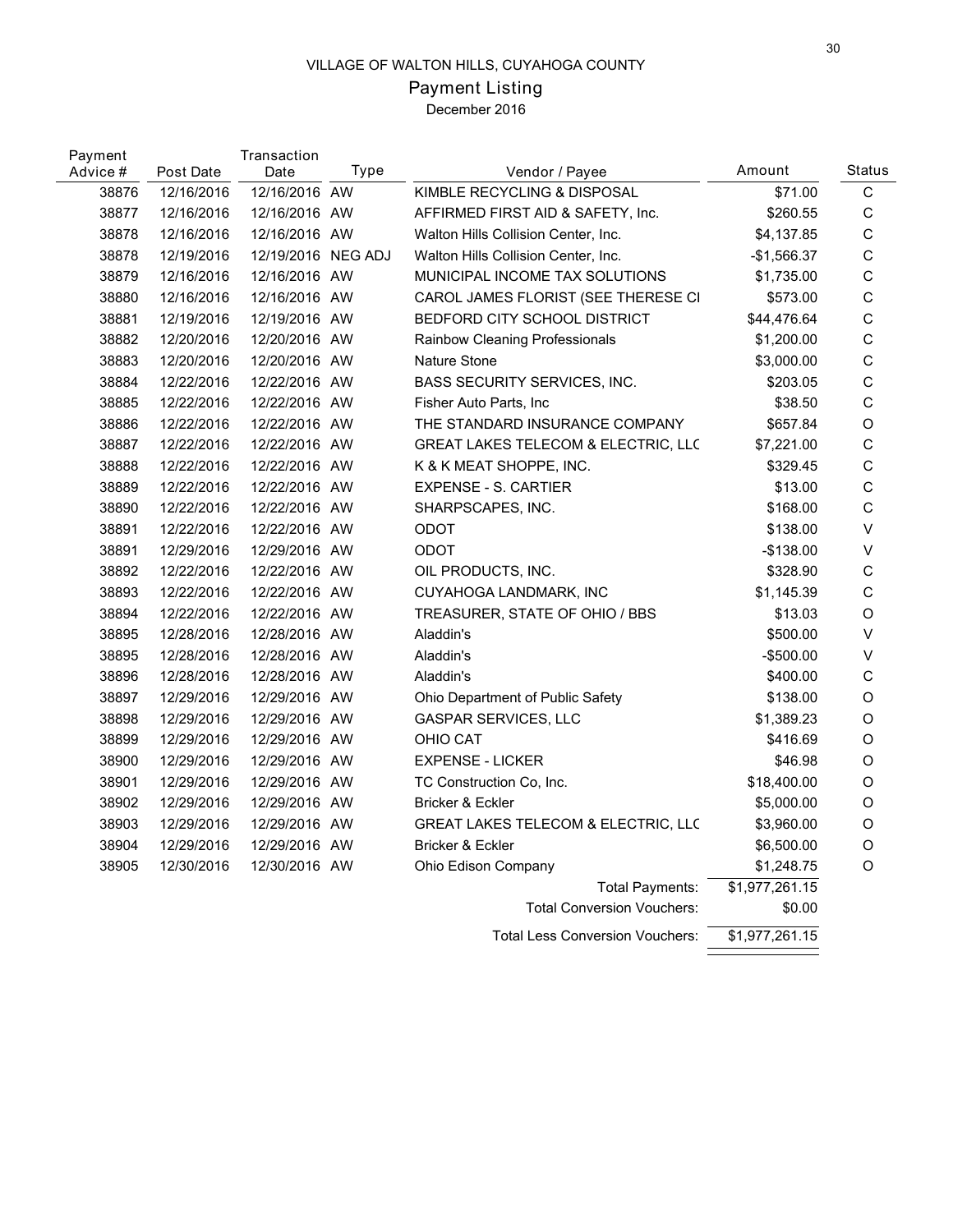VILLAGE OF WALTON HILLS, CUYAHOGA COUNTY

## Payment Listing

December 2016

| Payment Advice # | Post Date | Transaction Date | Type | Vendor / Payee | Amount | Status |
|---|---|---|---|---|---|---|
| 38876 | 12/16/2016 | 12/16/2016 | AW | KIMBLE RECYCLING & DISPOSAL | $71.00 | C |
| 38877 | 12/16/2016 | 12/16/2016 | AW | AFFIRMED FIRST AID & SAFETY, Inc. | $260.55 | C |
| 38878 | 12/16/2016 | 12/16/2016 | AW | Walton Hills Collision Center, Inc. | $4,137.85 | C |
| 38878 | 12/19/2016 | 12/19/2016 | NEG ADJ | Walton Hills Collision Center, Inc. | -$1,566.37 | C |
| 38879 | 12/16/2016 | 12/16/2016 | AW | MUNICIPAL INCOME TAX SOLUTIONS | $1,735.00 | C |
| 38880 | 12/16/2016 | 12/16/2016 | AW | CAROL JAMES FLORIST (SEE THERESE CI | $573.00 | C |
| 38881 | 12/19/2016 | 12/19/2016 | AW | BEDFORD CITY SCHOOL DISTRICT | $44,476.64 | C |
| 38882 | 12/20/2016 | 12/20/2016 | AW | Rainbow Cleaning Professionals | $1,200.00 | C |
| 38883 | 12/20/2016 | 12/20/2016 | AW | Nature Stone | $3,000.00 | C |
| 38884 | 12/22/2016 | 12/22/2016 | AW | BASS SECURITY SERVICES, INC. | $203.05 | C |
| 38885 | 12/22/2016 | 12/22/2016 | AW | Fisher Auto Parts, Inc | $38.50 | C |
| 38886 | 12/22/2016 | 12/22/2016 | AW | THE STANDARD INSURANCE COMPANY | $657.84 | O |
| 38887 | 12/22/2016 | 12/22/2016 | AW | GREAT LAKES TELECOM & ELECTRIC, LLC | $7,221.00 | C |
| 38888 | 12/22/2016 | 12/22/2016 | AW | K & K MEAT SHOPPE, INC. | $329.45 | C |
| 38889 | 12/22/2016 | 12/22/2016 | AW | EXPENSE - S. CARTIER | $13.00 | C |
| 38890 | 12/22/2016 | 12/22/2016 | AW | SHARPSCAPES, INC. | $168.00 | C |
| 38891 | 12/22/2016 | 12/22/2016 | AW | ODOT | $138.00 | V |
| 38891 | 12/29/2016 | 12/29/2016 | AW | ODOT | -$138.00 | V |
| 38892 | 12/22/2016 | 12/22/2016 | AW | OIL PRODUCTS, INC. | $328.90 | C |
| 38893 | 12/22/2016 | 12/22/2016 | AW | CUYAHOGA LANDMARK, INC | $1,145.39 | C |
| 38894 | 12/22/2016 | 12/22/2016 | AW | TREASURER, STATE OF OHIO / BBS | $13.03 | O |
| 38895 | 12/28/2016 | 12/28/2016 | AW | Aladdin's | $500.00 | V |
| 38895 | 12/28/2016 | 12/28/2016 | AW | Aladdin's | -$500.00 | V |
| 38896 | 12/28/2016 | 12/28/2016 | AW | Aladdin's | $400.00 | C |
| 38897 | 12/29/2016 | 12/29/2016 | AW | Ohio Department of Public Safety | $138.00 | O |
| 38898 | 12/29/2016 | 12/29/2016 | AW | GASPAR SERVICES, LLC | $1,389.23 | O |
| 38899 | 12/29/2016 | 12/29/2016 | AW | OHIO CAT | $416.69 | O |
| 38900 | 12/29/2016 | 12/29/2016 | AW | EXPENSE - LICKER | $46.98 | O |
| 38901 | 12/29/2016 | 12/29/2016 | AW | TC Construction Co, Inc. | $18,400.00 | O |
| 38902 | 12/29/2016 | 12/29/2016 | AW | Bricker & Eckler | $5,000.00 | O |
| 38903 | 12/29/2016 | 12/29/2016 | AW | GREAT LAKES TELECOM & ELECTRIC, LLC | $3,960.00 | O |
| 38904 | 12/29/2016 | 12/29/2016 | AW | Bricker & Eckler | $6,500.00 | O |
| 38905 | 12/30/2016 | 12/30/2016 | AW | Ohio Edison Company | $1,248.75 | O |
| | | | | Total Payments: | $1,977,261.15 | |
| | | | | Total Conversion Vouchers: | $0.00 | |
| | | | | Total Less Conversion Vouchers: | $1,977,261.15 | |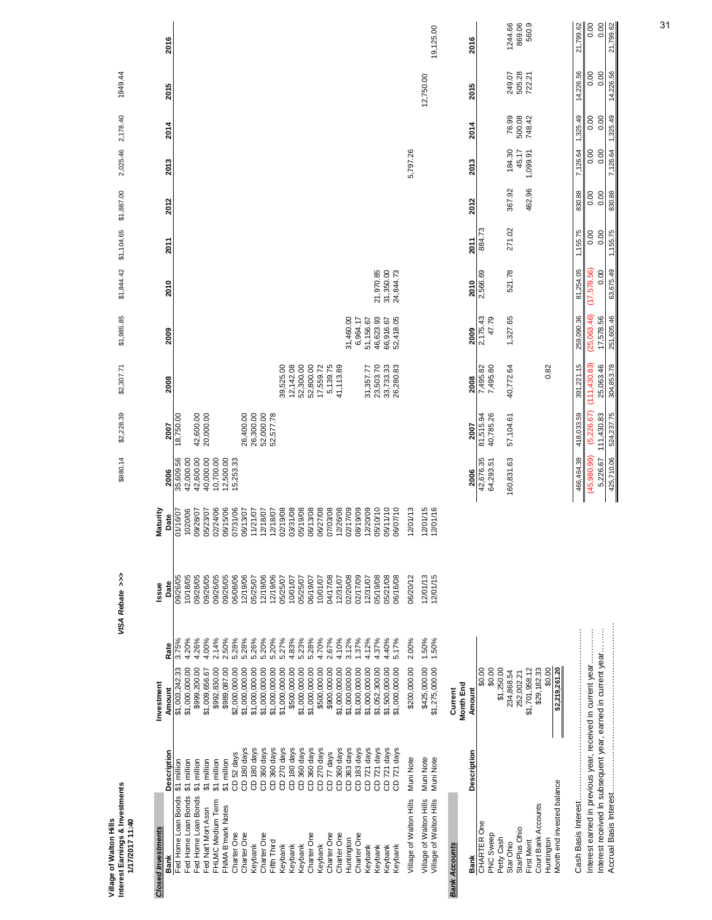**Village of Walton Hills**
**Interest Earnings & Investments**
**1/17/2017 11:40**

| Bank | Description | Investment Amount | Rate | Issue Date | Maturity Date | 2006 | 2007 | 2008 | 2009 | 2010 | 2011 | 2012 | 2013 | 2014 | 2015 | 2016 |
|---|---|---|---|---|---|---|---|---|---|---|---|---|---|---|---|---|
| *VISA Rebate >>>* | | | | | | $880.14 | $2,228.39 | $2,307.71 | $1,985.85 | $1,844.42 | $1,104.65 | $1,887.00 | 2,025.46 | 2,178.40 | 1949.44 | |
| **Closed Investments** | | | | | | | | | | | | | | | | |
| Fed Home Loan Bonds | $1 million | $1,003,242.33 | 3.75% | 09/26/05 | 01/16/07 | 35,609.56 | 18,750.00 | | | | | | | | | |
| Fed Home Loan Bonds | $1 million | $1,000,000.00 | 4.20% | 10/18/05 | 1020/06 | 42,000.00 | | | | | | | | | | |
| Fed Home Loan Bonds | $1 million | $999,200.00 | 4.26% | 09/28/05 | 09/28/07 | 42,600.00 | 42,600.00 | | | | | | | | | |
| Fed Nat'l Mort Assn | $1 million | $1,009,656.67 | 4.00% | 09/26/05 | 05/23/07 | 40,000.00 | 20,000.00 | | | | | | | | | |
| FHLMC Medium Term | $1 million | $992,830.00 | 2.14% | 09/26/05 | 02/24/06 | 10,700.00 | | | | | | | | | | |
| FNMA B'mark Notes | $1 million | $989,087.00 | 2.50% | 09/26/05 | 06/15/06 | 12,500.00 | | | | | | | | | | |
| Charter One | CD 52 days | $2,000,000.00 | 5.28% | 06/08/06 | 07/31/06 | 15,253.33 | | | | | | | | | | |
| Charter One | CD 180 days | $1,000,000.00 | 5.28% | 12/19/06 | 06/13/07 | | 26,400.00 | | | | | | | | | |
| Keybank | CD 180 days | $1,000,000.00 | 5.26% | 05/25/07 | 11/21/07 | | 26,300.00 | | | | | | | | | |
| Charter One | CD 360 days | $1,000,000.00 | 5.20% | 12/19/06 | 12/18/07 | | 52,000.00 | | | | | | | | | |
| Fifth Third | CD 360 days | $1,000,000.00 | 5.20% | 12/19/06 | 12/18/07 | | 52,577.78 | | | | | | | | | |
| Keybank | CD 270 days | $1,000,000.00 | 5.27% | 05/25/07 | 02/19/08 | | | 39,525.00 | | | | | | | | |
| Keybank | CD 180 days | $500,000.00 | 4.83% | 10/01/07 | 03/31/08 | | | 12,142.08 | | | | | | | | |
| Keybank | CD 360 days | $1,000,000.00 | 5.23% | 05/25/07 | 05/19/08 | | | 52,300.00 | | | | | | | | |
| Charter One | CD 360 days | $1,000,000.00 | 5.28% | 06/19/07 | 06/13/08 | | | 52,800.00 | | | | | | | | |
| Keybank | CD 270 days | $500,000.00 | 4.70% | 10/01/07 | 06/27/08 | | | 17,559.72 | | | | | | | | |
| Charter One | CD 77 days | $900,000.00 | 2.67% | 04/17/08 | 07/03/08 | | | 5,139.75 | | | | | | | | |
| Charter One | CD 360 days | $1,000,000.00 | 4.10% | 12/31/07 | 12/26/08 | | | 41,113.89 | | | | | | | | |
| Huntington | CD 363 days | $1,000,000.00 | 3.12% | 02/20/08 | 02/17/09 | | | | 31,460.00 | | | | | | | |
| Charter One | CD 183 days | $1,000,000.00 | 1.37% | 02/17/09 | 08/19/09 | | | | 6,964.17 | | | | | | | |
| Charter One | CD 721 days | $1,000,000.00 | 4.12% | 12/31/07 | 12/20/09 | | | 31,357.77 | 51,156.67 | | | | | | | |
| Keybank | CD 721 days | $1,052,300.00 | 4.37% | 05/19/08 | 05/10/10 | | | 23,503.70 | 46,623.93 | 21,970.85 | | | | | | |
| Keybank | CD 721 days | $1,500,000.00 | 4.40% | 05/21/08 | 05/11/10 | | | 33,733.33 | 66,916.67 | 31,350.00 | | | | | | |
| Keybank | CD 721 days | $1,000,000.00 | 5.17% | 06/16/08 | 06/07/10 | | | 26,280.83 | 52,418.05 | 24,844.73 | | | | | | |
| Village of Walton Hills | Muni Note | $200,000.00 | 2.00% | 06/20/12 | 12/01/13 | | | | | | | | 5,797.26 | | | |
| Village of Walton Hills | Muni Note | $425,000.00 | 1.50% | 12/01/13 | 12/01/15 | | | | | | | | | | 12,750.00 | |
| Village of Walton Hills | Muni Note | $1,275,000.00 | 1.50% | 12/01/15 | 12/01/16 | | | | | | | | | | | 19,125.00 |

**Bank Accounts**

| Bank | Description | Current Month End Amount | 2006 | 2007 | 2008 | 2009 | 2010 | 2011 | 2012 | 2013 | 2014 | 2015 | 2016 |
|---|---|---|---|---|---|---|---|---|---|---|---|---|---|
| CHARTER One | | $0.00 | 42,676.35 | 81,515.94 | 7,495.82 | 2,175.43 | 2,566.69 | 884.73 | | | | | |
| PNC Sweep | | $0.00 | 64,293.51 | 40,785.26 | 7,495.80 | 47.79 | | | | | | | |
| Petty Cash | | $1,250.00 | | | | | | | | | | | |
| Star Ohio | | 234,868.54 | 160,831.63 | 57,104.61 | 40,772.64 | 1,327.65 | 521.78 | 271.02 | 367.92 | 184.30 | 76.99 | 249.07 | 1244.66 |
| StarPlus Ohio | | 252,002.21 | | | | | | | | 45.17 | 500.08 | 505.28 | 869.06 |
| First Merit | | $1,701,958.12 | | | | | | | 462.96 | 1,099.91 | 748.42 | 722.21 | 560.9 |
| Court Bank Accounts | | $29,182.33 | | | | | | | | | | | |
| Huntington | | $0.00 | | | 0.82 | | | | | | | | |
| Month end invested balance | | $2,219,261.20 | | | | | | | | | | | |
| Cash Basis Interest | | | 466,464.38 | 418,033.59 | 391,221.15 | 259,090.36 | 81,254.05 | 1,155.75 | 830.88 | 7,126.64 | 1,325.49 | 14,226.56 | 21,799.62 |
| Interest earned in previous year, received in current year | | | (45,980.99) | (5,226.67) | (111,430.83) | (25,063.46) | (17,578.56) | 0.00 | 0.00 | 0.00 | 0.00 | 0.00 | 0.00 |
| Interest received in subsequent year, earned in current year | | | 5,226.67 | 111,430.83 | 25,063.46 | 17,578.56 | 0.00 | 0.00 | 0.00 | 0.00 | 0.00 | 0.00 | 0.00 |
| Accrual Basis Interest | | | 425,710.06 | 524,237.75 | 304,853.78 | 251,605.46 | 63,675.49 | 1,155.75 | 830.88 | 7,126.64 | 1,325.49 | 14,226.56 | 21,799.62 |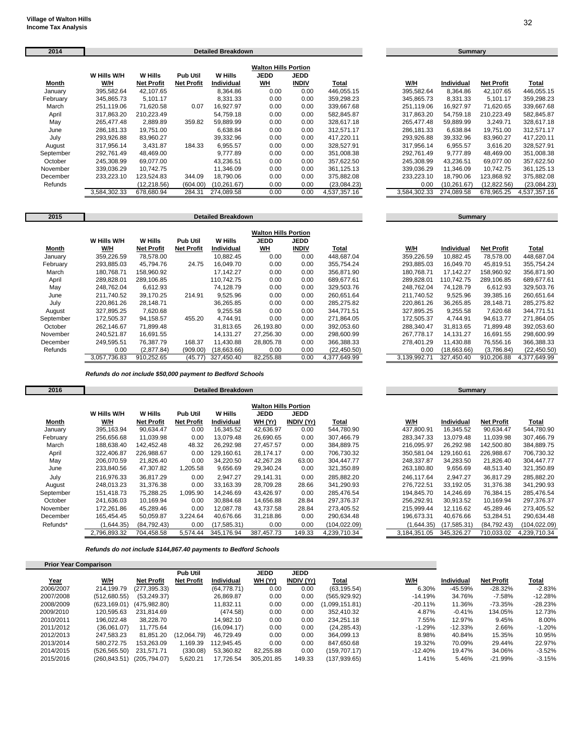**Village of Walton Hills**
**Income Tax Analysis**

## 2014

| | Detailed Breakdown | | | | | | | Summary | | | |
|---|---|---|---|---|---|---|---|---|---|---|---|
| | | | | | Walton Hills Portion | | | | | | |
| Month | W Hills W/H W/H | W Hills Net Profit | Pub Util Net Profit | W Hills Individual | JEDD WH | JEDD INDIV | Total | W/H | Individual | Net Profit | Total |
| January | 395,582.64 | 42,107.65 | | 8,364.86 | 0.00 | 0.00 | 446,055.15 | 395,582.64 | 8,364.86 | 42,107.65 | 446,055.15 |
| February | 345,865.73 | 5,101.17 | | 8,331.33 | 0.00 | 0.00 | 359,298.23 | 345,865.73 | 8,331.33 | 5,101.17 | 359,298.23 |
| March | 251,119.06 | 71,620.58 | 0.07 | 16,927.97 | 0.00 | 0.00 | 339,667.68 | 251,119.06 | 16,927.97 | 71,620.65 | 339,667.68 |
| April | 317,863.20 | 210,223.49 | | 54,759.18 | 0.00 | 0.00 | 582,845.87 | 317,863.20 | 54,759.18 | 210,223.49 | 582,845.87 |
| May | 265,477.48 | 2,889.89 | 359.82 | 59,889.99 | 0.00 | 0.00 | 328,617.18 | 265,477.48 | 59,889.99 | 3,249.71 | 328,617.18 |
| June | 286,181.33 | 19,751.00 | | 6,638.84 | 0.00 | 0.00 | 312,571.17 | 286,181.33 | 6,638.84 | 19,751.00 | 312,571.17 |
| July | 293,926.88 | 83,960.27 | | 39,332.96 | 0.00 | 0.00 | 417,220.11 | 293,926.88 | 39,332.96 | 83,960.27 | 417,220.11 |
| August | 317,956.14 | 3,431.87 | 184.33 | 6,955.57 | 0.00 | 0.00 | 328,527.91 | 317,956.14 | 6,955.57 | 3,616.20 | 328,527.91 |
| September | 292,761.49 | 48,469.00 | | 9,777.89 | 0.00 | 0.00 | 351,008.38 | 292,761.49 | 9,777.89 | 48,469.00 | 351,008.38 |
| October | 245,308.99 | 69,077.00 | | 43,236.51 | 0.00 | 0.00 | 357,622.50 | 245,308.99 | 43,236.51 | 69,077.00 | 357,622.50 |
| November | 339,036.29 | 10,742.75 | | 11,346.09 | 0.00 | 0.00 | 361,125.13 | 339,036.29 | 11,346.09 | 10,742.75 | 361,125.13 |
| December | 233,223.10 | 123,524.83 | 344.09 | 18,790.06 | 0.00 | 0.00 | 375,882.08 | 233,223.10 | 18,790.06 | 123,868.92 | 375,882.08 |
| Refunds | | (12,218.56) | (604.00) | (10,261.67) | 0.00 | 0.00 | (23,084.23) | 0.00 | (10,261.67) | (12,822.56) | (23,084.23) |
| | 3,584,302.33 | 678,680.94 | 284.31 | 274,089.58 | 0.00 | 0.00 | 4,537,357.16 | 3,584,302.33 | 274,089.58 | 678,965.25 | 4,537,357.16 |

## 2015

| | Detailed Breakdown | | | | | | | Summary | | | |
|---|---|---|---|---|---|---|---|---|---|---|---|
| | | | | | Walton Hills Portion | | | | | | |
| Month | W Hills W/H W/H | W Hills Net Profit | Pub Util Net Profit | W Hills Individual | JEDD WH | JEDD INDIV | Total | W/H | Individual | Net Profit | Total |
| January | 359,226.59 | 78,578.00 | | 10,882.45 | 0.00 | 0.00 | 448,687.04 | 359,226.59 | 10,882.45 | 78,578.00 | 448,687.04 |
| February | 293,885.03 | 45,794.76 | 24.75 | 16,049.70 | 0.00 | 0.00 | 355,754.24 | 293,885.03 | 16,049.70 | 45,819.51 | 355,754.24 |
| March | 180,768.71 | 158,960.92 | | 17,142.27 | 0.00 | 0.00 | 356,871.90 | 180,768.71 | 17,142.27 | 158,960.92 | 356,871.90 |
| April | 289,828.01 | 289,106.85 | | 110,742.75 | 0.00 | 0.00 | 689,677.61 | 289,828.01 | 110,742.75 | 289,106.85 | 689,677.61 |
| May | 248,762.04 | 6,612.93 | | 74,128.79 | 0.00 | 0.00 | 329,503.76 | 248,762.04 | 74,128.79 | 6,612.93 | 329,503.76 |
| June | 211,740.52 | 39,170.25 | 214.91 | 9,525.96 | 0.00 | 0.00 | 260,651.64 | 211,740.52 | 9,525.96 | 39,385.16 | 260,651.64 |
| July | 220,861.26 | 28,148.71 | | 36,265.85 | 0.00 | 0.00 | 285,275.82 | 220,861.26 | 36,265.85 | 28,148.71 | 285,275.82 |
| August | 327,895.25 | 7,620.68 | | 9,255.58 | 0.00 | 0.00 | 344,771.51 | 327,895.25 | 9,255.58 | 7,620.68 | 344,771.51 |
| September | 172,505.37 | 94,158.57 | 455.20 | 4,744.91 | 0.00 | 0.00 | 271,864.05 | 172,505.37 | 4,744.91 | 94,613.77 | 271,864.05 |
| October | 262,146.67 | 71,899.48 | | 31,813.65 | 26,193.80 | 0.00 | 392,053.60 | 288,340.47 | 31,813.65 | 71,899.48 | 392,053.60 |
| November | 240,521.87 | 16,691.55 | | 14,131.27 | 27,256.30 | 0.00 | 298,600.99 | 267,778.17 | 14,131.27 | 16,691.55 | 298,600.99 |
| December | 249,595.51 | 76,387.79 | 168.37 | 11,430.88 | 28,805.78 | 0.00 | 366,388.33 | 278,401.29 | 11,430.88 | 76,556.16 | 366,388.33 |
| Refunds | 0.00 | (2,877.84) | (909.00) | (18,663.66) | 0.00 | 0.00 | (22,450.50) | 0.00 | (18,663.66) | (3,786.84) | (22,450.50) |
| | 3,057,736.83 | 910,252.65 | (45.77) | 327,450.40 | 82,255.88 | 0.00 | 4,377,649.99 | 3,139,992.71 | 327,450.40 | 910,206.88 | 4,377,649.99 |

*Refunds do not include $50,000 payment to Bedford Schools*

## 2016

| | Detailed Breakdown | | | | | | | Summary | | | |
|---|---|---|---|---|---|---|---|---|---|---|---|
| | | | | | Walton Hills Portion | | | | | | |
| Month | W Hills W/H W/H | W Hills Net Profit | Pub Util Net Profit | W Hills Individual | JEDD WH (Yr) | JEDD INDIV (Yr) | Total | W/H | Individual | Net Profit | Total |
| January | 395,163.94 | 90,634.47 | 0.00 | 16,345.52 | 42,636.97 | 0.00 | 544,780.90 | 437,800.91 | 16,345.52 | 90,634.47 | 544,780.90 |
| February | 256,656.68 | 11,039.98 | 0.00 | 13,079.48 | 26,690.65 | 0.00 | 307,466.79 | 283,347.33 | 13,079.48 | 11,039.98 | 307,466.79 |
| March | 188,638.40 | 142,452.48 | 48.32 | 26,292.98 | 27,457.57 | 0.00 | 384,889.75 | 216,095.97 | 26,292.98 | 142,500.80 | 384,889.75 |
| April | 322,406.87 | 226,988.67 | 0.00 | 129,160.61 | 28,174.17 | 0.00 | 706,730.32 | 350,581.04 | 129,160.61 | 226,988.67 | 706,730.32 |
| May | 206,070.59 | 21,826.40 | 0.00 | 34,220.50 | 42,267.28 | 63.00 | 304,447.77 | 248,337.87 | 34,283.50 | 21,826.40 | 304,447.77 |
| June | 233,840.56 | 47,307.82 | 1,205.58 | 9,656.69 | 29,340.24 | 0.00 | 321,350.89 | 263,180.80 | 9,656.69 | 48,513.40 | 321,350.89 |
| July | 216,976.33 | 36,817.29 | 0.00 | 2,947.27 | 29,141.31 | 0.00 | 285,882.20 | 246,117.64 | 2,947.27 | 36,817.29 | 285,882.20 |
| August | 248,013.23 | 31,376.38 | 0.00 | 33,163.39 | 28,709.28 | 28.66 | 341,290.93 | 276,722.51 | 33,192.05 | 31,376.38 | 341,290.93 |
| September | 151,418.73 | 75,288.25 | 1,095.90 | 14,246.69 | 43,426.97 | 0.00 | 285,476.54 | 194,845.70 | 14,246.69 | 76,384.15 | 285,476.54 |
| October | 241,636.03 | 10,169.94 | 0.00 | 30,884.68 | 14,656.88 | 28.84 | 297,376.37 | 256,292.91 | 30,913.52 | 10,169.94 | 297,376.37 |
| November | 172,261.86 | 45,289.46 | 0.00 | 12,087.78 | 43,737.58 | 28.84 | 273,405.52 | 215,999.44 | 12,116.62 | 45,289.46 | 273,405.52 |
| December | 165,454.45 | 50,059.87 | 3,224.64 | 40,676.66 | 31,218.86 | 0.00 | 290,634.48 | 196,673.31 | 40,676.66 | 53,284.51 | 290,634.48 |
| Refunds* | (1,644.35) | (84,792.43) | 0.00 | (17,585.31) | 0.00 | 0.00 | (104,022.09) | (1,644.35) | (17,585.31) | (84,792.43) | (104,022.09) |
| | 2,796,893.32 | 704,458.58 | 5,574.44 | 345,176.94 | 387,457.73 | 149.33 | 4,239,710.34 | 3,184,351.05 | 345,326.27 | 710,033.02 | 4,239,710.34 |

*Refunds do not include $144,867.40 payments to Bedford Schools*

## Prior Year Comparison

| Year | W/H | Net Profit | Pub Util Net Profit | Individual | JEDD WH (Yr) | JEDD INDIV (Yr) | Total | W/H | Individual | Net Profit | Total |
|---|---|---|---|---|---|---|---|---|---|---|---|
| 2006/2007 | 214,199.79 | (277,395.33) | | (64,778.71) | 0.00 | 0.00 | (63,195.54) | 6.30% | -45.59% | -28.32% | -2.83% |
| 2007/2008 | (512,680.55) | (53,249.37) | | 26,869.87 | 0.00 | 0.00 | (565,929.92) | -14.19% | 34.76% | -7.58% | -12.28% |
| 2008/2009 | (623,169.01) | (475,982.80) | | 11,832.11 | 0.00 | 0.00 | (1,099,151.81) | -20.11% | 11.36% | -73.35% | -28.23% |
| 2009/2010 | 120,595.63 | 231,814.69 | | (474.58) | 0.00 | 0.00 | 352,410.32 | 4.87% | -0.41% | 134.05% | 12.73% |
| 2010/2011 | 196,022.48 | 38,228.70 | | 14,982.10 | 0.00 | 0.00 | 234,251.18 | 7.55% | 12.97% | 9.45% | 8.00% |
| 2011/2012 | (36,061.07) | 11,775.64 | | (16,094.17) | 0.00 | 0.00 | (24,285.43) | -1.29% | -12.33% | 2.66% | -1.20% |
| 2012/2013 | 247,583.23 | 81,851.20 | (12,064.79) | 46,729.49 | 0.00 | 0.00 | 364,099.13 | 8.98% | 40.84% | 15.35% | 10.95% |
| 2013/2014 | 580,272.75 | 153,263.09 | 1,169.39 | 112,945.45 | 0.00 | 0.00 | 847,650.68 | 19.32% | 70.09% | 29.44% | 22.97% |
| 2014/2015 | (526,565.50) | 231,571.71 | (330.08) | 53,360.82 | 82,255.88 | 0.00 | (159,707.17) | -12.40% | 19.47% | 34.06% | -3.52% |
| 2015/2016 | (260,843.51) | (205,794.07) | 5,620.21 | 17,726.54 | 305,201.85 | 149.33 | (137,939.65) | 1.41% | 5.46% | -21.99% | -3.15% |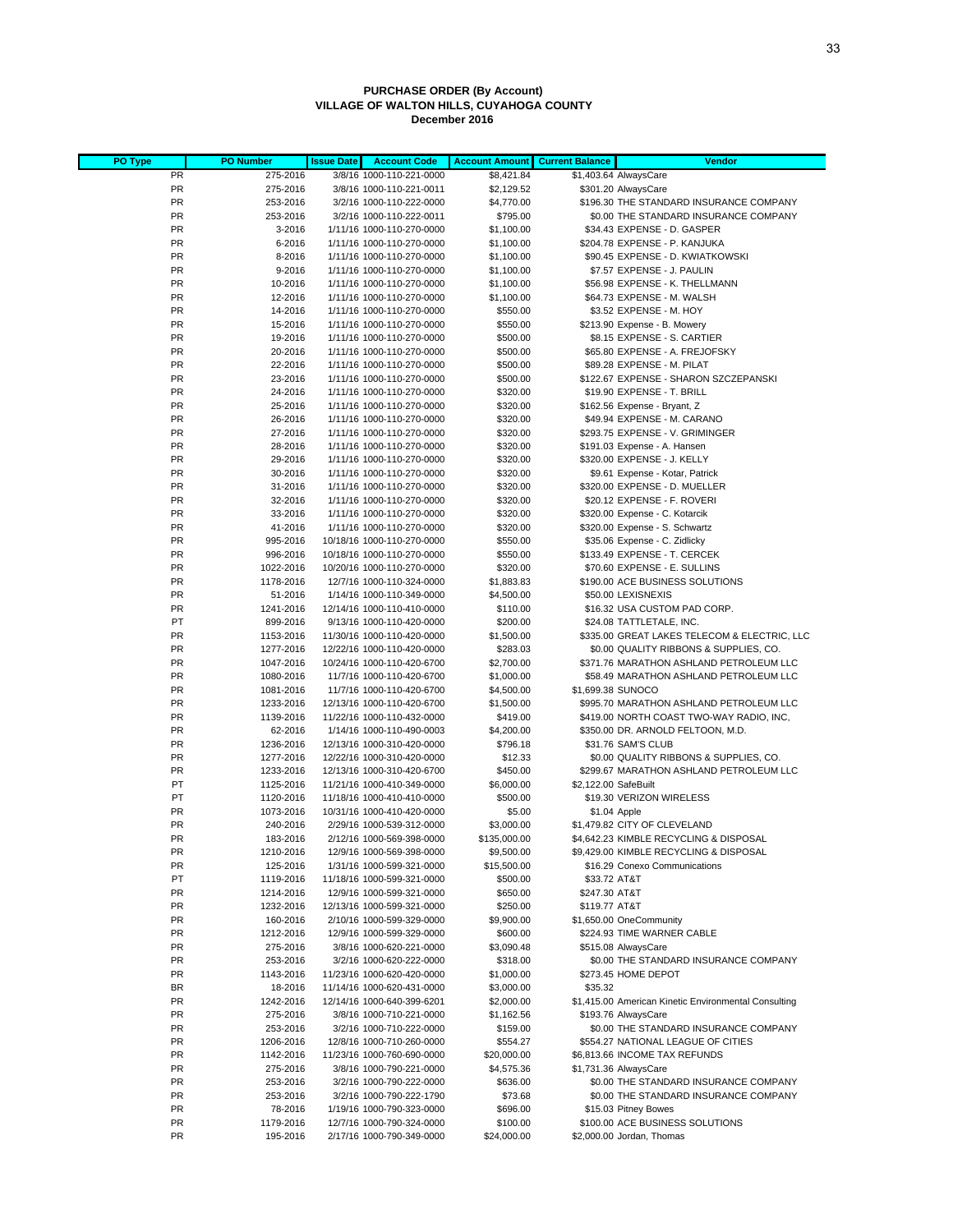**PURCHASE ORDER (By Account)**
**VILLAGE OF WALTON HILLS, CUYAHOGA COUNTY**
**December 2016**

| PO Type | PO Number | Issue Date | Account Code | Account Amount | Current Balance | Vendor |
|---|---|---|---|---|---|---|
| PR | 275-2016 | 3/8/16 | 1000-110-221-0000 | $8,421.84 | $1,403.64 | AlwaysCare |
| PR | 275-2016 | 3/8/16 | 1000-110-221-0011 | $2,129.52 | $301.20 | AlwaysCare |
| PR | 253-2016 | 3/2/16 | 1000-110-222-0000 | $4,770.00 | $196.30 | THE STANDARD INSURANCE COMPANY |
| PR | 253-2016 | 3/2/16 | 1000-110-222-0011 | $795.00 | $0.00 | THE STANDARD INSURANCE COMPANY |
| PR | 3-2016 | 1/11/16 | 1000-110-270-0000 | $1,100.00 | $34.43 | EXPENSE - D. GASPER |
| PR | 6-2016 | 1/11/16 | 1000-110-270-0000 | $1,100.00 | $204.78 | EXPENSE - P. KANJUKA |
| PR | 8-2016 | 1/11/16 | 1000-110-270-0000 | $1,100.00 | $90.45 | EXPENSE - D. KWIATKOWSKI |
| PR | 9-2016 | 1/11/16 | 1000-110-270-0000 | $1,100.00 | $7.57 | EXPENSE - J. PAULIN |
| PR | 10-2016 | 1/11/16 | 1000-110-270-0000 | $1,100.00 | $56.98 | EXPENSE - K. THELLMANN |
| PR | 12-2016 | 1/11/16 | 1000-110-270-0000 | $1,100.00 | $64.73 | EXPENSE - M. WALSH |
| PR | 14-2016 | 1/11/16 | 1000-110-270-0000 | $550.00 | $3.52 | EXPENSE - M. HOY |
| PR | 15-2016 | 1/11/16 | 1000-110-270-0000 | $550.00 | $213.90 | Expense - B. Mowery |
| PR | 19-2016 | 1/11/16 | 1000-110-270-0000 | $500.00 | $8.15 | EXPENSE - S. CARTIER |
| PR | 20-2016 | 1/11/16 | 1000-110-270-0000 | $500.00 | $65.80 | EXPENSE - A. FREJOFSKY |
| PR | 22-2016 | 1/11/16 | 1000-110-270-0000 | $500.00 | $89.28 | EXPENSE - M. PILAT |
| PR | 23-2016 | 1/11/16 | 1000-110-270-0000 | $500.00 | $122.67 | EXPENSE - SHARON SZCZEPANSKI |
| PR | 24-2016 | 1/11/16 | 1000-110-270-0000 | $320.00 | $19.90 | EXPENSE - T. BRILL |
| PR | 25-2016 | 1/11/16 | 1000-110-270-0000 | $320.00 | $162.56 | Expense - Bryant, Z |
| PR | 26-2016 | 1/11/16 | 1000-110-270-0000 | $320.00 | $49.94 | EXPENSE - M. CARANO |
| PR | 27-2016 | 1/11/16 | 1000-110-270-0000 | $320.00 | $293.75 | EXPENSE - V. GRIMINGER |
| PR | 28-2016 | 1/11/16 | 1000-110-270-0000 | $320.00 | $191.03 | Expense - A. Hansen |
| PR | 29-2016 | 1/11/16 | 1000-110-270-0000 | $320.00 | $320.00 | EXPENSE - J. KELLY |
| PR | 30-2016 | 1/11/16 | 1000-110-270-0000 | $320.00 | $9.61 | Expense - Kotar, Patrick |
| PR | 31-2016 | 1/11/16 | 1000-110-270-0000 | $320.00 | $320.00 | EXPENSE - D. MUELLER |
| PR | 32-2016 | 1/11/16 | 1000-110-270-0000 | $320.00 | $20.12 | EXPENSE - F. ROVERI |
| PR | 33-2016 | 1/11/16 | 1000-110-270-0000 | $320.00 | $320.00 | Expense - C. Kotarcik |
| PR | 41-2016 | 1/11/16 | 1000-110-270-0000 | $320.00 | $320.00 | Expense - S. Schwartz |
| PR | 995-2016 | 10/18/16 | 1000-110-270-0000 | $550.00 | $35.06 | Expense - C. Zidlicky |
| PR | 996-2016 | 10/18/16 | 1000-110-270-0000 | $550.00 | $133.49 | EXPENSE - T. CERCEK |
| PR | 1022-2016 | 10/20/16 | 1000-110-270-0000 | $320.00 | $70.60 | EXPENSE - E. SULLINS |
| PR | 1178-2016 | 12/7/16 | 1000-110-324-0000 | $1,883.83 | $190.00 | ACE BUSINESS SOLUTIONS |
| PR | 51-2016 | 1/14/16 | 1000-110-349-0000 | $4,500.00 | $50.00 | LEXISNEXIS |
| PR | 1241-2016 | 12/14/16 | 1000-110-410-0000 | $110.00 | $16.32 | USA CUSTOM PAD CORP. |
| PT | 899-2016 | 9/13/16 | 1000-110-420-0000 | $200.00 | $24.08 | TATTLETALE, INC. |
| PR | 1153-2016 | 11/30/16 | 1000-110-420-0000 | $1,500.00 | $335.00 | GREAT LAKES TELECOM & ELECTRIC, LLC |
| PR | 1277-2016 | 12/22/16 | 1000-110-420-0000 | $283.03 | $0.00 | QUALITY RIBBONS & SUPPLIES, CO. |
| PR | 1047-2016 | 10/24/16 | 1000-110-420-6700 | $2,700.00 | $371.76 | MARATHON ASHLAND PETROLEUM LLC |
| PR | 1080-2016 | 11/7/16 | 1000-110-420-6700 | $1,000.00 | $58.49 | MARATHON ASHLAND PETROLEUM LLC |
| PR | 1081-2016 | 11/7/16 | 1000-110-420-6700 | $4,500.00 | $1,699.38 | SUNOCO |
| PR | 1233-2016 | 12/13/16 | 1000-110-420-6700 | $1,500.00 | $995.70 | MARATHON ASHLAND PETROLEUM LLC |
| PR | 1139-2016 | 11/22/16 | 1000-110-432-0000 | $419.00 | $419.00 | NORTH COAST TWO-WAY RADIO, INC, |
| PR | 62-2016 | 1/14/16 | 1000-110-490-0003 | $4,200.00 | $350.00 | DR. ARNOLD FELTOON, M.D. |
| PR | 1236-2016 | 12/13/16 | 1000-310-420-0000 | $796.18 | $31.76 | SAM'S CLUB |
| PR | 1277-2016 | 12/22/16 | 1000-310-420-0000 | $12.33 | $0.00 | QUALITY RIBBONS & SUPPLIES, CO. |
| PR | 1233-2016 | 12/13/16 | 1000-310-420-6700 | $450.00 | $299.67 | MARATHON ASHLAND PETROLEUM LLC |
| PT | 1125-2016 | 11/21/16 | 1000-410-349-0000 | $6,000.00 | $2,122.00 | SafeBuilt |
| PT | 1120-2016 | 11/18/16 | 1000-410-410-0000 | $500.00 | $19.30 | VERIZON WIRELESS |
| PR | 1073-2016 | 10/31/16 | 1000-410-420-0000 | $5.00 | $1.04 | Apple |
| PR | 240-2016 | 2/29/16 | 1000-539-312-0000 | $3,000.00 | $1,479.82 | CITY OF CLEVELAND |
| PR | 183-2016 | 2/12/16 | 1000-569-398-0000 | $135,000.00 | $4,642.23 | KIMBLE RECYCLING & DISPOSAL |
| PR | 1210-2016 | 12/9/16 | 1000-569-398-0000 | $9,500.00 | $9,429.00 | KIMBLE RECYCLING & DISPOSAL |
| PR | 125-2016 | 1/31/16 | 1000-599-321-0000 | $15,500.00 | $16.29 | Conexo Communications |
| PT | 1119-2016 | 11/18/16 | 1000-599-321-0000 | $500.00 | $33.72 | AT&T |
| PR | 1214-2016 | 12/9/16 | 1000-599-321-0000 | $650.00 | $247.30 | AT&T |
| PR | 1232-2016 | 12/13/16 | 1000-599-321-0000 | $250.00 | $119.77 | AT&T |
| PR | 160-2016 | 2/10/16 | 1000-599-329-0000 | $9,900.00 | $1,650.00 | OneCommunity |
| PR | 1212-2016 | 12/9/16 | 1000-599-329-0000 | $600.00 | $224.93 | TIME WARNER CABLE |
| PR | 275-2016 | 3/8/16 | 1000-620-221-0000 | $3,090.48 | $515.08 | AlwaysCare |
| PR | 253-2016 | 3/2/16 | 1000-620-222-0000 | $318.00 | $0.00 | THE STANDARD INSURANCE COMPANY |
| PR | 1143-2016 | 11/23/16 | 1000-620-420-0000 | $1,000.00 | $273.45 | HOME DEPOT |
| BR | 18-2016 | 11/14/16 | 1000-620-431-0000 | $3,000.00 | $35.32 | |
| PR | 1242-2016 | 12/14/16 | 1000-640-399-6201 | $2,000.00 | $1,415.00 | American Kinetic Environmental Consulting |
| PR | 275-2016 | 3/8/16 | 1000-710-221-0000 | $1,162.56 | $193.76 | AlwaysCare |
| PR | 253-2016 | 3/2/16 | 1000-710-222-0000 | $159.00 | $0.00 | THE STANDARD INSURANCE COMPANY |
| PR | 1206-2016 | 12/8/16 | 1000-710-260-0000 | $554.27 | $554.27 | NATIONAL LEAGUE OF CITIES |
| PR | 1142-2016 | 11/23/16 | 1000-760-690-0000 | $20,000.00 | $6,813.66 | INCOME TAX REFUNDS |
| PR | 275-2016 | 3/8/16 | 1000-790-221-0000 | $4,575.36 | $1,731.36 | AlwaysCare |
| PR | 253-2016 | 3/2/16 | 1000-790-222-0000 | $636.00 | $0.00 | THE STANDARD INSURANCE COMPANY |
| PR | 253-2016 | 3/2/16 | 1000-790-222-1790 | $73.68 | $0.00 | THE STANDARD INSURANCE COMPANY |
| PR | 78-2016 | 1/19/16 | 1000-790-323-0000 | $696.00 | $15.03 | Pitney Bowes |
| PR | 1179-2016 | 12/7/16 | 1000-790-324-0000 | $100.00 | $100.00 | ACE BUSINESS SOLUTIONS |
| PR | 195-2016 | 2/17/16 | 1000-790-349-0000 | $24,000.00 | $2,000.00 | Jordan, Thomas |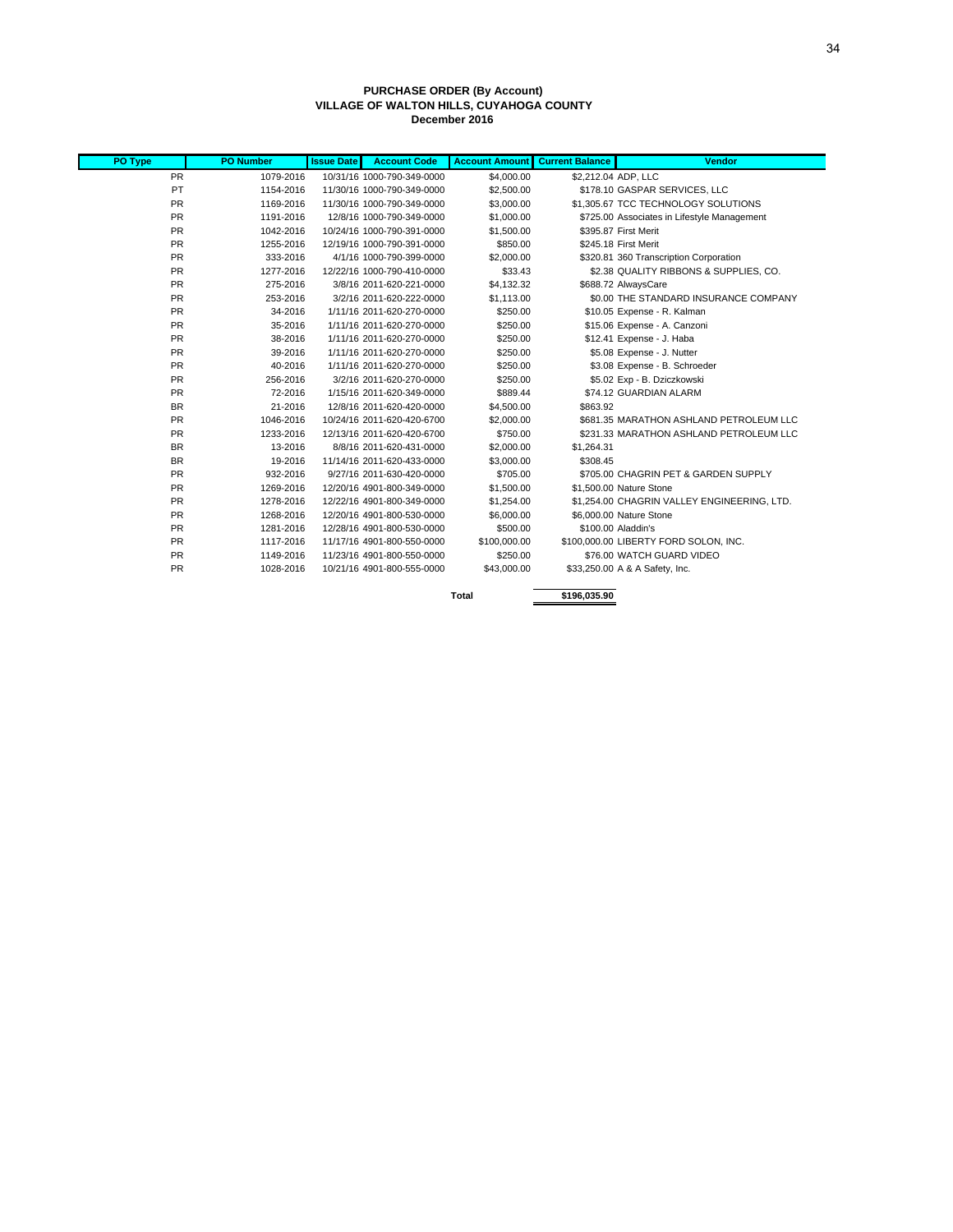**PURCHASE ORDER (By Account)**
**VILLAGE OF WALTON HILLS, CUYAHOGA COUNTY**
**December 2016**

| PO Type | PO Number | Issue Date | Account Code | Account Amount | Current Balance | Vendor |
|---|---|---|---|---|---|---|
| PR | 1079-2016 | 10/31/16 | 1000-790-349-0000 | $4,000.00 | $2,212.04 | ADP, LLC |
| PT | 1154-2016 | 11/30/16 | 1000-790-349-0000 | $2,500.00 | $178.10 | GASPAR SERVICES, LLC |
| PR | 1169-2016 | 11/30/16 | 1000-790-349-0000 | $3,000.00 | $1,305.67 | TCC TECHNOLOGY SOLUTIONS |
| PR | 1191-2016 | 12/8/16 | 1000-790-349-0000 | $1,000.00 | $725.00 | Associates in Lifestyle Management |
| PR | 1042-2016 | 10/24/16 | 1000-790-391-0000 | $1,500.00 | $395.87 | First Merit |
| PR | 1255-2016 | 12/19/16 | 1000-790-391-0000 | $850.00 | $245.18 | First Merit |
| PR | 333-2016 | 4/1/16 | 1000-790-399-0000 | $2,000.00 | $320.81 | 360 Transcription Corporation |
| PR | 1277-2016 | 12/22/16 | 1000-790-410-0000 | $33.43 | $2.38 | QUALITY RIBBONS & SUPPLIES, CO. |
| PR | 275-2016 | 3/8/16 | 2011-620-221-0000 | $4,132.32 | $688.72 | AlwaysCare |
| PR | 253-2016 | 3/2/16 | 2011-620-222-0000 | $1,113.00 | $0.00 | THE STANDARD INSURANCE COMPANY |
| PR | 34-2016 | 1/11/16 | 2011-620-270-0000 | $250.00 | $10.05 | Expense - R. Kalman |
| PR | 35-2016 | 1/11/16 | 2011-620-270-0000 | $250.00 | $15.06 | Expense - A. Canzoni |
| PR | 38-2016 | 1/11/16 | 2011-620-270-0000 | $250.00 | $12.41 | Expense - J. Haba |
| PR | 39-2016 | 1/11/16 | 2011-620-270-0000 | $250.00 | $5.08 | Expense - J. Nutter |
| PR | 40-2016 | 1/11/16 | 2011-620-270-0000 | $250.00 | $3.08 | Expense - B. Schroeder |
| PR | 256-2016 | 3/2/16 | 2011-620-270-0000 | $250.00 | $5.02 | Exp - B. Dziczkowski |
| PR | 72-2016 | 1/15/16 | 2011-620-349-0000 | $889.44 | $74.12 | GUARDIAN ALARM |
| BR | 21-2016 | 12/8/16 | 2011-620-420-0000 | $4,500.00 | $863.92 | |
| PR | 1046-2016 | 10/24/16 | 2011-620-420-6700 | $2,000.00 | $681.35 | MARATHON ASHLAND PETROLEUM LLC |
| PR | 1233-2016 | 12/13/16 | 2011-620-420-6700 | $750.00 | $231.33 | MARATHON ASHLAND PETROLEUM LLC |
| BR | 13-2016 | 8/8/16 | 2011-620-431-0000 | $2,000.00 | $1,264.31 | |
| BR | 19-2016 | 11/14/16 | 2011-620-433-0000 | $3,000.00 | $308.45 | |
| PR | 932-2016 | 9/27/16 | 2011-630-420-0000 | $705.00 | $705.00 | CHAGRIN PET & GARDEN SUPPLY |
| PR | 1269-2016 | 12/20/16 | 4901-800-349-0000 | $1,500.00 | $1,500.00 | Nature Stone |
| PR | 1278-2016 | 12/22/16 | 4901-800-349-0000 | $1,254.00 | $1,254.00 | CHAGRIN VALLEY ENGINEERING, LTD. |
| PR | 1268-2016 | 12/20/16 | 4901-800-530-0000 | $6,000.00 | $6,000.00 | Nature Stone |
| PR | 1281-2016 | 12/28/16 | 4901-800-530-0000 | $500.00 | $100.00 | Aladdin's |
| PR | 1117-2016 | 11/17/16 | 4901-800-550-0000 | $100,000.00 | $100,000.00 | LIBERTY FORD SOLON, INC. |
| PR | 1149-2016 | 11/23/16 | 4901-800-550-0000 | $250.00 | $76.00 | WATCH GUARD VIDEO |
| PR | 1028-2016 | 10/21/16 | 4901-800-555-0000 | $43,000.00 | $33,250.00 | A & A Safety, Inc. |
| | | | | **Total** | **$196,035.90** | |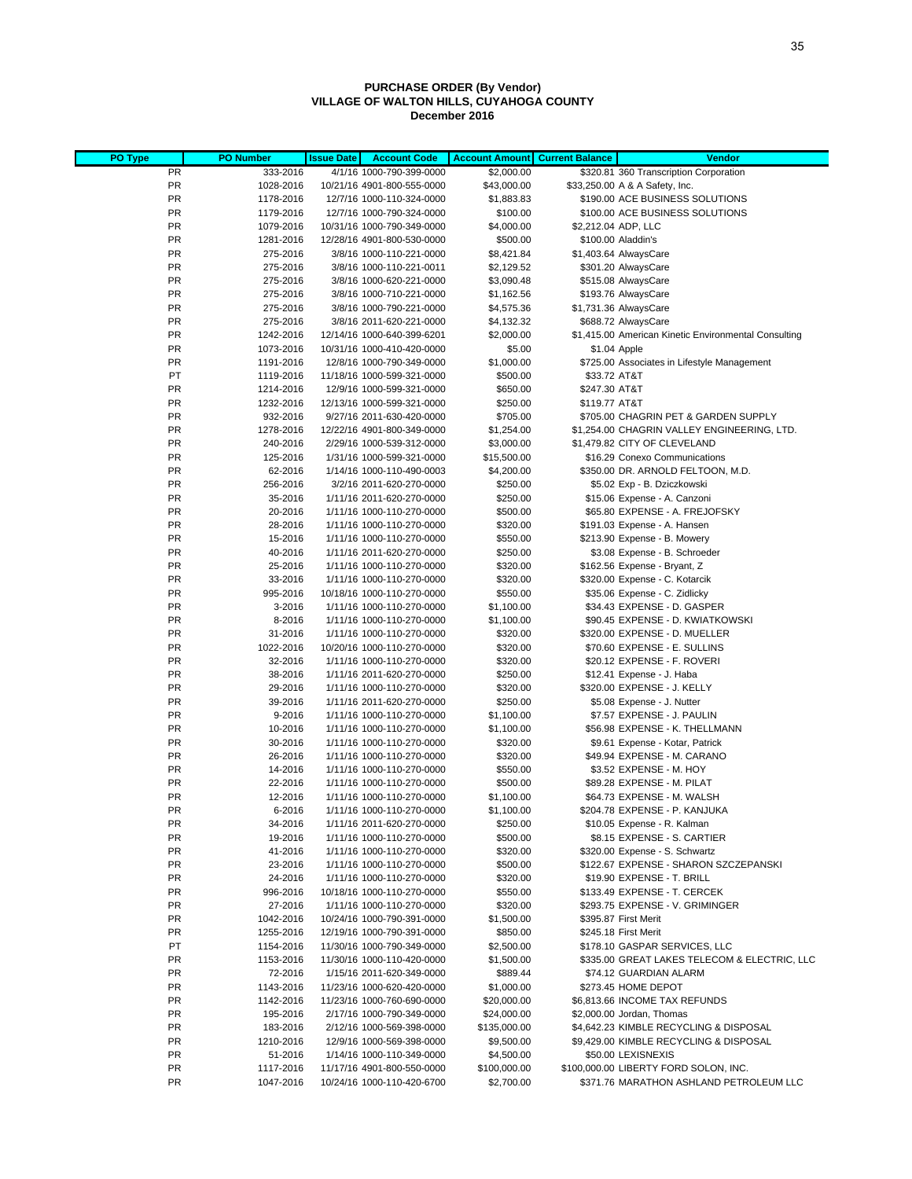# PURCHASE ORDER (By Vendor)
## VILLAGE OF WALTON HILLS, CUYAHOGA COUNTY
### December 2016

| PO Type | PO Number | Issue Date | Account Code | Account Amount | Current Balance | Vendor |
|---|---|---|---|---|---|---|
| PR | 333-2016 | 4/1/16 | 1000-790-399-0000 | $2,000.00 | $320.81 | 360 Transcription Corporation |
| PR | 1028-2016 | 10/21/16 | 4901-800-555-0000 | $43,000.00 | $33,250.00 | A & A Safety, Inc. |
| PR | 1178-2016 | 12/7/16 | 1000-110-324-0000 | $1,883.83 | $190.00 | ACE BUSINESS SOLUTIONS |
| PR | 1179-2016 | 12/7/16 | 1000-790-324-0000 | $100.00 | $100.00 | ACE BUSINESS SOLUTIONS |
| PR | 1079-2016 | 10/31/16 | 1000-790-349-0000 | $4,000.00 | $2,212.04 | ADP, LLC |
| PR | 1281-2016 | 12/28/16 | 4901-800-530-0000 | $500.00 | $100.00 | Aladdin's |
| PR | 275-2016 | 3/8/16 | 1000-110-221-0000 | $8,421.84 | $1,403.64 | AlwaysCare |
| PR | 275-2016 | 3/8/16 | 1000-110-221-0011 | $2,129.52 | $301.20 | AlwaysCare |
| PR | 275-2016 | 3/8/16 | 1000-620-221-0000 | $3,090.48 | $515.08 | AlwaysCare |
| PR | 275-2016 | 3/8/16 | 1000-710-221-0000 | $1,162.56 | $193.76 | AlwaysCare |
| PR | 275-2016 | 3/8/16 | 1000-790-221-0000 | $4,575.36 | $1,731.36 | AlwaysCare |
| PR | 275-2016 | 3/8/16 | 2011-620-221-0000 | $4,132.32 | $688.72 | AlwaysCare |
| PR | 1242-2016 | 12/14/16 | 1000-640-399-6201 | $2,000.00 | $1,415.00 | American Kinetic Environmental Consulting |
| PR | 1073-2016 | 10/31/16 | 1000-410-420-0000 | $5.00 | $1.04 | Apple |
| PR | 1191-2016 | 12/8/16 | 1000-790-349-0000 | $1,000.00 | $725.00 | Associates in Lifestyle Management |
| PT | 1119-2016 | 11/18/16 | 1000-599-321-0000 | $500.00 | $33.72 | AT&T |
| PR | 1214-2016 | 12/9/16 | 1000-599-321-0000 | $650.00 | $247.30 | AT&T |
| PR | 1232-2016 | 12/13/16 | 1000-599-321-0000 | $250.00 | $119.77 | AT&T |
| PR | 932-2016 | 9/27/16 | 2011-630-420-0000 | $705.00 | $705.00 | CHAGRIN PET & GARDEN SUPPLY |
| PR | 1278-2016 | 12/22/16 | 4901-800-349-0000 | $1,254.00 | $1,254.00 | CHAGRIN VALLEY ENGINEERING, LTD. |
| PR | 240-2016 | 2/29/16 | 1000-539-312-0000 | $3,000.00 | $1,479.82 | CITY OF CLEVELAND |
| PR | 125-2016 | 1/31/16 | 1000-599-321-0000 | $15,500.00 | $16.29 | Conexo Communications |
| PR | 62-2016 | 1/14/16 | 1000-110-490-0003 | $4,200.00 | $350.00 | DR. ARNOLD FELTOON, M.D. |
| PR | 256-2016 | 3/2/16 | 2011-620-270-0000 | $250.00 | $5.02 | Exp - B. Dziczkowski |
| PR | 35-2016 | 1/11/16 | 2011-620-270-0000 | $250.00 | $15.06 | Expense - A. Canzoni |
| PR | 20-2016 | 1/11/16 | 1000-110-270-0000 | $500.00 | $65.80 | EXPENSE - A. FREJOFSKY |
| PR | 28-2016 | 1/11/16 | 1000-110-270-0000 | $320.00 | $191.03 | Expense - A. Hansen |
| PR | 15-2016 | 1/11/16 | 1000-110-270-0000 | $550.00 | $213.90 | Expense - B. Mowery |
| PR | 40-2016 | 1/11/16 | 2011-620-270-0000 | $250.00 | $3.08 | Expense - B. Schroeder |
| PR | 25-2016 | 1/11/16 | 1000-110-270-0000 | $320.00 | $162.56 | Expense - Bryant, Z |
| PR | 33-2016 | 1/11/16 | 1000-110-270-0000 | $320.00 | $320.00 | Expense - C. Kotarcik |
| PR | 995-2016 | 10/18/16 | 1000-110-270-0000 | $550.00 | $35.06 | Expense - C. Zidlicky |
| PR | 3-2016 | 1/11/16 | 1000-110-270-0000 | $1,100.00 | $34.43 | EXPENSE - D. GASPER |
| PR | 8-2016 | 1/11/16 | 1000-110-270-0000 | $1,100.00 | $90.45 | EXPENSE - D. KWIATKOWSKI |
| PR | 31-2016 | 1/11/16 | 1000-110-270-0000 | $320.00 | $320.00 | EXPENSE - D. MUELLER |
| PR | 1022-2016 | 10/20/16 | 1000-110-270-0000 | $320.00 | $70.60 | EXPENSE - E. SULLINS |
| PR | 32-2016 | 1/11/16 | 1000-110-270-0000 | $320.00 | $20.12 | EXPENSE - F. ROVERI |
| PR | 38-2016 | 1/11/16 | 2011-620-270-0000 | $250.00 | $12.41 | Expense - J. Haba |
| PR | 29-2016 | 1/11/16 | 1000-110-270-0000 | $320.00 | $320.00 | EXPENSE - J. KELLY |
| PR | 39-2016 | 1/11/16 | 2011-620-270-0000 | $250.00 | $5.08 | Expense - J. Nutter |
| PR | 9-2016 | 1/11/16 | 1000-110-270-0000 | $1,100.00 | $7.57 | EXPENSE - J. PAULIN |
| PR | 10-2016 | 1/11/16 | 1000-110-270-0000 | $1,100.00 | $56.98 | EXPENSE - K. THELLMANN |
| PR | 30-2016 | 1/11/16 | 1000-110-270-0000 | $320.00 | $9.61 | Expense - Kotar, Patrick |
| PR | 26-2016 | 1/11/16 | 1000-110-270-0000 | $320.00 | $49.94 | EXPENSE - M. CARANO |
| PR | 14-2016 | 1/11/16 | 1000-110-270-0000 | $550.00 | $3.52 | EXPENSE - M. HOY |
| PR | 22-2016 | 1/11/16 | 1000-110-270-0000 | $500.00 | $89.28 | EXPENSE - M. PILAT |
| PR | 12-2016 | 1/11/16 | 1000-110-270-0000 | $1,100.00 | $64.73 | EXPENSE - M. WALSH |
| PR | 6-2016 | 1/11/16 | 1000-110-270-0000 | $1,100.00 | $204.78 | EXPENSE - P. KANJUKA |
| PR | 34-2016 | 1/11/16 | 2011-620-270-0000 | $250.00 | $10.05 | Expense - R. Kalman |
| PR | 19-2016 | 1/11/16 | 1000-110-270-0000 | $500.00 | $8.15 | EXPENSE - S. CARTIER |
| PR | 41-2016 | 1/11/16 | 1000-110-270-0000 | $320.00 | $320.00 | Expense - S. Schwartz |
| PR | 23-2016 | 1/11/16 | 1000-110-270-0000 | $500.00 | $122.67 | EXPENSE - SHARON SZCZEPANSKI |
| PR | 24-2016 | 1/11/16 | 1000-110-270-0000 | $320.00 | $19.90 | EXPENSE - T. BRILL |
| PR | 996-2016 | 10/18/16 | 1000-110-270-0000 | $550.00 | $133.49 | EXPENSE - T. CERCEK |
| PR | 27-2016 | 1/11/16 | 1000-110-270-0000 | $320.00 | $293.75 | EXPENSE - V. GRIMINGER |
| PR | 1042-2016 | 10/24/16 | 1000-790-391-0000 | $1,500.00 | $395.87 | First Merit |
| PR | 1255-2016 | 12/19/16 | 1000-790-391-0000 | $850.00 | $245.18 | First Merit |
| PT | 1154-2016 | 11/30/16 | 1000-790-349-0000 | $2,500.00 | $178.10 | GASPAR SERVICES, LLC |
| PR | 1153-2016 | 11/30/16 | 1000-110-420-0000 | $1,500.00 | $335.00 | GREAT LAKES TELECOM & ELECTRIC, LLC |
| PR | 72-2016 | 1/15/16 | 2011-620-349-0000 | $889.44 | $74.12 | GUARDIAN ALARM |
| PR | 1143-2016 | 11/23/16 | 1000-620-420-0000 | $1,000.00 | $273.45 | HOME DEPOT |
| PR | 1142-2016 | 11/23/16 | 1000-760-690-0000 | $20,000.00 | $6,813.66 | INCOME TAX REFUNDS |
| PR | 195-2016 | 2/17/16 | 1000-790-349-0000 | $24,000.00 | $2,000.00 | Jordan, Thomas |
| PR | 183-2016 | 2/12/16 | 1000-569-398-0000 | $135,000.00 | $4,642.23 | KIMBLE RECYCLING & DISPOSAL |
| PR | 1210-2016 | 12/9/16 | 1000-569-398-0000 | $9,500.00 | $9,429.00 | KIMBLE RECYCLING & DISPOSAL |
| PR | 51-2016 | 1/14/16 | 1000-110-349-0000 | $4,500.00 | $50.00 | LEXISNEXIS |
| PR | 1117-2016 | 11/17/16 | 4901-800-550-0000 | $100,000.00 | $100,000.00 | LIBERTY FORD SOLON, INC. |
| PR | 1047-2016 | 10/24/16 | 1000-110-420-6700 | $2,700.00 | $371.76 | MARATHON ASHLAND PETROLEUM LLC |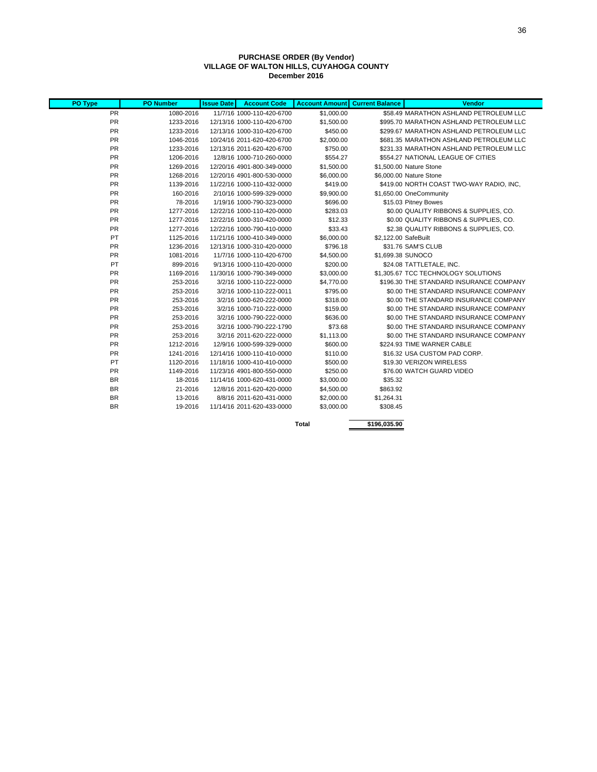**PURCHASE ORDER (By Vendor)**
**VILLAGE OF WALTON HILLS, CUYAHOGA COUNTY**
**December 2016**

| PO Type | PO Number | Issue Date | Account Code | Account Amount | Current Balance | Vendor |
|---|---|---|---|---|---|---|
| PR | 1080-2016 | 11/7/16 | 1000-110-420-6700 | $1,000.00 | $58.49 | MARATHON ASHLAND PETROLEUM LLC |
| PR | 1233-2016 | 12/13/16 | 1000-110-420-6700 | $1,500.00 | $995.70 | MARATHON ASHLAND PETROLEUM LLC |
| PR | 1233-2016 | 12/13/16 | 1000-310-420-6700 | $450.00 | $299.67 | MARATHON ASHLAND PETROLEUM LLC |
| PR | 1046-2016 | 10/24/16 | 2011-620-420-6700 | $2,000.00 | $681.35 | MARATHON ASHLAND PETROLEUM LLC |
| PR | 1233-2016 | 12/13/16 | 2011-620-420-6700 | $750.00 | $231.33 | MARATHON ASHLAND PETROLEUM LLC |
| PR | 1206-2016 | 12/8/16 | 1000-710-260-0000 | $554.27 | $554.27 | NATIONAL LEAGUE OF CITIES |
| PR | 1269-2016 | 12/20/16 | 4901-800-349-0000 | $1,500.00 | $1,500.00 | Nature Stone |
| PR | 1268-2016 | 12/20/16 | 4901-800-530-0000 | $6,000.00 | $6,000.00 | Nature Stone |
| PR | 1139-2016 | 11/22/16 | 1000-110-432-0000 | $419.00 | $419.00 | NORTH COAST TWO-WAY RADIO, INC, |
| PR | 160-2016 | 2/10/16 | 1000-599-329-0000 | $9,900.00 | $1,650.00 | OneCommunity |
| PR | 78-2016 | 1/19/16 | 1000-790-323-0000 | $696.00 | $15.03 | Pitney Bowes |
| PR | 1277-2016 | 12/22/16 | 1000-110-420-0000 | $283.03 | $0.00 | QUALITY RIBBONS & SUPPLIES, CO. |
| PR | 1277-2016 | 12/22/16 | 1000-310-420-0000 | $12.33 | $0.00 | QUALITY RIBBONS & SUPPLIES, CO. |
| PR | 1277-2016 | 12/22/16 | 1000-790-410-0000 | $33.43 | $2.38 | QUALITY RIBBONS & SUPPLIES, CO. |
| PT | 1125-2016 | 11/21/16 | 1000-410-349-0000 | $6,000.00 | $2,122.00 | SafeBuilt |
| PR | 1236-2016 | 12/13/16 | 1000-310-420-0000 | $796.18 | $31.76 | SAM'S CLUB |
| PR | 1081-2016 | 11/7/16 | 1000-110-420-6700 | $4,500.00 | $1,699.38 | SUNOCO |
| PT | 899-2016 | 9/13/16 | 1000-110-420-0000 | $200.00 | $24.08 | TATTLETALE, INC. |
| PR | 1169-2016 | 11/30/16 | 1000-790-349-0000 | $3,000.00 | $1,305.67 | TCC TECHNOLOGY SOLUTIONS |
| PR | 253-2016 | 3/2/16 | 1000-110-222-0000 | $4,770.00 | $196.30 | THE STANDARD INSURANCE COMPANY |
| PR | 253-2016 | 3/2/16 | 1000-110-222-0011 | $795.00 | $0.00 | THE STANDARD INSURANCE COMPANY |
| PR | 253-2016 | 3/2/16 | 1000-620-222-0000 | $318.00 | $0.00 | THE STANDARD INSURANCE COMPANY |
| PR | 253-2016 | 3/2/16 | 1000-710-222-0000 | $159.00 | $0.00 | THE STANDARD INSURANCE COMPANY |
| PR | 253-2016 | 3/2/16 | 1000-790-222-0000 | $636.00 | $0.00 | THE STANDARD INSURANCE COMPANY |
| PR | 253-2016 | 3/2/16 | 1000-790-222-1790 | $73.68 | $0.00 | THE STANDARD INSURANCE COMPANY |
| PR | 253-2016 | 3/2/16 | 2011-620-222-0000 | $1,113.00 | $0.00 | THE STANDARD INSURANCE COMPANY |
| PR | 1212-2016 | 12/9/16 | 1000-599-329-0000 | $600.00 | $224.93 | TIME WARNER CABLE |
| PR | 1241-2016 | 12/14/16 | 1000-110-410-0000 | $110.00 | $16.32 | USA CUSTOM PAD CORP. |
| PT | 1120-2016 | 11/18/16 | 1000-410-410-0000 | $500.00 | $19.30 | VERIZON WIRELESS |
| PR | 1149-2016 | 11/23/16 | 4901-800-550-0000 | $250.00 | $76.00 | WATCH GUARD VIDEO |
| BR | 18-2016 | 11/14/16 | 1000-620-431-0000 | $3,000.00 | $35.32 | |
| BR | 21-2016 | 12/8/16 | 2011-620-420-0000 | $4,500.00 | $863.92 | |
| BR | 13-2016 | 8/8/16 | 2011-620-431-0000 | $2,000.00 | $1,264.31 | |
| BR | 19-2016 | 11/14/16 | 2011-620-433-0000 | $3,000.00 | $308.45 | |
| | | | | **Total** | **$196,035.90** | |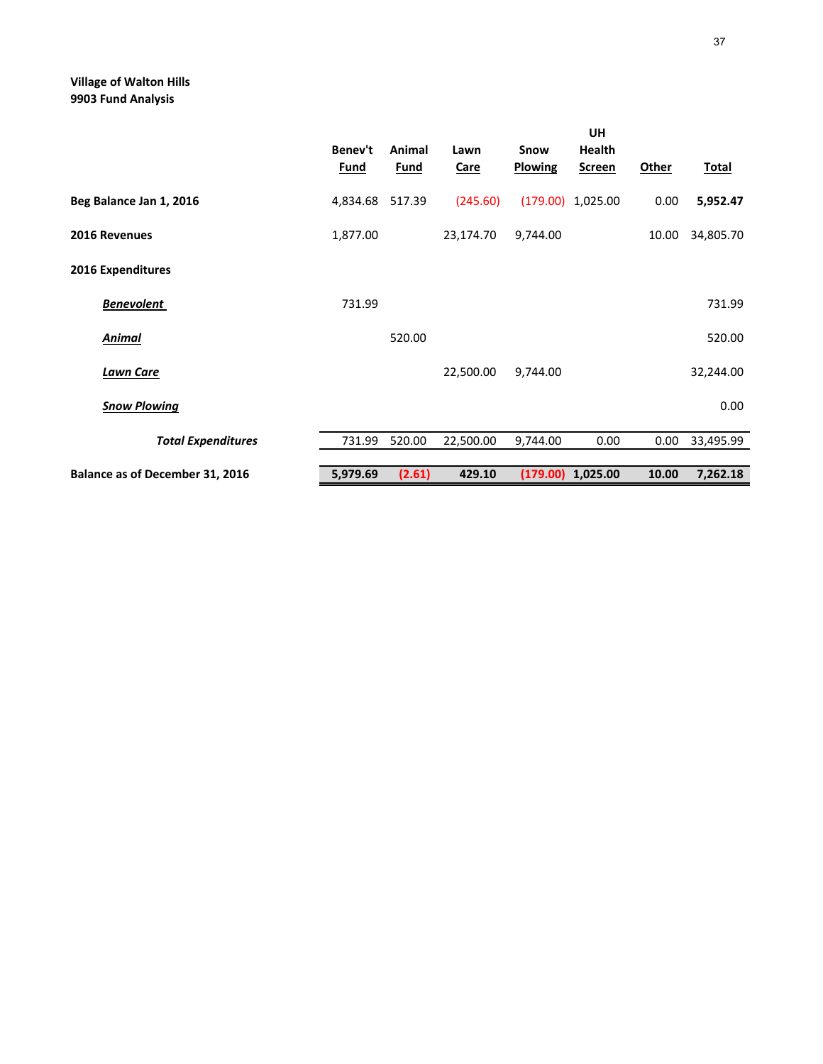**Village of Walton Hills**
**9903 Fund Analysis**

| | Benev't Fund | Animal Fund | Lawn Care | Snow Plowing | UH Health Screen | Other | Total |
|---|---|---|---|---|---|---|---|
| **Beg Balance Jan 1, 2016** | 4,834.68 | 517.39 | (245.60) | (179.00) | 1,025.00 | 0.00 | **5,952.47** |
| **2016 Revenues** | 1,877.00 | | 23,174.70 | 9,744.00 | | 10.00 | 34,805.70 |
| **2016 Expenditures** | | | | | | | |
| ***Benevolent*** | 731.99 | | | | | | 731.99 |
| ***Animal*** | | 520.00 | | | | | 520.00 |
| ***Lawn Care*** | | | 22,500.00 | 9,744.00 | | | 32,244.00 |
| ***Snow Plowing*** | | | | | | | 0.00 |
| ***Total Expenditures*** | 731.99 | 520.00 | 22,500.00 | 9,744.00 | 0.00 | 0.00 | 33,495.99 |
| **Balance as of December 31, 2016** | **5,979.69** | **(2.61)** | **429.10** | **(179.00)** | **1,025.00** | **10.00** | **7,262.18** |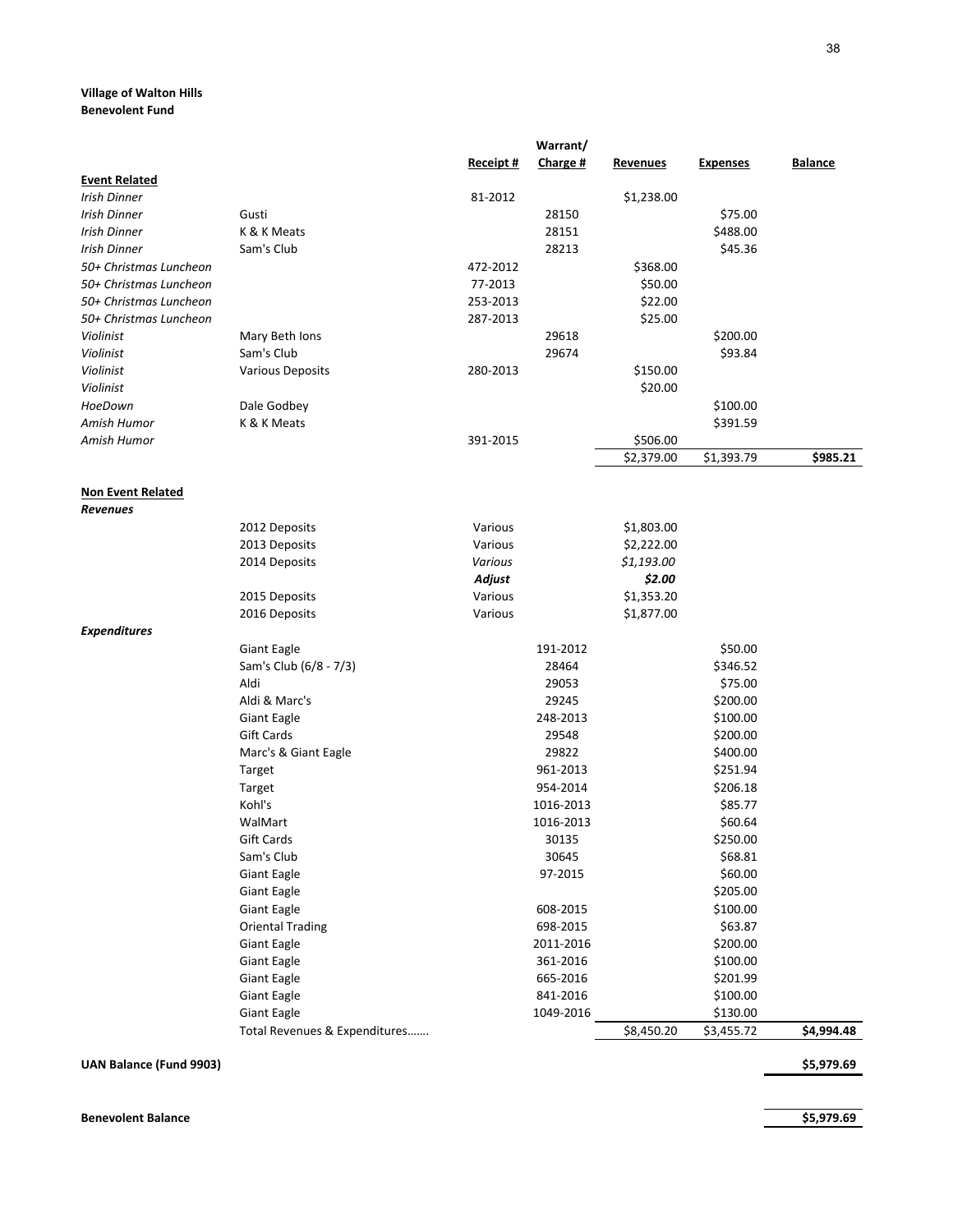**Village of Walton Hills**
**Benevolent Fund**

| | | Receipt # | Warrant/ Charge # | Revenues | Expenses | Balance |
|---|---|---|---|---|---|---|
| **Event Related** | | | | | | |
| *Irish Dinner* | | 81-2012 | | $1,238.00 | | |
| *Irish Dinner* | Gusti | | 28150 | | $75.00 | |
| *Irish Dinner* | K & K Meats | | 28151 | | $488.00 | |
| *Irish Dinner* | Sam's Club | | 28213 | | $45.36 | |
| *50+ Christmas Luncheon* | | 472-2012 | | $368.00 | | |
| *50+ Christmas Luncheon* | | 77-2013 | | $50.00 | | |
| *50+ Christmas Luncheon* | | 253-2013 | | $22.00 | | |
| *50+ Christmas Luncheon* | | 287-2013 | | $25.00 | | |
| *Violinist* | Mary Beth Ions | | 29618 | | $200.00 | |
| *Violinist* | Sam's Club | | 29674 | | $93.84 | |
| *Violinist* | Various Deposits | 280-2013 | | $150.00 | | |
| *Violinist* | | | | $20.00 | | |
| *HoeDown* | Dale Godbey | | | | $100.00 | |
| *Amish Humor* | K & K Meats | | | | $391.59 | |
| *Amish Humor* | | 391-2015 | | $506.00 | | |
| | | | | $2,379.00 | $1,393.79 | **$985.21** |
| | | | | | | |
| **Non Event Related** | | | | | | |
| ***Revenues*** | | | | | | |
| | 2012 Deposits | Various | | $1,803.00 | | |
| | 2013 Deposits | Various | | $2,222.00 | | |
| | 2014 Deposits | *Various* | | *$1,193.00* | | |
| | | ***Adjust*** | | ***$2.00*** | | |
| | 2015 Deposits | Various | | $1,353.20 | | |
| | 2016 Deposits | Various | | $1,877.00 | | |
| ***Expenditures*** | | | | | | |
| | Giant Eagle | | 191-2012 | | $50.00 | |
| | Sam's Club (6/8 - 7/3) | | 28464 | | $346.52 | |
| | Aldi | | 29053 | | $75.00 | |
| | Aldi & Marc's | | 29245 | | $200.00 | |
| | Giant Eagle | | 248-2013 | | $100.00 | |
| | Gift Cards | | 29548 | | $200.00 | |
| | Marc's & Giant Eagle | | 29822 | | $400.00 | |
| | Target | | 961-2013 | | $251.94 | |
| | Target | | 954-2014 | | $206.18 | |
| | Kohl's | | 1016-2013 | | $85.77 | |
| | WalMart | | 1016-2013 | | $60.64 | |
| | Gift Cards | | 30135 | | $250.00 | |
| | Sam's Club | | 30645 | | $68.81 | |
| | Giant Eagle | | 97-2015 | | $60.00 | |
| | Giant Eagle | | | | $205.00 | |
| | Giant Eagle | | 608-2015 | | $100.00 | |
| | Oriental Trading | | 698-2015 | | $63.87 | |
| | Giant Eagle | | 2011-2016 | | $200.00 | |
| | Giant Eagle | | 361-2016 | | $100.00 | |
| | Giant Eagle | | 665-2016 | | $201.99 | |
| | Giant Eagle | | 841-2016 | | $100.00 | |
| | Giant Eagle | | 1049-2016 | | $130.00 | |
| | Total Revenues & Expenditures……. | | | $8,450.20 | $3,455.72 | **$4,994.48** |
| | | | | | | |
| **UAN Balance (Fund 9903)** | | | | | | **$5,979.69** |
| | | | | | | |
| **Benevolent Balance** | | | | | | **$5,979.69** |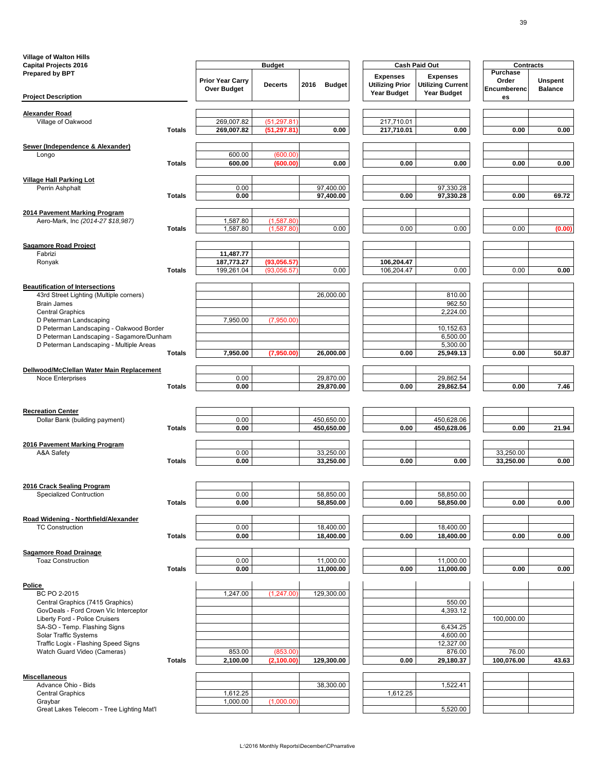**Village of Walton Hills**
**Capital Projects 2016**
**Prepared by BPT**

| Project Description | | Budget: Prior Year Carry Over Budget | Budget: Decerts | Budget: 2016 Budget | Cash Paid Out: Expenses Utilizing Prior Year Budget | Cash Paid Out: Expenses Utilizing Current Year Budget | Contracts: Purchase Order Encumberences | Contracts: Unspent Balance |
|---|---|---|---|---|---|---|---|---|
| **Alexander Road** | | | | | | | | |
| Village of Oakwood | | 269,007.82 | (51,297.81) | | 217,710.01 | | | |
| | **Totals** | **269,007.82** | **(51,297.81)** | **0.00** | **217,710.01** | **0.00** | **0.00** | **0.00** |
| **Sewer (Independence & Alexander)** | | | | | | | | |
| Longo | | 600.00 | (600.00) | | | | | |
| | **Totals** | **600.00** | **(600.00)** | **0.00** | **0.00** | **0.00** | **0.00** | **0.00** |
| **Village Hall Parking Lot** | | | | | | | | |
| Perrin Ashphalt | | 0.00 | | 97,400.00 | | 97,330.28 | | |
| | **Totals** | **0.00** | | **97,400.00** | **0.00** | **97,330.28** | **0.00** | **69.72** |
| **2014 Pavement Marking Program** | | | | | | | | |
| Aero-Mark, Inc *(2014-27 $18,987)* | | 1,587.80 | (1,587.80) | | | | | |
| | **Totals** | 1,587.80 | (1,587.80) | 0.00 | 0.00 | 0.00 | 0.00 | **(0.00)** |
| **Sagamore Road Project** | | | | | | | | |
| Fabrizi | | **11,487.77** | | | | | | |
| Ronyak | | **187,773.27** | **(93,056.57)** | | **106,204.47** | | | |
| | **Totals** | 199,261.04 | (93,056.57) | 0.00 | 106,204.47 | 0.00 | 0.00 | **0.00** |
| **Beautification of Intersections** | | | | | | | | |
| 43rd Street Lighting (Multiple corners) | | | | 26,000.00 | | 810.00 | | |
| Brain James | | | | | | 962.50 | | |
| Central Graphics | | | | | | 2,224.00 | | |
| D Peterman Landscaping | | 7,950.00 | (7,950.00) | | | | | |
| D Peterman Landscaping - Oakwood Border | | | | | | 10,152.63 | | |
| D Peterman Landscaping - Sagamore/Dunham | | | | | | 6,500.00 | | |
| D Peterman Landscaping - Multiple Areas | | | | | | 5,300.00 | | |
| | **Totals** | **7,950.00** | **(7,950.00)** | **26,000.00** | **0.00** | **25,949.13** | **0.00** | **50.87** |
| **Dellwood/McClellan Water Main Replacement** | | | | | | | | |
| Noce Enterprises | | 0.00 | | 29,870.00 | | 29,862.54 | | |
| | **Totals** | **0.00** | | **29,870.00** | **0.00** | **29,862.54** | **0.00** | **7.46** |
| **Recreation Center** | | | | | | | | |
| Dollar Bank (building payment) | | 0.00 | | 450,650.00 | | 450,628.06 | | |
| | **Totals** | **0.00** | | **450,650.00** | **0.00** | **450,628.06** | **0.00** | **21.94** |
| **2016 Pavement Marking Program** | | | | | | | | |
| A&A Safety | | 0.00 | | 33,250.00 | | | 33,250.00 | |
| | **Totals** | **0.00** | | **33,250.00** | **0.00** | **0.00** | **33,250.00** | **0.00** |
| **2016 Crack Sealing Program** | | | | | | | | |
| Specialized Contruction | | 0.00 | | 58,850.00 | | 58,850.00 | | |
| | **Totals** | **0.00** | | **58,850.00** | **0.00** | **58,850.00** | **0.00** | **0.00** |
| **Road Widening - Northfield/Alexander** | | | | | | | | |
| TC Construction | | 0.00 | | 18,400.00 | | 18,400.00 | | |
| | **Totals** | **0.00** | | **18,400.00** | **0.00** | **18,400.00** | **0.00** | **0.00** |
| **Sagamore Road Drainage** | | | | | | | | |
| Toaz Construction | | 0.00 | | 11,000.00 | | 11,000.00 | | |
| | **Totals** | **0.00** | | **11,000.00** | **0.00** | **11,000.00** | **0.00** | **0.00** |
| **Police** | | | | | | | | |
| BC PO 2-2015 | | 1,247.00 | (1,247.00) | 129,300.00 | | | | |
| Central Graphics (7415 Graphics) | | | | | | 550.00 | | |
| GovDeals - Ford Crown Vic Interceptor | | | | | | 4,393.12 | | |
| Liberty Ford - Police Cruisers | | | | | | | 100,000.00 | |
| SA-SO - Temp. Flashing Signs | | | | | | 6,434.25 | | |
| Solar Traffic Systems | | | | | | 4,600.00 | | |
| Traffic Logix - Flashing Speed Signs | | | | | | 12,327.00 | | |
| Watch Guard Video (Cameras) | | 853.00 | (853.00) | | | 876.00 | 76.00 | |
| | **Totals** | **2,100.00** | **(2,100.00)** | **129,300.00** | **0.00** | **29,180.37** | **100,076.00** | **43.63** |
| **Miscellaneous** | | | | | | | | |
| Advance Ohio - Bids | | | | 38,300.00 | | 1,522.41 | | |
| Central Graphics | | 1,612.25 | | | 1,612.25 | | | |
| Graybar | | 1,000.00 | (1,000.00) | | | | | |
| Great Lakes Telecom - Tree Lighting Mat'l | | | | | | 5,520.00 | | |

L:\2016 Monthly Reports\December\CPnarrative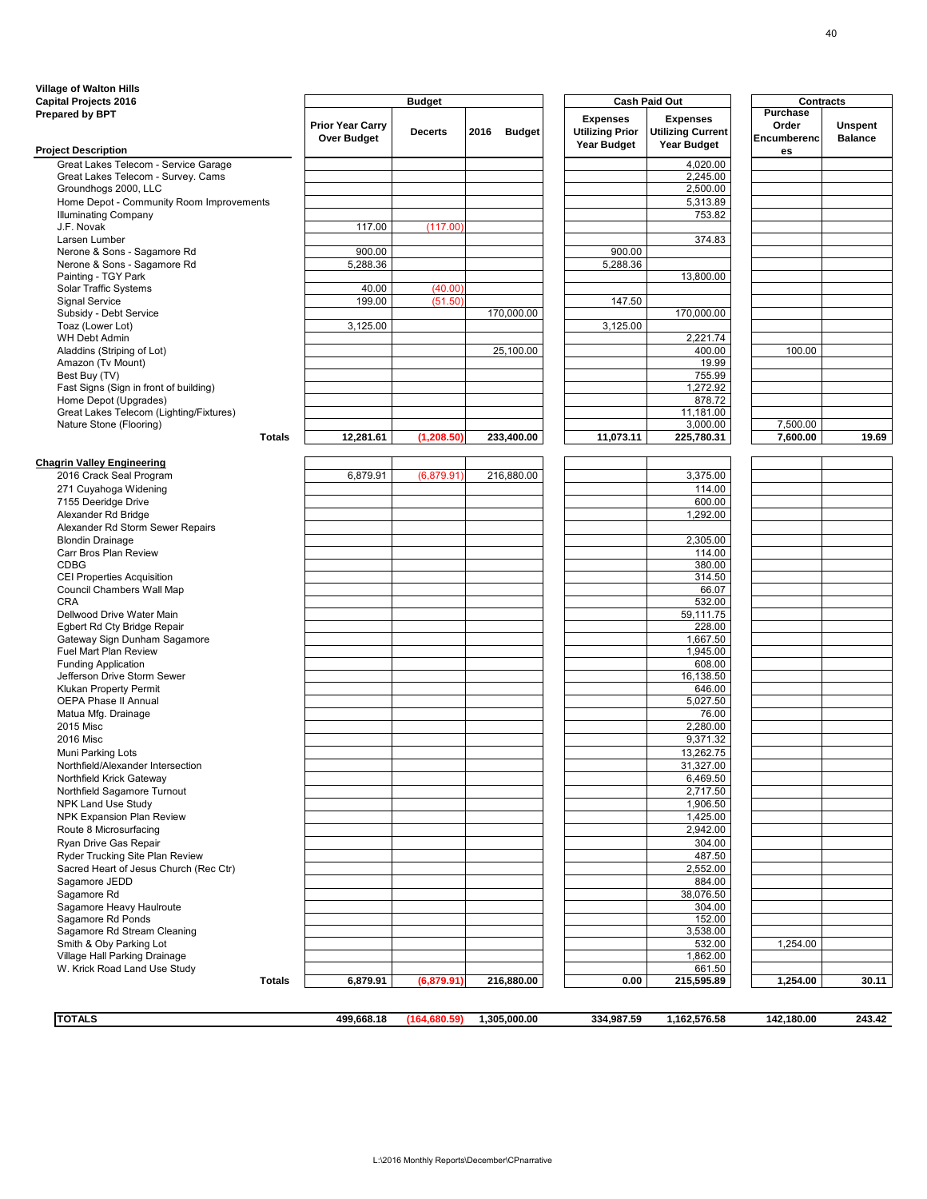Village of Walton Hills
Capital Projects 2016
Prepared by BPT

| Project Description | Budget: Prior Year Carry Over Budget | Budget: Decerts | Budget: 2016 Budget | Cash Paid Out: Expenses Utilizing Prior Year Budget | Cash Paid Out: Expenses Utilizing Current Year Budget | Contracts: Purchase Order Encumberences | Contracts: Unspent Balance |
|---|---|---|---|---|---|---|---|
| Great Lakes Telecom - Service Garage | | | | | 4,020.00 | | |
| Great Lakes Telecom - Survey. Cams | | | | | 2,245.00 | | |
| Groundhogs 2000, LLC | | | | | 2,500.00 | | |
| Home Depot - Community Room Improvements | | | | | 5,313.89 | | |
| Illuminating Company | | | | | 753.82 | | |
| J.F. Novak | 117.00 | (117.00) | | | | | |
| Larsen Lumber | | | | | 374.83 | | |
| Nerone & Sons - Sagamore Rd | 900.00 | | | 900.00 | | | |
| Nerone & Sons - Sagamore Rd | 5,288.36 | | | 5,288.36 | | | |
| Painting - TGY Park | | | | | 13,800.00 | | |
| Solar Traffic Systems | 40.00 | (40.00) | | | | | |
| Signal Service | 199.00 | (51.50) | | 147.50 | | | |
| Subsidy - Debt Service | | | 170,000.00 | | 170,000.00 | | |
| Toaz (Lower Lot) | 3,125.00 | | | 3,125.00 | | | |
| WH Debt Admin | | | | | 2,221.74 | | |
| Aladdins (Striping of Lot) | | | 25,100.00 | | 400.00 | 100.00 | |
| Amazon (Tv Mount) | | | | | 19.99 | | |
| Best Buy (TV) | | | | | 755.99 | | |
| Fast Signs (Sign in front of building) | | | | | 1,272.92 | | |
| Home Depot (Upgrades) | | | | | 878.72 | | |
| Great Lakes Telecom (Lighting/Fixtures) | | | | | 11,181.00 | | |
| Nature Stone (Flooring) | | | | | 3,000.00 | 7,500.00 | |
| **Totals** | **12,281.61** | **(1,208.50)** | **233,400.00** | **11,073.11** | **225,780.31** | **7,600.00** | **19.69** |
| **Chagrin Valley Engineering** | | | | | | | |
| 2016 Crack Seal Program | 6,879.91 | (6,879.91) | 216,880.00 | | 3,375.00 | | |
| 271 Cuyahoga Widening | | | | | 114.00 | | |
| 7155 Deeridge Drive | | | | | 600.00 | | |
| Alexander Rd Bridge | | | | | 1,292.00 | | |
| Alexander Rd Storm Sewer Repairs | | | | | | | |
| Blondin Drainage | | | | | 2,305.00 | | |
| Carr Bros Plan Review | | | | | 114.00 | | |
| CDBG | | | | | 380.00 | | |
| CEI Properties Acquisition | | | | | 314.50 | | |
| Council Chambers Wall Map | | | | | 66.07 | | |
| CRA | | | | | 532.00 | | |
| Dellwood Drive Water Main | | | | | 59,111.75 | | |
| Egbert Rd Cty Bridge Repair | | | | | 228.00 | | |
| Gateway Sign Dunham Sagamore | | | | | 1,667.50 | | |
| Fuel Mart Plan Review | | | | | 1,945.00 | | |
| Funding Application | | | | | 608.00 | | |
| Jefferson Drive Storm Sewer | | | | | 16,138.50 | | |
| Klukan Property Permit | | | | | 646.00 | | |
| OEPA Phase II Annual | | | | | 5,027.50 | | |
| Matua Mfg. Drainage | | | | | 76.00 | | |
| 2015 Misc | | | | | 2,280.00 | | |
| 2016 Misc | | | | | 9,371.32 | | |
| Muni Parking Lots | | | | | 13,262.75 | | |
| Northfield/Alexander Intersection | | | | | 31,327.00 | | |
| Northfield Krick Gateway | | | | | 6,469.50 | | |
| Northfield Sagamore Turnout | | | | | 2,717.50 | | |
| NPK Land Use Study | | | | | 1,906.50 | | |
| NPK Expansion Plan Review | | | | | 1,425.00 | | |
| Route 8 Microsurfacing | | | | | 2,942.00 | | |
| Ryan Drive Gas Repair | | | | | 304.00 | | |
| Ryder Trucking Site Plan Review | | | | | 487.50 | | |
| Sacred Heart of Jesus Church (Rec Ctr) | | | | | 2,552.00 | | |
| Sagamore JEDD | | | | | 884.00 | | |
| Sagamore Rd | | | | | 38,076.50 | | |
| Sagamore Heavy Haulroute | | | | | 304.00 | | |
| Sagamore Rd Ponds | | | | | 152.00 | | |
| Sagamore Rd Stream Cleaning | | | | | 3,538.00 | | |
| Smith & Oby Parking Lot | | | | | 532.00 | 1,254.00 | |
| Village Hall Parking Drainage | | | | | 1,862.00 | | |
| W. Krick Road Land Use Study | | | | | 661.50 | | |
| **Totals** | **6,879.91** | **(6,879.91)** | **216,880.00** | **0.00** | **215,595.89** | **1,254.00** | **30.11** |
| **TOTALS** | **499,668.18** | **(164,680.59)** | **1,305,000.00** | **334,987.59** | **1,162,576.58** | **142,180.00** | **243.42** |

L:\2016 Monthly Reports\December\CPnarrative